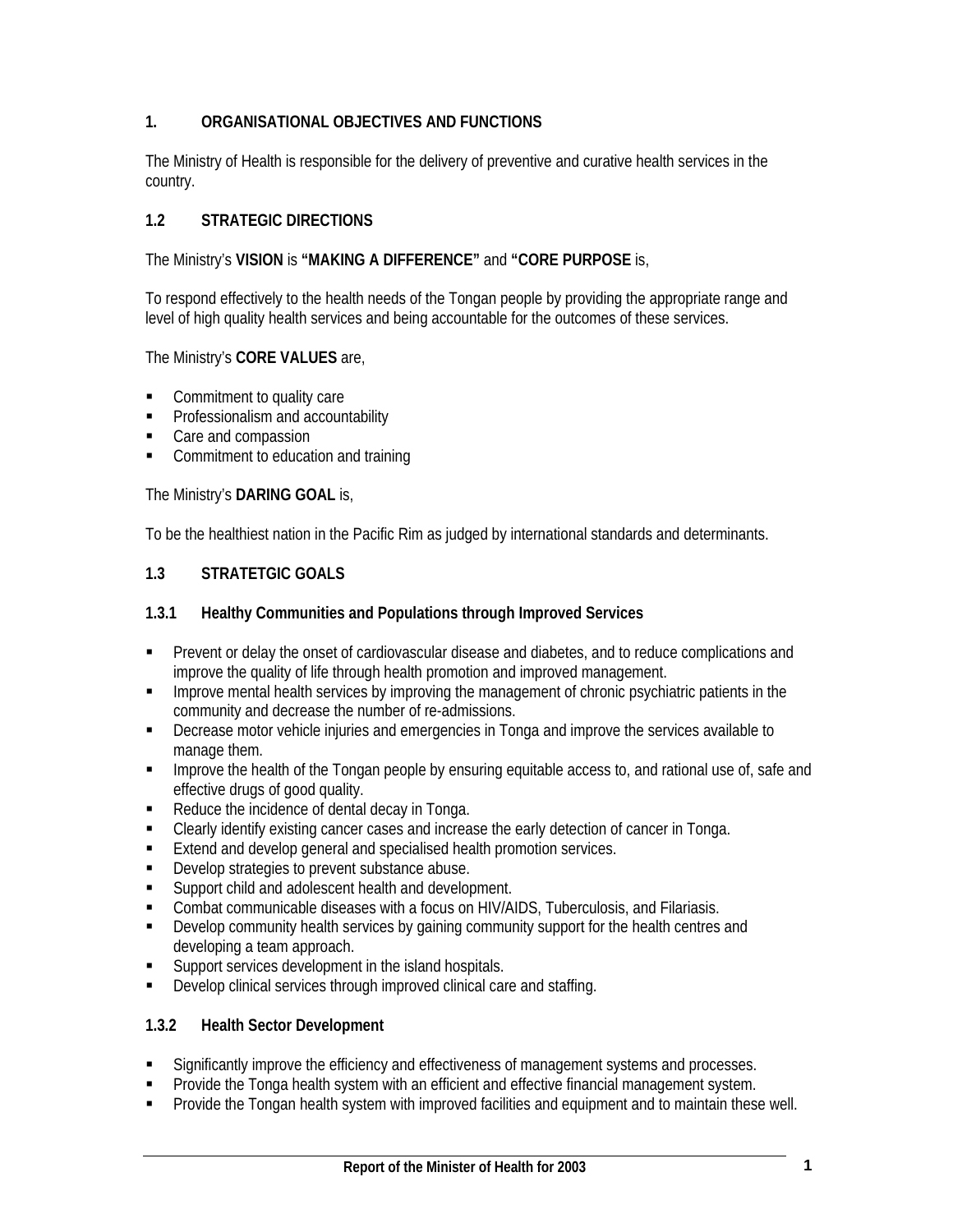# 1. ORGANISATIONAL OBJECTIVES AND FUNCTIONS

The Ministry of Health is responsible for the delivery of preventive and curative health services in the country.

## 1.2 STRATEGIC DIRECTIONS

The Ministry's **VISION** is **"MAKING A DIFFERENCE"** and **"CORE PURPOSE** is,

To respond effectively to the health needs of the Tongan people by providing the appropriate range and level of high quality health services and being accountable for the outcomes of these services.

The Ministry's **CORE VALUES** are,

- Commitment to quality care
- Professionalism and accountability
- Care and compassion
- Commitment to education and training

The Ministry's **DARING GOAL** is,

To be the healthiest nation in the Pacific Rim as judged by international standards and determinants.

## 1.3 STRATETGIC GOALS

### 1.3.1 Healthy Communities and Populations through Improved Services

- Prevent or delay the onset of cardiovascular disease and diabetes, and to reduce complications and improve the quality of life through health promotion and improved management.
- Improve mental health services by improving the management of chronic psychiatric patients in the community and decrease the number of re-admissions.
- Decrease motor vehicle injuries and emergencies in Tonga and improve the services available to manage them.
- Improve the health of the Tongan people by ensuring equitable access to, and rational use of, safe and effective drugs of good quality.
- Reduce the incidence of dental decay in Tonga.
- Clearly identify existing cancer cases and increase the early detection of cancer in Tonga.
- Extend and develop general and specialised health promotion services.
- Develop strategies to prevent substance abuse.
- Support child and adolescent health and development.
- Combat communicable diseases with a focus on HIV/AIDS, Tuberculosis, and Filariasis.
- Develop community health services by gaining community support for the health centres and developing a team approach.
- Support services development in the island hospitals.
- Develop clinical services through improved clinical care and staffing.

### 1.3.2 Health Sector Development

- Significantly improve the efficiency and effectiveness of management systems and processes.
- Provide the Tonga health system with an efficient and effective financial management system.
- Provide the Tongan health system with improved facilities and equipment and to maintain these well.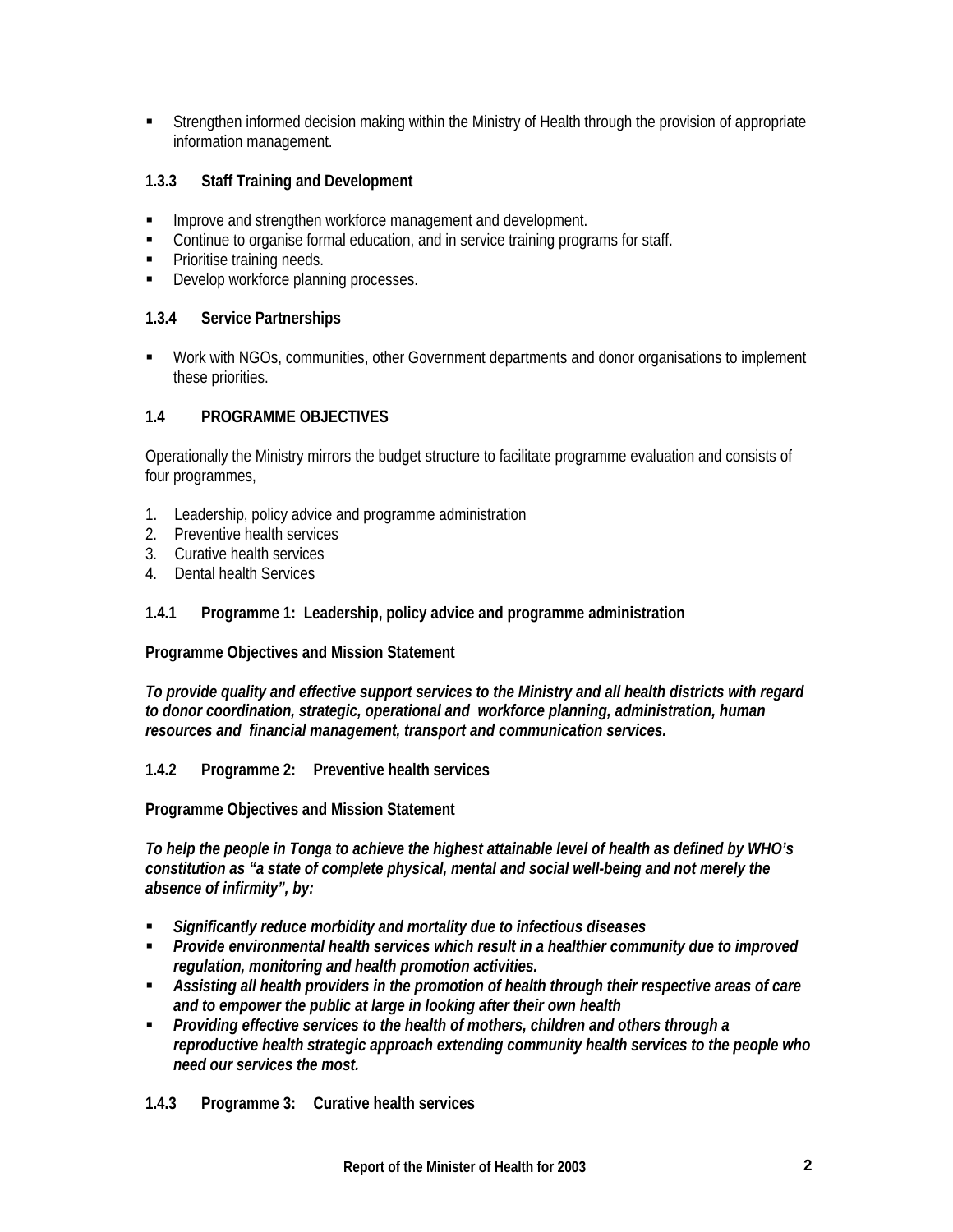- Strengthen informed decision making within the Ministry of Health through the provision of appropriate information management.

### 1.3.3 Staff Training and Development

- Improve and strengthen workforce management and development.
- Continue to organise formal education, and in service training programs for staff.
- Prioritise training needs.
- Develop workforce planning processes.

### 1.3.4 Service Partnerships

- Work with NGOs, communities, other Government departments and donor organisations to implement these priorities.

## 1.4 PROGRAMME OBJECTIVES

Operationally the Ministry mirrors the budget structure to facilitate programme evaluation and consists of four programmes,

1. Leadership, policy advice and programme administration
2. Preventive health services
3. Curative health services
4. Dental health Services

### 1.4.1 Programme 1: Leadership, policy advice and programme administration

**Programme Objectives and Mission Statement**

***To provide quality and effective support services to the Ministry and all health districts with regard to donor coordination, strategic, operational and workforce planning, administration, human resources and financial management, transport and communication services.***

### 1.4.2 Programme 2: Preventive health services

**Programme Objectives and Mission Statement**

***To help the people in Tonga to achieve the highest attainable level of health as defined by WHO's constitution as "a state of complete physical, mental and social well-being and not merely the absence of infirmity", by:***

- ***Significantly reduce morbidity and mortality due to infectious diseases***
- ***Provide environmental health services which result in a healthier community due to improved regulation, monitoring and health promotion activities.***
- ***Assisting all health providers in the promotion of health through their respective areas of care and to empower the public at large in looking after their own health***
- ***Providing effective services to the health of mothers, children and others through a reproductive health strategic approach extending community health services to the people who need our services the most.***

### 1.4.3 Programme 3: Curative health services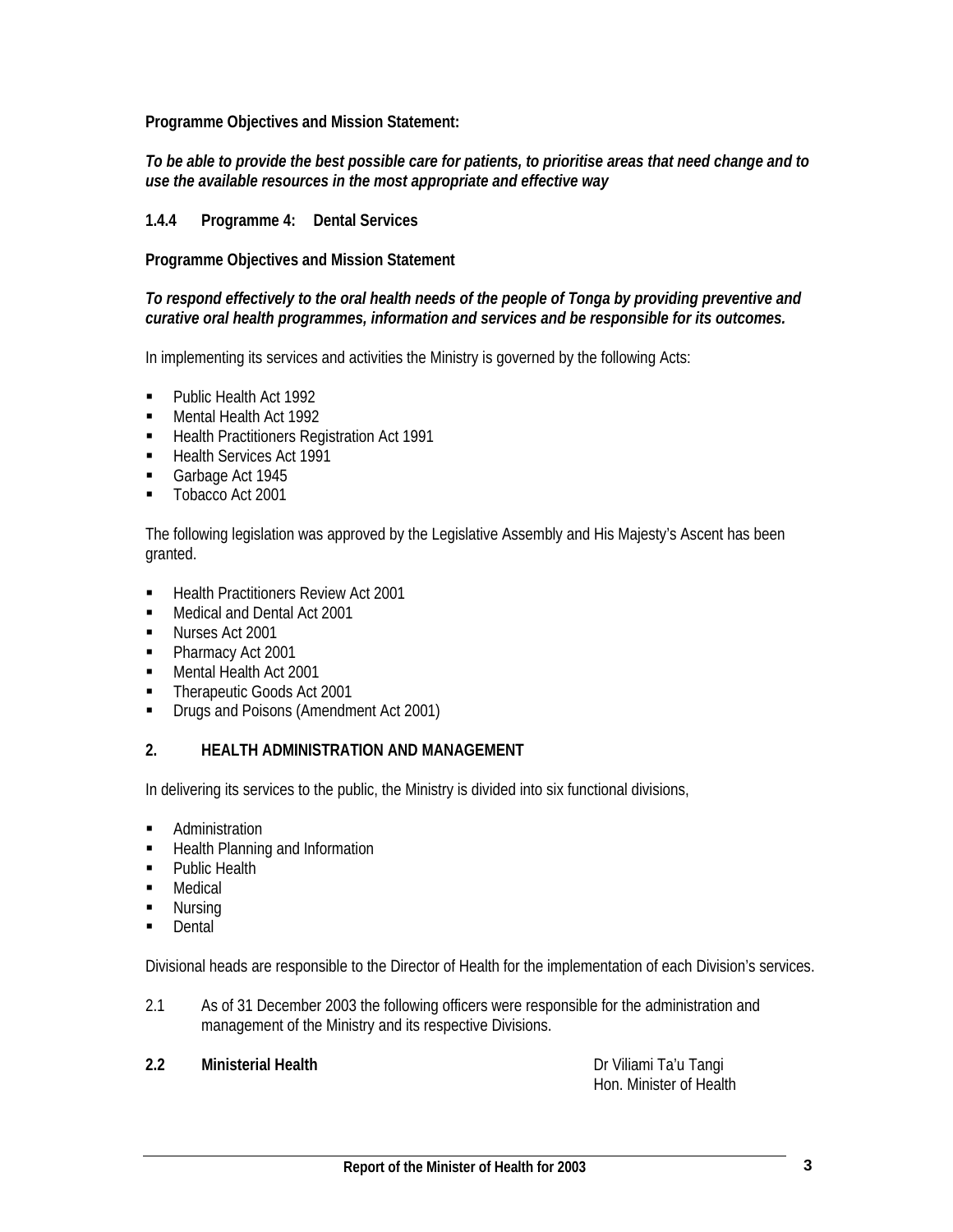**Programme Objectives and Mission Statement:**

***To be able to provide the best possible care for patients, to prioritise areas that need change and to use the available resources in the most appropriate and effective way***

### 1.4.4 Programme 4: Dental Services

**Programme Objectives and Mission Statement**

***To respond effectively to the oral health needs of the people of Tonga by providing preventive and curative oral health programmes, information and services and be responsible for its outcomes.***

In implementing its services and activities the Ministry is governed by the following Acts:

- Public Health Act 1992
- Mental Health Act 1992
- Health Practitioners Registration Act 1991
- Health Services Act 1991
- Garbage Act 1945
- Tobacco Act 2001

The following legislation was approved by the Legislative Assembly and His Majesty's Ascent has been granted.

- Health Practitioners Review Act 2001
- Medical and Dental Act 2001
- Nurses Act 2001
- Pharmacy Act 2001
- Mental Health Act 2001
- Therapeutic Goods Act 2001
- Drugs and Poisons (Amendment Act 2001)

## 2. HEALTH ADMINISTRATION AND MANAGEMENT

In delivering its services to the public, the Ministry is divided into six functional divisions,

- Administration
- Health Planning and Information
- Public Health
- Medical
- Nursing
- Dental

Divisional heads are responsible to the Director of Health for the implementation of each Division's services.

2.1 As of 31 December 2003 the following officers were responsible for the administration and management of the Ministry and its respective Divisions.

**2.2 Ministerial Health** Dr Viliami Ta'u Tangi
Hon. Minister of Health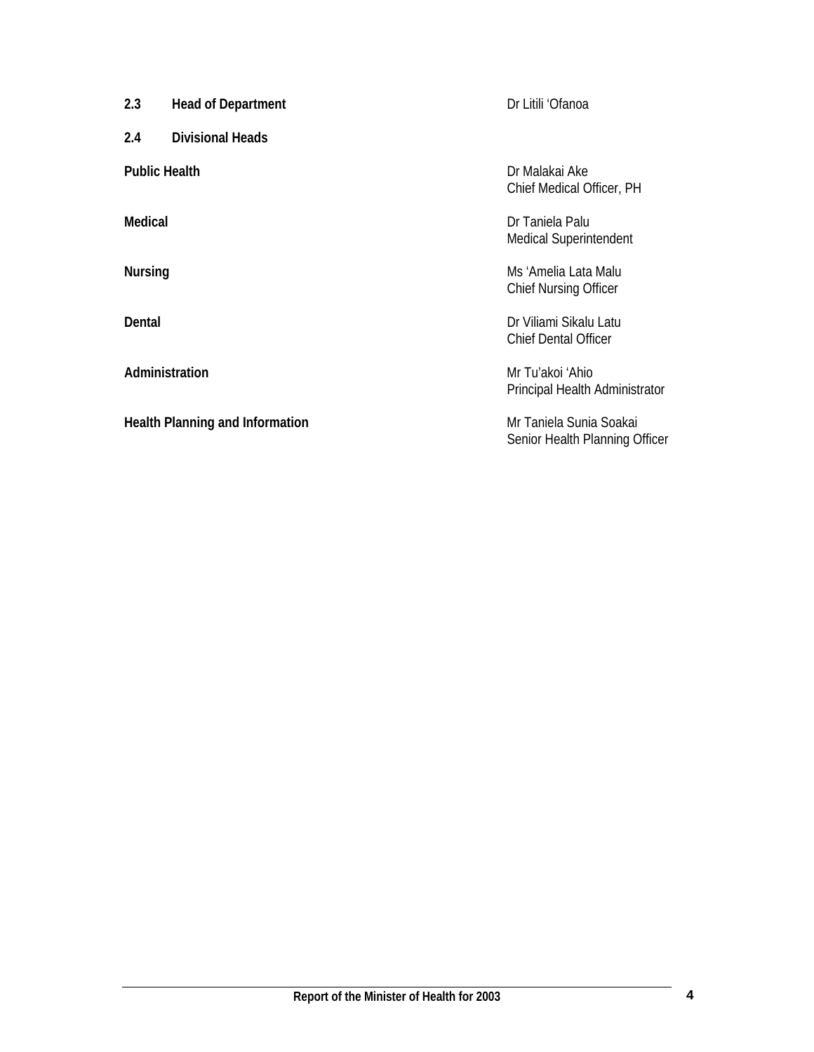## 2.3 Head of Department

Dr Litili ‘Ofanoa

## 2.4 Divisional Heads

| | |
|---|---|
| **Public Health** | Dr Malakai Ake<br>Chief Medical Officer, PH |
| **Medical** | Dr Taniela Palu<br>Medical Superintendent |
| **Nursing** | Ms ‘Amelia Lata Malu<br>Chief Nursing Officer |
| **Dental** | Dr Viliami Sikalu Latu<br>Chief Dental Officer |
| **Administration** | Mr Tu’akoi ‘Ahio<br>Principal Health Administrator |
| **Health Planning and Information** | Mr Taniela Sunia Soakai<br>Senior Health Planning Officer |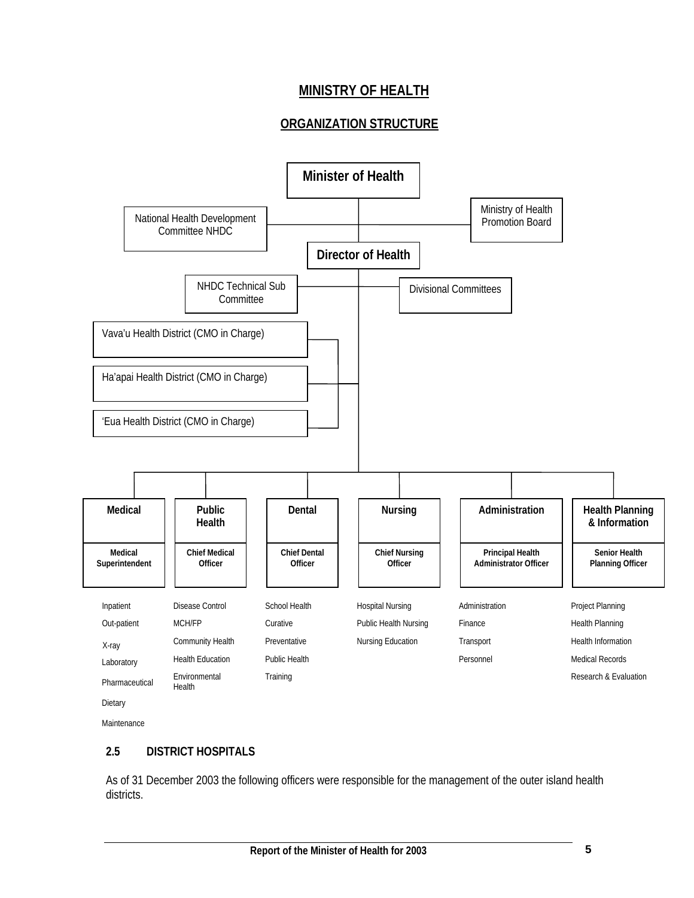# MINISTRY OF HEALTH

## ORGANIZATION STRUCTURE

**Minister of Health**

National Health Development Committee NHDC

Ministry of Health Promotion Board

**Director of Health**

NHDC Technical Sub Committee

Divisional Committees

Vava'u Health District (CMO in Charge)

Ha'apai Health District (CMO in Charge)

'Eua Health District (CMO in Charge)

| **Medical** | **Public Health** | **Dental** | **Nursing** | **Administration** | **Health Planning & Information** |
|---|---|---|---|---|---|
| **Medical Superintendent** | **Chief Medical Officer** | **Chief Dental Officer** | **Chief Nursing Officer** | **Principal Health Administrator Officer** | **Senior Health Planning Officer** |
| Inpatient | Disease Control | School Health | Hospital Nursing | Administration | Project Planning |
| Out-patient | MCH/FP | Curative | Public Health Nursing | Finance | Health Planning |
| X-ray | Community Health | Preventative | Nursing Education | Transport | Health Information |
| Laboratory | Health Education | Public Health | | Personnel | Medical Records |
| Pharmaceutical | Environmental Health | Training | | | Research & Evaluation |
| Dietary | | | | | |
| Maintenance | | | | | |

### 2.5 DISTRICT HOSPITALS

As of 31 December 2003 the following officers were responsible for the management of the outer island health districts.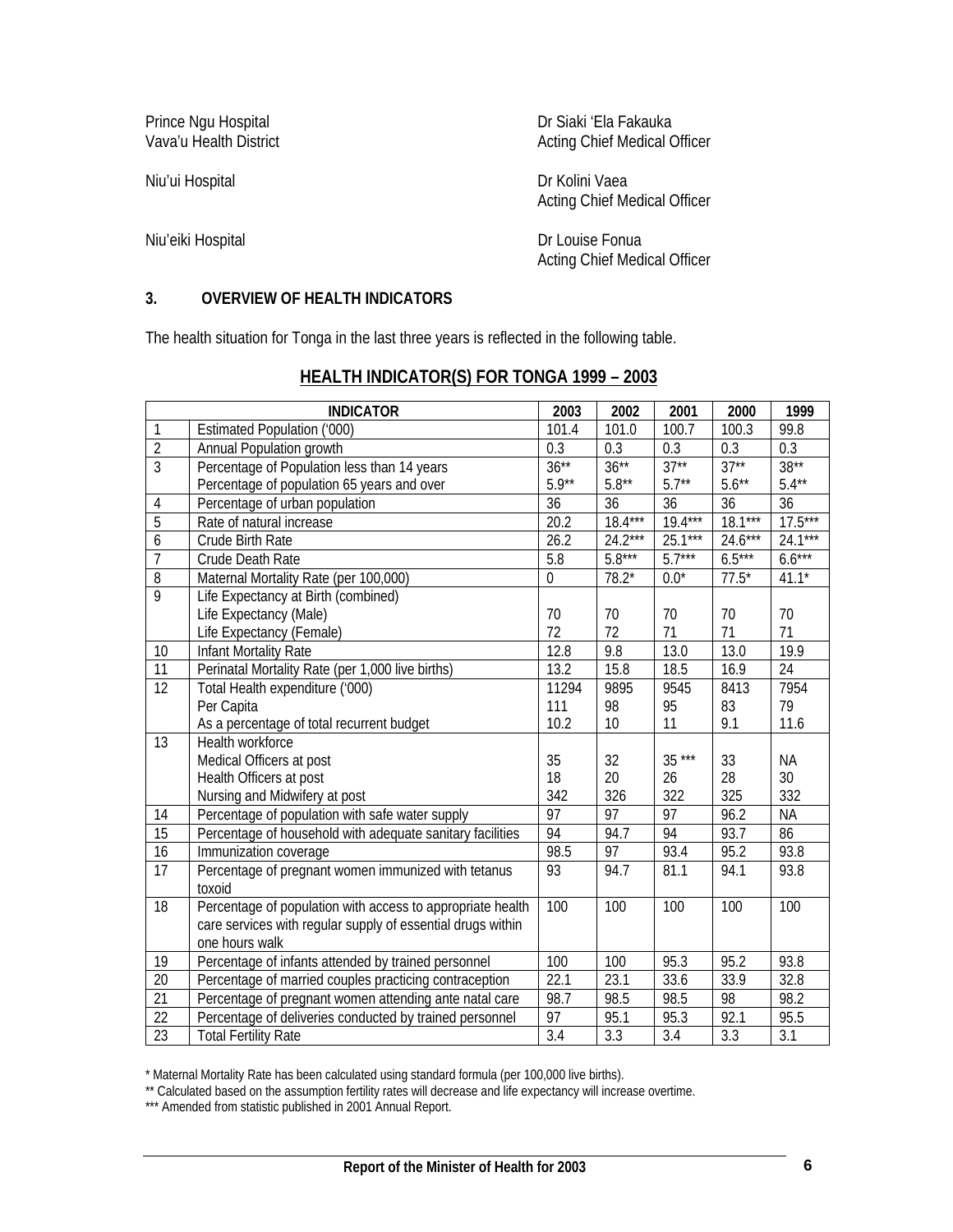Prince Ngu Hospital
Vava'u Health District

Dr Siaki 'Ela Fakauka
Acting Chief Medical Officer

Niu'ui Hospital

Dr Kolini Vaea
Acting Chief Medical Officer

Niu'eiki Hospital

Dr Louise Fonua
Acting Chief Medical Officer

## 3. OVERVIEW OF HEALTH INDICATORS

The health situation for Tonga in the last three years is reflected in the following table.

### HEALTH INDICATOR(S) FOR TONGA 1999 – 2003

| | INDICATOR | 2003 | 2002 | 2001 | 2000 | 1999 |
|---|---|---|---|---|---|---|
| 1 | Estimated Population ('000) | 101.4 | 101.0 | 100.7 | 100.3 | 99.8 |
| 2 | Annual Population growth | 0.3 | 0.3 | 0.3 | 0.3 | 0.3 |
| 3 | Percentage of Population less than 14 years | 36** | 36** | 37** | 37** | 38** |
| | Percentage of population 65 years and over | 5.9** | 5.8** | 5.7** | 5.6** | 5.4** |
| 4 | Percentage of urban population | 36 | 36 | 36 | 36 | 36 |
| 5 | Rate of natural increase | 20.2 | 18.4*** | 19.4*** | 18.1*** | 17.5*** |
| 6 | Crude Birth Rate | 26.2 | 24.2*** | 25.1*** | 24.6*** | 24.1*** |
| 7 | Crude Death Rate | 5.8 | 5.8*** | 5.7*** | 6.5*** | 6.6*** |
| 8 | Maternal Mortality Rate (per 100,000) | 0 | 78.2* | 0.0* | 77.5* | 41.1* |
| 9 | Life Expectancy at Birth (combined) | | | | | |
| | Life Expectancy (Male) | 70 | 70 | 70 | 70 | 70 |
| | Life Expectancy (Female) | 72 | 72 | 71 | 71 | 71 |
| 10 | Infant Mortality Rate | 12.8 | 9.8 | 13.0 | 13.0 | 19.9 |
| 11 | Perinatal Mortality Rate (per 1,000 live births) | 13.2 | 15.8 | 18.5 | 16.9 | 24 |
| 12 | Total Health expenditure ('000) | 11294 | 9895 | 9545 | 8413 | 7954 |
| | Per Capita | 111 | 98 | 95 | 83 | 79 |
| | As a percentage of total recurrent budget | 10.2 | 10 | 11 | 9.1 | 11.6 |
| 13 | Health workforce | | | | | |
| | Medical Officers at post | 35 | 32 | 35 *** | 33 | NA |
| | Health Officers at post | 18 | 20 | 26 | 28 | 30 |
| | Nursing and Midwifery at post | 342 | 326 | 322 | 325 | 332 |
| 14 | Percentage of population with safe water supply | 97 | 97 | 97 | 96.2 | NA |
| 15 | Percentage of household with adequate sanitary facilities | 94 | 94.7 | 94 | 93.7 | 86 |
| 16 | Immunization coverage | 98.5 | 97 | 93.4 | 95.2 | 93.8 |
| 17 | Percentage of pregnant women immunized with tetanus toxoid | 93 | 94.7 | 81.1 | 94.1 | 93.8 |
| 18 | Percentage of population with access to appropriate health care services with regular supply of essential drugs within one hours walk | 100 | 100 | 100 | 100 | 100 |
| 19 | Percentage of infants attended by trained personnel | 100 | 100 | 95.3 | 95.2 | 93.8 |
| 20 | Percentage of married couples practicing contraception | 22.1 | 23.1 | 33.6 | 33.9 | 32.8 |
| 21 | Percentage of pregnant women attending ante natal care | 98.7 | 98.5 | 98.5 | 98 | 98.2 |
| 22 | Percentage of deliveries conducted by trained personnel | 97 | 95.1 | 95.3 | 92.1 | 95.5 |
| 23 | Total Fertility Rate | 3.4 | 3.3 | 3.4 | 3.3 | 3.1 |

\* Maternal Mortality Rate has been calculated using standard formula (per 100,000 live births).

** Calculated based on the assumption fertility rates will decrease and life expectancy will increase overtime.

*** Amended from statistic published in 2001 Annual Report.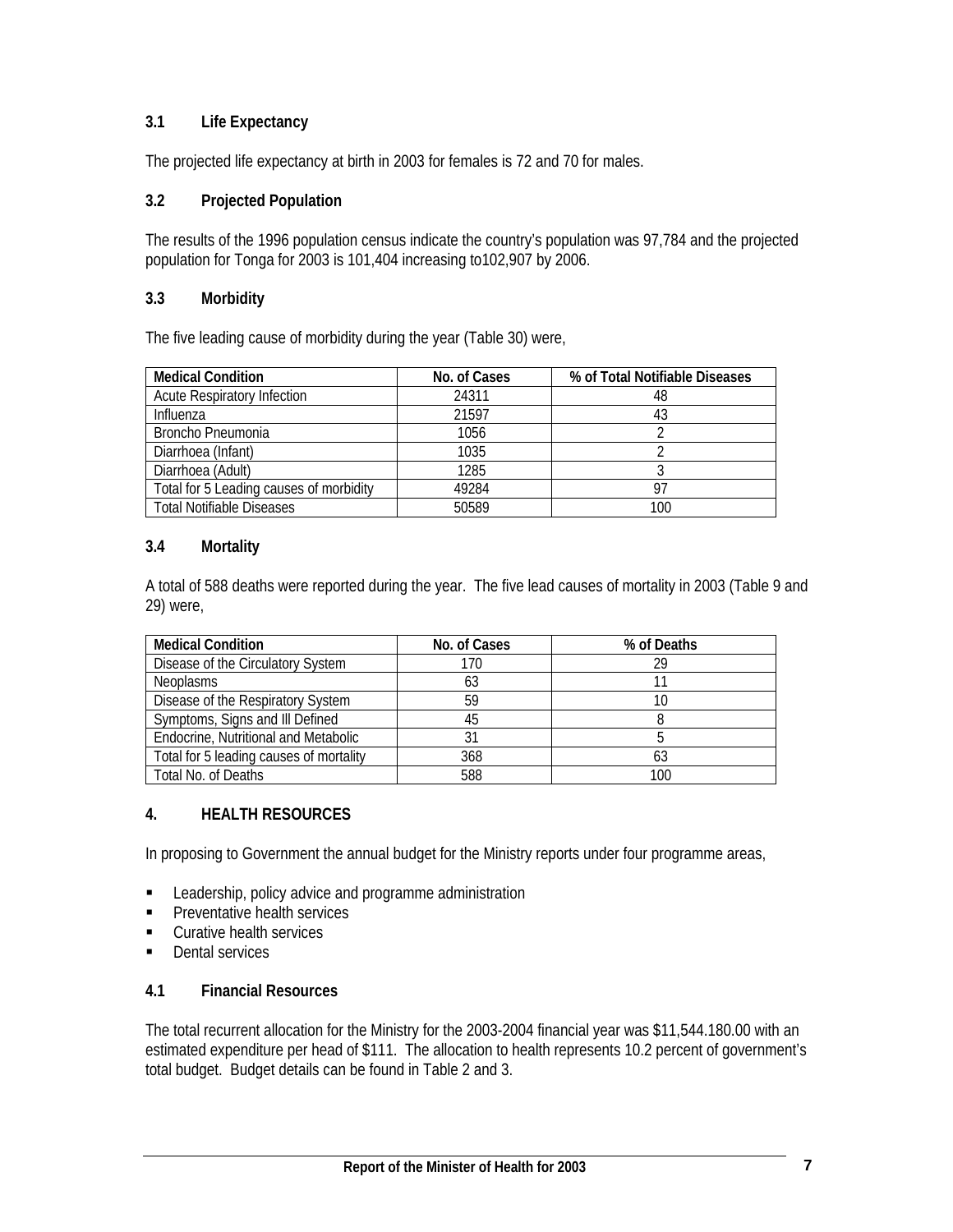### 3.1 Life Expectancy

The projected life expectancy at birth in 2003 for females is 72 and 70 for males.

### 3.2 Projected Population

The results of the 1996 population census indicate the country's population was 97,784 and the projected population for Tonga for 2003 is 101,404 increasing to102,907 by 2006.

### 3.3 Morbidity

The five leading cause of morbidity during the year (Table 30) were,

| Medical Condition | No. of Cases | % of Total Notifiable Diseases |
|---|---|---|
| Acute Respiratory Infection | 24311 | 48 |
| Influenza | 21597 | 43 |
| Broncho Pneumonia | 1056 | 2 |
| Diarrhoea (Infant) | 1035 | 2 |
| Diarrhoea (Adult) | 1285 | 3 |
| Total for 5 Leading causes of morbidity | 49284 | 97 |
| Total Notifiable Diseases | 50589 | 100 |

### 3.4 Mortality

A total of 588 deaths were reported during the year. The five lead causes of mortality in 2003 (Table 9 and 29) were,

| Medical Condition | No. of Cases | % of Deaths |
|---|---|---|
| Disease of the Circulatory System | 170 | 29 |
| Neoplasms | 63 | 11 |
| Disease of the Respiratory System | 59 | 10 |
| Symptoms, Signs and Ill Defined | 45 | 8 |
| Endocrine, Nutritional and Metabolic | 31 | 5 |
| Total for 5 leading causes of mortality | 368 | 63 |
| Total No. of Deaths | 588 | 100 |

## 4. HEALTH RESOURCES

In proposing to Government the annual budget for the Ministry reports under four programme areas,

- Leadership, policy advice and programme administration
- Preventative health services
- Curative health services
- Dental services

### 4.1 Financial Resources

The total recurrent allocation for the Ministry for the 2003-2004 financial year was $11,544.180.00 with an estimated expenditure per head of $111. The allocation to health represents 10.2 percent of government's total budget. Budget details can be found in Table 2 and 3.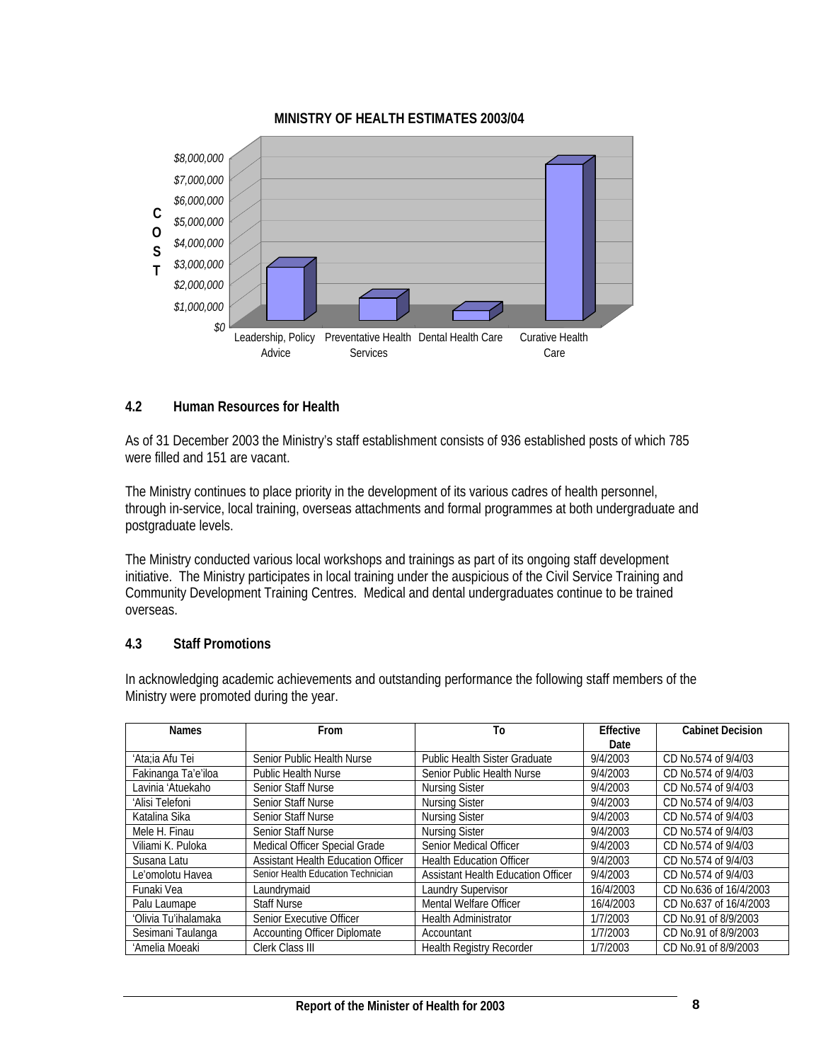**MINISTRY OF HEALTH ESTIMATES 2003/04**

### 4.2 Human Resources for Health

As of 31 December 2003 the Ministry's staff establishment consists of 936 established posts of which 785 were filled and 151 are vacant.

The Ministry continues to place priority in the development of its various cadres of health personnel, through in-service, local training, overseas attachments and formal programmes at both undergraduate and postgraduate levels.

The Ministry conducted various local workshops and trainings as part of its ongoing staff development initiative. The Ministry participates in local training under the auspicious of the Civil Service Training and Community Development Training Centres. Medical and dental undergraduates continue to be trained overseas.

### 4.3 Staff Promotions

In acknowledging academic achievements and outstanding performance the following staff members of the Ministry were promoted during the year.

| Names | From | To | Effective Date | Cabinet Decision |
|---|---|---|---|---|
| 'Ata;ia Afu Tei | Senior Public Health Nurse | Public Health Sister Graduate | 9/4/2003 | CD No.574 of 9/4/03 |
| Fakinanga Ta'e'iloa | Public Health Nurse | Senior Public Health Nurse | 9/4/2003 | CD No.574 of 9/4/03 |
| Lavinia 'Atuekaho | Senior Staff Nurse | Nursing Sister | 9/4/2003 | CD No.574 of 9/4/03 |
| 'Alisi Telefoni | Senior Staff Nurse | Nursing Sister | 9/4/2003 | CD No.574 of 9/4/03 |
| Katalina Sika | Senior Staff Nurse | Nursing Sister | 9/4/2003 | CD No.574 of 9/4/03 |
| Mele H. Finau | Senior Staff Nurse | Nursing Sister | 9/4/2003 | CD No.574 of 9/4/03 |
| Viliami K. Puloka | Medical Officer Special Grade | Senior Medical Officer | 9/4/2003 | CD No.574 of 9/4/03 |
| Susana Latu | Assistant Health Education Officer | Health Education Officer | 9/4/2003 | CD No.574 of 9/4/03 |
| Le'omolotu Havea | Senior Health Education Technician | Assistant Health Education Officer | 9/4/2003 | CD No.574 of 9/4/03 |
| Funaki Vea | Laundrymaid | Laundry Supervisor | 16/4/2003 | CD No.636 of 16/4/2003 |
| Palu Laumape | Staff Nurse | Mental Welfare Officer | 16/4/2003 | CD No.637 of 16/4/2003 |
| 'Olivia Tu'ihalamaka | Senior Executive Officer | Health Administrator | 1/7/2003 | CD No.91 of 8/9/2003 |
| Sesimani Taulanga | Accounting Officer Diplomate | Accountant | 1/7/2003 | CD No.91 of 8/9/2003 |
| 'Amelia Moeaki | Clerk Class III | Health Registry Recorder | 1/7/2003 | CD No.91 of 8/9/2003 |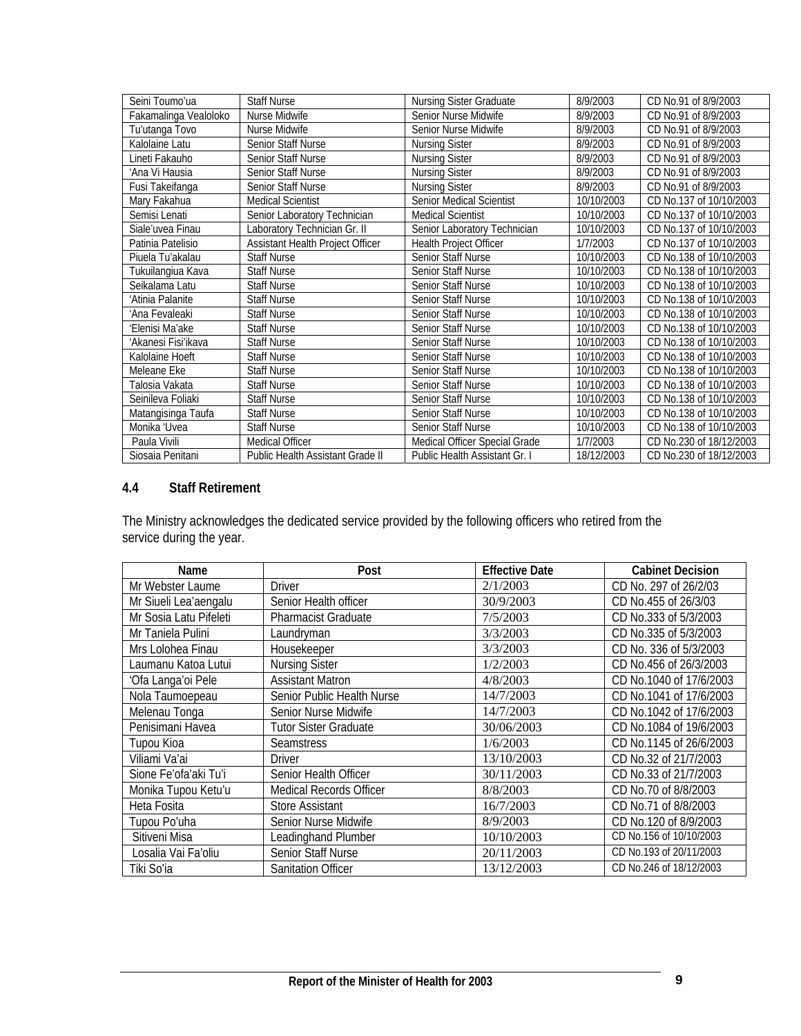| | | | | |
|---|---|---|---|---|
| Seini Toumo'ua | Staff Nurse | Nursing Sister Graduate | 8/9/2003 | CD No.91 of 8/9/2003 |
| Fakamalinga Vealoloko | Nurse Midwife | Senior Nurse Midwife | 8/9/2003 | CD No.91 of 8/9/2003 |
| Tu'utanga Tovo | Nurse Midwife | Senior Nurse Midwife | 8/9/2003 | CD No.91 of 8/9/2003 |
| Kalolaine Latu | Senior Staff Nurse | Nursing Sister | 8/9/2003 | CD No.91 of 8/9/2003 |
| Lineti Fakauho | Senior Staff Nurse | Nursing Sister | 8/9/2003 | CD No.91 of 8/9/2003 |
| 'Ana Vi Hausia | Senior Staff Nurse | Nursing Sister | 8/9/2003 | CD No.91 of 8/9/2003 |
| Fusi Takeifanga | Senior Staff Nurse | Nursing Sister | 8/9/2003 | CD No.91 of 8/9/2003 |
| Mary Fakahua | Medical Scientist | Senior Medical Scientist | 10/10/2003 | CD No.137 of 10/10/2003 |
| Semisi Lenati | Senior Laboratory Technician | Medical Scientist | 10/10/2003 | CD No.137 of 10/10/2003 |
| Siale'uvea Finau | Laboratory Technician Gr. II | Senior Laboratory Technician | 10/10/2003 | CD No.137 of 10/10/2003 |
| Patinia Patelisio | Assistant Health Project Officer | Health Project Officer | 1/7/2003 | CD No.137 of 10/10/2003 |
| Piuela Tu'akalau | Staff Nurse | Senior Staff Nurse | 10/10/2003 | CD No.138 of 10/10/2003 |
| Tukuilangiua Kava | Staff Nurse | Senior Staff Nurse | 10/10/2003 | CD No.138 of 10/10/2003 |
| Seikalama Latu | Staff Nurse | Senior Staff Nurse | 10/10/2003 | CD No.138 of 10/10/2003 |
| 'Atinia Palanite | Staff Nurse | Senior Staff Nurse | 10/10/2003 | CD No.138 of 10/10/2003 |
| 'Ana Fevaleaki | Staff Nurse | Senior Staff Nurse | 10/10/2003 | CD No.138 of 10/10/2003 |
| 'Elenisi Ma'ake | Staff Nurse | Senior Staff Nurse | 10/10/2003 | CD No.138 of 10/10/2003 |
| 'Akanesi Fisi'ikava | Staff Nurse | Senior Staff Nurse | 10/10/2003 | CD No.138 of 10/10/2003 |
| Kalolaine Hoeft | Staff Nurse | Senior Staff Nurse | 10/10/2003 | CD No.138 of 10/10/2003 |
| Meleane Eke | Staff Nurse | Senior Staff Nurse | 10/10/2003 | CD No.138 of 10/10/2003 |
| Talosia Vakata | Staff Nurse | Senior Staff Nurse | 10/10/2003 | CD No.138 of 10/10/2003 |
| Seinileva Foliaki | Staff Nurse | Senior Staff Nurse | 10/10/2003 | CD No.138 of 10/10/2003 |
| Matangisinga Taufa | Staff Nurse | Senior Staff Nurse | 10/10/2003 | CD No.138 of 10/10/2003 |
| Monika 'Uvea | Staff Nurse | Senior Staff Nurse | 10/10/2003 | CD No.138 of 10/10/2003 |
| Paula Vivili | Medical Officer | Medical Officer Special Grade | 1/7/2003 | CD No.230 of 18/12/2003 |
| Siosaia Penitani | Public Health Assistant Grade II | Public Health Assistant Gr. I | 18/12/2003 | CD No.230 of 18/12/2003 |

## 4.4 Staff Retirement

The Ministry acknowledges the dedicated service provided by the following officers who retired from the service during the year.

| Name | Post | Effective Date | Cabinet Decision |
|---|---|---|---|
| Mr Webster Laume | Driver | 2/1/2003 | CD No. 297 of 26/2/03 |
| Mr Siueli Lea'aengalu | Senior Health officer | 30/9/2003 | CD No.455 of 26/3/03 |
| Mr Sosia Latu Pifeleti | Pharmacist Graduate | 7/5/2003 | CD No.333 of 5/3/2003 |
| Mr Taniela Pulini | Laundryman | 3/3/2003 | CD No.335 of 5/3/2003 |
| Mrs Lolohea Finau | Housekeeper | 3/3/2003 | CD No. 336 of 5/3/2003 |
| Laumanu Katoa Lutui | Nursing Sister | 1/2/2003 | CD No.456 of 26/3/2003 |
| 'Ofa Langa'oi Pele | Assistant Matron | 4/8/2003 | CD No.1040 of 17/6/2003 |
| Nola Taumoepeau | Senior Public Health Nurse | 14/7/2003 | CD No.1041 of 17/6/2003 |
| Melenau Tonga | Senior Nurse Midwife | 14/7/2003 | CD No.1042 of 17/6/2003 |
| Penisimani Havea | Tutor Sister Graduate | 30/06/2003 | CD No.1084 of 19/6/2003 |
| Tupou Kioa | Seamstress | 1/6/2003 | CD No.1145 of 26/6/2003 |
| Viliami Va'ai | Driver | 13/10/2003 | CD No.32 of 21/7/2003 |
| Sione Fe'ofa'aki Tu'i | Senior Health Officer | 30/11/2003 | CD No.33 of 21/7/2003 |
| Monika Tupou Ketu'u | Medical Records Officer | 8/8/2003 | CD No.70 of 8/8/2003 |
| Heta Fosita | Store Assistant | 16/7/2003 | CD No.71 of 8/8/2003 |
| Tupou Po'uha | Senior Nurse Midwife | 8/9/2003 | CD No.120 of 8/9/2003 |
| Sitiveni Misa | Leadinghand Plumber | 10/10/2003 | CD No.156 of 10/10/2003 |
| Losalia Vai Fa'oliu | Senior Staff Nurse | 20/11/2003 | CD No.193 of 20/11/2003 |
| Tiki So'ia | Sanitation Officer | 13/12/2003 | CD No.246 of 18/12/2003 |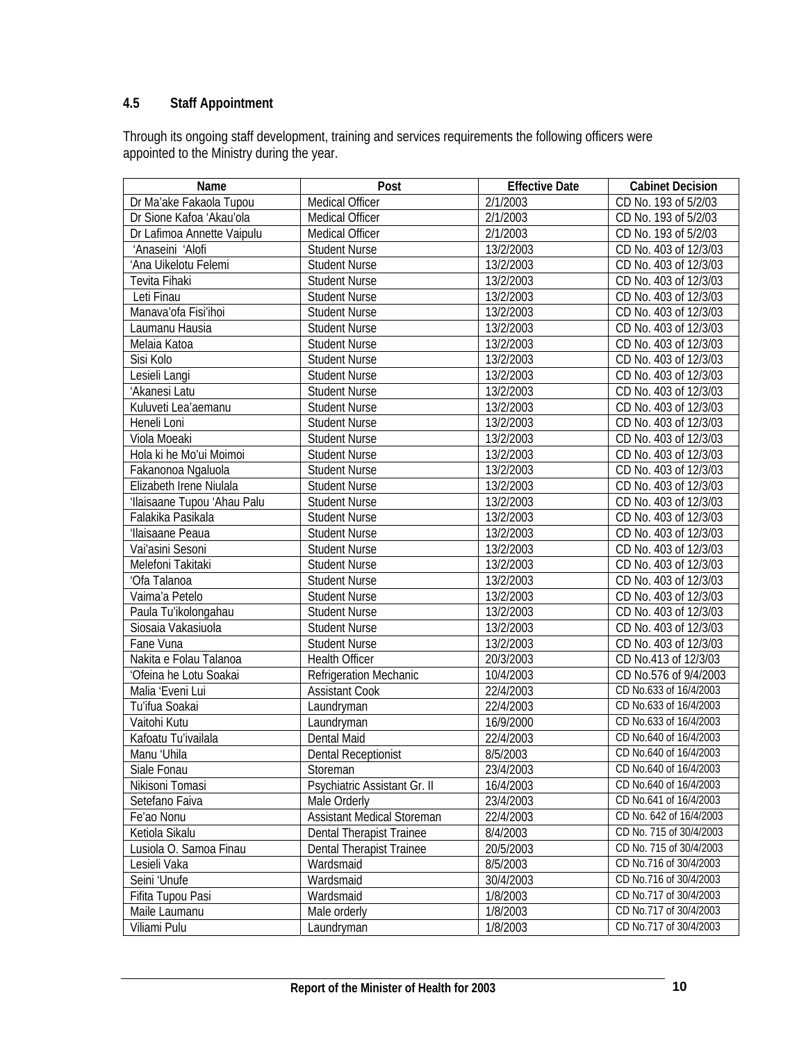## 4.5 Staff Appointment

Through its ongoing staff development, training and services requirements the following officers were appointed to the Ministry during the year.

| Name | Post | Effective Date | Cabinet Decision |
|---|---|---|---|
| Dr Ma'ake Fakaola Tupou | Medical Officer | 2/1/2003 | CD No. 193 of 5/2/03 |
| Dr Sione Kafoa 'Akau'ola | Medical Officer | 2/1/2003 | CD No. 193 of 5/2/03 |
| Dr Lafimoa Annette Vaipulu | Medical Officer | 2/1/2003 | CD No. 193 of 5/2/03 |
| 'Anaseini 'Alofi | Student Nurse | 13/2/2003 | CD No. 403 of 12/3/03 |
| 'Ana Uikelotu Felemi | Student Nurse | 13/2/2003 | CD No. 403 of 12/3/03 |
| Tevita Fihaki | Student Nurse | 13/2/2003 | CD No. 403 of 12/3/03 |
| Leti Finau | Student Nurse | 13/2/2003 | CD No. 403 of 12/3/03 |
| Manava'ofa Fisi'ihoi | Student Nurse | 13/2/2003 | CD No. 403 of 12/3/03 |
| Laumanu Hausia | Student Nurse | 13/2/2003 | CD No. 403 of 12/3/03 |
| Melaia Katoa | Student Nurse | 13/2/2003 | CD No. 403 of 12/3/03 |
| Sisi Kolo | Student Nurse | 13/2/2003 | CD No. 403 of 12/3/03 |
| Lesieli Langi | Student Nurse | 13/2/2003 | CD No. 403 of 12/3/03 |
| 'Akanesi Latu | Student Nurse | 13/2/2003 | CD No. 403 of 12/3/03 |
| Kuluveti Lea'aemanu | Student Nurse | 13/2/2003 | CD No. 403 of 12/3/03 |
| Heneli Loni | Student Nurse | 13/2/2003 | CD No. 403 of 12/3/03 |
| Viola Moeaki | Student Nurse | 13/2/2003 | CD No. 403 of 12/3/03 |
| Hola ki he Mo'ui Moimoi | Student Nurse | 13/2/2003 | CD No. 403 of 12/3/03 |
| Fakanonoa Ngaluola | Student Nurse | 13/2/2003 | CD No. 403 of 12/3/03 |
| Elizabeth Irene Niulala | Student Nurse | 13/2/2003 | CD No. 403 of 12/3/03 |
| 'Ilaisaane Tupou 'Ahau Palu | Student Nurse | 13/2/2003 | CD No. 403 of 12/3/03 |
| Falakika Pasikala | Student Nurse | 13/2/2003 | CD No. 403 of 12/3/03 |
| 'Ilaisaane Peaua | Student Nurse | 13/2/2003 | CD No. 403 of 12/3/03 |
| Vai'asini Sesoni | Student Nurse | 13/2/2003 | CD No. 403 of 12/3/03 |
| Melefoni Takitaki | Student Nurse | 13/2/2003 | CD No. 403 of 12/3/03 |
| 'Ofa Talanoa | Student Nurse | 13/2/2003 | CD No. 403 of 12/3/03 |
| Vaima'a Petelo | Student Nurse | 13/2/2003 | CD No. 403 of 12/3/03 |
| Paula Tu'ikolongahau | Student Nurse | 13/2/2003 | CD No. 403 of 12/3/03 |
| Siosaia Vakasiuola | Student Nurse | 13/2/2003 | CD No. 403 of 12/3/03 |
| Fane Vuna | Student Nurse | 13/2/2003 | CD No. 403 of 12/3/03 |
| Nakita e Folau Talanoa | Health Officer | 20/3/2003 | CD No.413 of 12/3/03 |
| 'Ofeina he Lotu Soakai | Refrigeration Mechanic | 10/4/2003 | CD No.576 of 9/4/2003 |
| Malia 'Eveni Lui | Assistant Cook | 22/4/2003 | CD No.633 of 16/4/2003 |
| Tu'ifua Soakai | Laundryman | 22/4/2003 | CD No.633 of 16/4/2003 |
| Vaitohi Kutu | Laundryman | 16/9/2000 | CD No.633 of 16/4/2003 |
| Kafoatu Tu'ivailala | Dental Maid | 22/4/2003 | CD No.640 of 16/4/2003 |
| Manu 'Uhila | Dental Receptionist | 8/5/2003 | CD No.640 of 16/4/2003 |
| Siale Fonau | Storeman | 23/4/2003 | CD No.640 of 16/4/2003 |
| Nikisoni Tomasi | Psychiatric Assistant Gr. II | 16/4/2003 | CD No.640 of 16/4/2003 |
| Setefano Faiva | Male Orderly | 23/4/2003 | CD No.641 of 16/4/2003 |
| Fe'ao Nonu | Assistant Medical Storeman | 22/4/2003 | CD No. 642 of 16/4/2003 |
| Ketiola Sikalu | Dental Therapist Trainee | 8/4/2003 | CD No. 715 of 30/4/2003 |
| Lusiola O. Samoa Finau | Dental Therapist Trainee | 20/5/2003 | CD No. 715 of 30/4/2003 |
| Lesieli Vaka | Wardsmaid | 8/5/2003 | CD No.716 of 30/4/2003 |
| Seini 'Unufe | Wardsmaid | 30/4/2003 | CD No.716 of 30/4/2003 |
| Fifita Tupou Pasi | Wardsmaid | 1/8/2003 | CD No.717 of 30/4/2003 |
| Maile Laumanu | Male orderly | 1/8/2003 | CD No.717 of 30/4/2003 |
| Viliami Pulu | Laundryman | 1/8/2003 | CD No.717 of 30/4/2003 |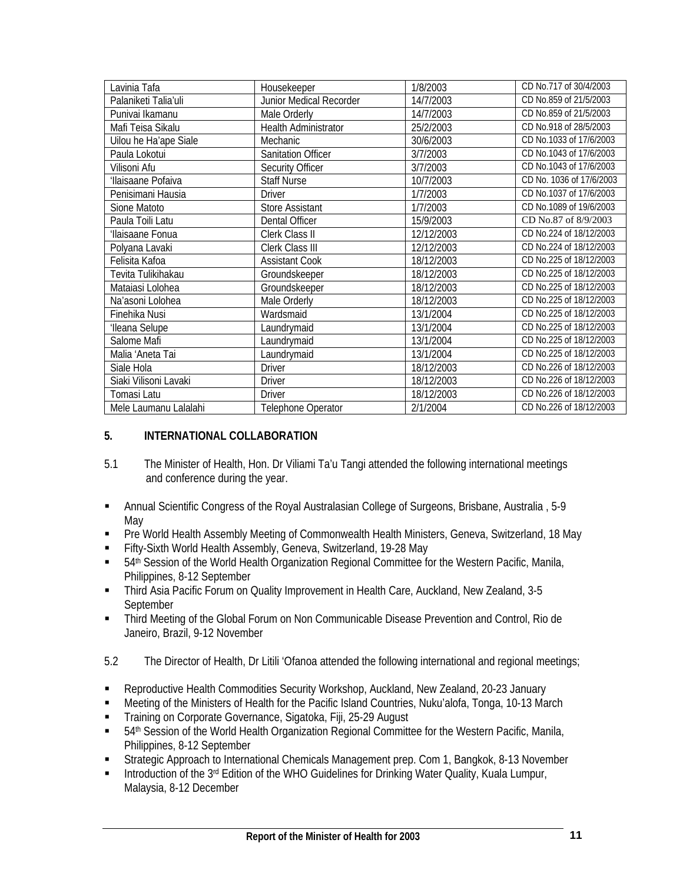| Lavinia Tafa | Housekeeper | 1/8/2003 | CD No.717 of 30/4/2003 |
|---|---|---|---|
| Palaniketi Talia'uli | Junior Medical Recorder | 14/7/2003 | CD No.859 of 21/5/2003 |
| Punivai Ikamanu | Male Orderly | 14/7/2003 | CD No.859 of 21/5/2003 |
| Mafi Teisa Sikalu | Health Administrator | 25/2/2003 | CD No.918 of 28/5/2003 |
| Uilou he Ha'ape Siale | Mechanic | 30/6/2003 | CD No.1033 of 17/6/2003 |
| Paula Lokotui | Sanitation Officer | 3/7/2003 | CD No.1043 of 17/6/2003 |
| Vilisoni Afu | Security Officer | 3/7/2003 | CD No.1043 of 17/6/2003 |
| 'Ilaisaane Pofaiva | Staff Nurse | 10/7/2003 | CD No. 1036 of 17/6/2003 |
| Penisimani Hausia | Driver | 1/7/2003 | CD No.1037 of 17/6/2003 |
| Sione Matoto | Store Assistant | 1/7/2003 | CD No.1089 of 19/6/2003 |
| Paula Toili Latu | Dental Officer | 15/9/2003 | CD No.87 of 8/9/2003 |
| 'Ilaisaane Fonua | Clerk Class II | 12/12/2003 | CD No.224 of 18/12/2003 |
| Polyana Lavaki | Clerk Class III | 12/12/2003 | CD No.224 of 18/12/2003 |
| Felisita Kafoa | Assistant Cook | 18/12/2003 | CD No.225 of 18/12/2003 |
| Tevita Tulikihakau | Groundskeeper | 18/12/2003 | CD No.225 of 18/12/2003 |
| Mataiasi Lolohea | Groundskeeper | 18/12/2003 | CD No.225 of 18/12/2003 |
| Na'asoni Lolohea | Male Orderly | 18/12/2003 | CD No.225 of 18/12/2003 |
| Finehika Nusi | Wardsmaid | 13/1/2004 | CD No.225 of 18/12/2003 |
| 'Ileana Selupe | Laundrymaid | 13/1/2004 | CD No.225 of 18/12/2003 |
| Salome Mafi | Laundrymaid | 13/1/2004 | CD No.225 of 18/12/2003 |
| Malia 'Aneta Tai | Laundrymaid | 13/1/2004 | CD No.225 of 18/12/2003 |
| Siale Hola | Driver | 18/12/2003 | CD No.226 of 18/12/2003 |
| Siaki Vilisoni Lavaki | Driver | 18/12/2003 | CD No.226 of 18/12/2003 |
| Tomasi Latu | Driver | 18/12/2003 | CD No.226 of 18/12/2003 |
| Mele Laumanu Lalalahi | Telephone Operator | 2/1/2004 | CD No.226 of 18/12/2003 |

## 5. INTERNATIONAL COLLABORATION

5.1 The Minister of Health, Hon. Dr Viliami Ta'u Tangi attended the following international meetings and conference during the year.

- Annual Scientific Congress of the Royal Australasian College of Surgeons, Brisbane, Australia , 5-9 May
- Pre World Health Assembly Meeting of Commonwealth Health Ministers, Geneva, Switzerland, 18 May
- Fifty-Sixth World Health Assembly, Geneva, Switzerland, 19-28 May
- 54th Session of the World Health Organization Regional Committee for the Western Pacific, Manila, Philippines, 8-12 September
- Third Asia Pacific Forum on Quality Improvement in Health Care, Auckland, New Zealand, 3-5 September
- Third Meeting of the Global Forum on Non Communicable Disease Prevention and Control, Rio de Janeiro, Brazil, 9-12 November

5.2 The Director of Health, Dr Litili 'Ofanoa attended the following international and regional meetings;

- Reproductive Health Commodities Security Workshop, Auckland, New Zealand, 20-23 January
- Meeting of the Ministers of Health for the Pacific Island Countries, Nuku'alofa, Tonga, 10-13 March
- Training on Corporate Governance, Sigatoka, Fiji, 25-29 August
- 54th Session of the World Health Organization Regional Committee for the Western Pacific, Manila, Philippines, 8-12 September
- Strategic Approach to International Chemicals Management prep. Com 1, Bangkok, 8-13 November
- Introduction of the 3rd Edition of the WHO Guidelines for Drinking Water Quality, Kuala Lumpur, Malaysia, 8-12 December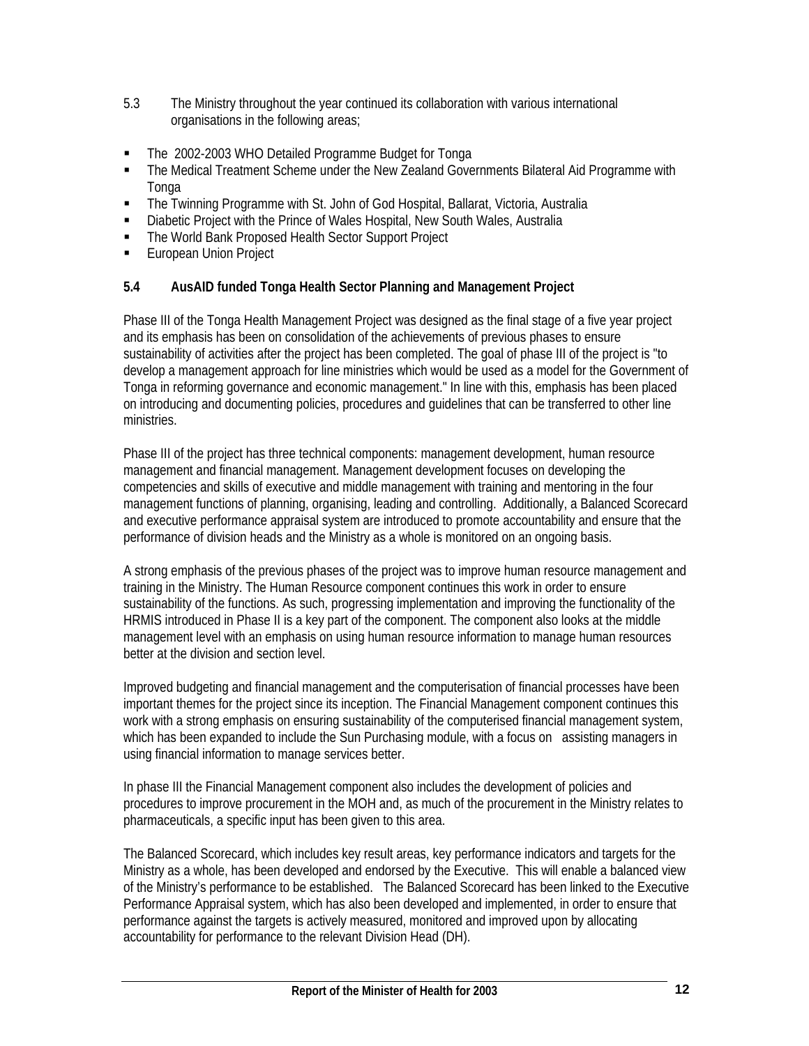5.3 The Ministry throughout the year continued its collaboration with various international organisations in the following areas;

- The 2002-2003 WHO Detailed Programme Budget for Tonga
- The Medical Treatment Scheme under the New Zealand Governments Bilateral Aid Programme with Tonga
- The Twinning Programme with St. John of God Hospital, Ballarat, Victoria, Australia
- Diabetic Project with the Prince of Wales Hospital, New South Wales, Australia
- The World Bank Proposed Health Sector Support Project
- European Union Project

**5.4 AusAID funded Tonga Health Sector Planning and Management Project**

Phase III of the Tonga Health Management Project was designed as the final stage of a five year project and its emphasis has been on consolidation of the achievements of previous phases to ensure sustainability of activities after the project has been completed. The goal of phase III of the project is "to develop a management approach for line ministries which would be used as a model for the Government of Tonga in reforming governance and economic management." In line with this, emphasis has been placed on introducing and documenting policies, procedures and guidelines that can be transferred to other line ministries.

Phase III of the project has three technical components: management development, human resource management and financial management. Management development focuses on developing the competencies and skills of executive and middle management with training and mentoring in the four management functions of planning, organising, leading and controlling. Additionally, a Balanced Scorecard and executive performance appraisal system are introduced to promote accountability and ensure that the performance of division heads and the Ministry as a whole is monitored on an ongoing basis.

A strong emphasis of the previous phases of the project was to improve human resource management and training in the Ministry. The Human Resource component continues this work in order to ensure sustainability of the functions. As such, progressing implementation and improving the functionality of the HRMIS introduced in Phase II is a key part of the component. The component also looks at the middle management level with an emphasis on using human resource information to manage human resources better at the division and section level.

Improved budgeting and financial management and the computerisation of financial processes have been important themes for the project since its inception. The Financial Management component continues this work with a strong emphasis on ensuring sustainability of the computerised financial management system, which has been expanded to include the Sun Purchasing module, with a focus on assisting managers in using financial information to manage services better.

In phase III the Financial Management component also includes the development of policies and procedures to improve procurement in the MOH and, as much of the procurement in the Ministry relates to pharmaceuticals, a specific input has been given to this area.

The Balanced Scorecard, which includes key result areas, key performance indicators and targets for the Ministry as a whole, has been developed and endorsed by the Executive. This will enable a balanced view of the Ministry's performance to be established. The Balanced Scorecard has been linked to the Executive Performance Appraisal system, which has also been developed and implemented, in order to ensure that performance against the targets is actively measured, monitored and improved upon by allocating accountability for performance to the relevant Division Head (DH).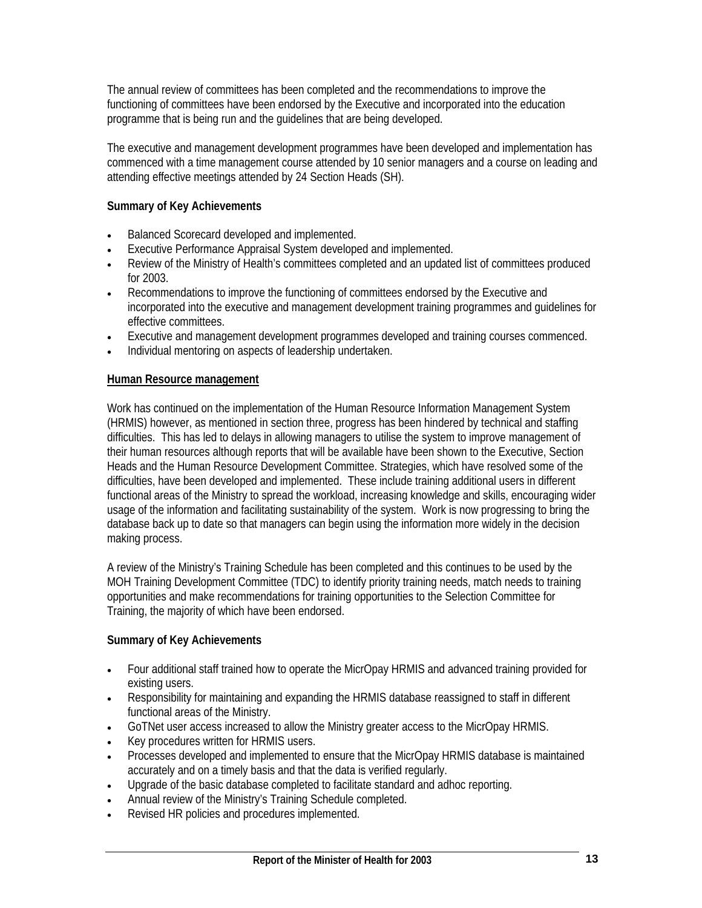The annual review of committees has been completed and the recommendations to improve the functioning of committees have been endorsed by the Executive and incorporated into the education programme that is being run and the guidelines that are being developed.

The executive and management development programmes have been developed and implementation has commenced with a time management course attended by 10 senior managers and a course on leading and attending effective meetings attended by 24 Section Heads (SH).

**Summary of Key Achievements**

- Balanced Scorecard developed and implemented.
- Executive Performance Appraisal System developed and implemented.
- Review of the Ministry of Health's committees completed and an updated list of committees produced for 2003.
- Recommendations to improve the functioning of committees endorsed by the Executive and incorporated into the executive and management development training programmes and guidelines for effective committees.
- Executive and management development programmes developed and training courses commenced.
- Individual mentoring on aspects of leadership undertaken.

**<u>Human Resource management</u>**

Work has continued on the implementation of the Human Resource Information Management System (HRMIS) however, as mentioned in section three, progress has been hindered by technical and staffing difficulties. This has led to delays in allowing managers to utilise the system to improve management of their human resources although reports that will be available have been shown to the Executive, Section Heads and the Human Resource Development Committee. Strategies, which have resolved some of the difficulties, have been developed and implemented. These include training additional users in different functional areas of the Ministry to spread the workload, increasing knowledge and skills, encouraging wider usage of the information and facilitating sustainability of the system. Work is now progressing to bring the database back up to date so that managers can begin using the information more widely in the decision making process.

A review of the Ministry's Training Schedule has been completed and this continues to be used by the MOH Training Development Committee (TDC) to identify priority training needs, match needs to training opportunities and make recommendations for training opportunities to the Selection Committee for Training, the majority of which have been endorsed.

**Summary of Key Achievements**

- Four additional staff trained how to operate the MicrOpay HRMIS and advanced training provided for existing users.
- Responsibility for maintaining and expanding the HRMIS database reassigned to staff in different functional areas of the Ministry.
- GoTNet user access increased to allow the Ministry greater access to the MicrOpay HRMIS.
- Key procedures written for HRMIS users.
- Processes developed and implemented to ensure that the MicrOpay HRMIS database is maintained accurately and on a timely basis and that the data is verified regularly.
- Upgrade of the basic database completed to facilitate standard and adhoc reporting.
- Annual review of the Ministry's Training Schedule completed.
- Revised HR policies and procedures implemented.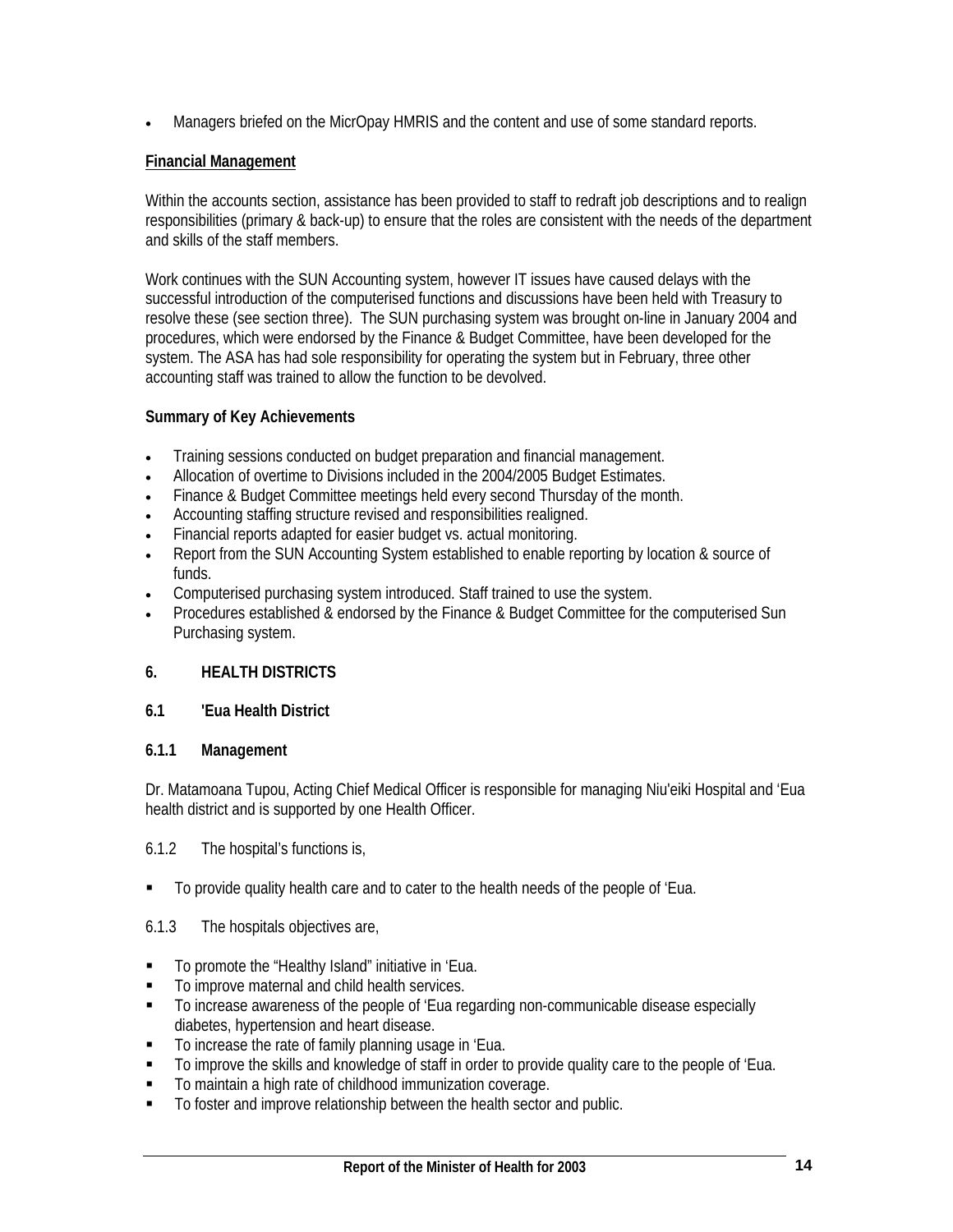- Managers briefed on the MicrOpay HMRIS and the content and use of some standard reports.

**Financial Management**

Within the accounts section, assistance has been provided to staff to redraft job descriptions and to realign responsibilities (primary & back-up) to ensure that the roles are consistent with the needs of the department and skills of the staff members.

Work continues with the SUN Accounting system, however IT issues have caused delays with the successful introduction of the computerised functions and discussions have been held with Treasury to resolve these (see section three). The SUN purchasing system was brought on-line in January 2004 and procedures, which were endorsed by the Finance & Budget Committee, have been developed for the system. The ASA has had sole responsibility for operating the system but in February, three other accounting staff was trained to allow the function to be devolved.

**Summary of Key Achievements**

- Training sessions conducted on budget preparation and financial management.
- Allocation of overtime to Divisions included in the 2004/2005 Budget Estimates.
- Finance & Budget Committee meetings held every second Thursday of the month.
- Accounting staffing structure revised and responsibilities realigned.
- Financial reports adapted for easier budget vs. actual monitoring.
- Report from the SUN Accounting System established to enable reporting by location & source of funds.
- Computerised purchasing system introduced. Staff trained to use the system.
- Procedures established & endorsed by the Finance & Budget Committee for the computerised Sun Purchasing system.

## 6. HEALTH DISTRICTS

### 6.1 'Eua Health District

#### 6.1.1 Management

Dr. Matamoana Tupou, Acting Chief Medical Officer is responsible for managing Niu'eiki Hospital and ‘Eua health district and is supported by one Health Officer.

6.1.2 The hospital’s functions is,

- To provide quality health care and to cater to the health needs of the people of ‘Eua.

6.1.3 The hospitals objectives are,

- To promote the “Healthy Island” initiative in ‘Eua.
- To improve maternal and child health services.
- To increase awareness of the people of ‘Eua regarding non-communicable disease especially diabetes, hypertension and heart disease.
- To increase the rate of family planning usage in ‘Eua.
- To improve the skills and knowledge of staff in order to provide quality care to the people of ‘Eua.
- To maintain a high rate of childhood immunization coverage.
- To foster and improve relationship between the health sector and public.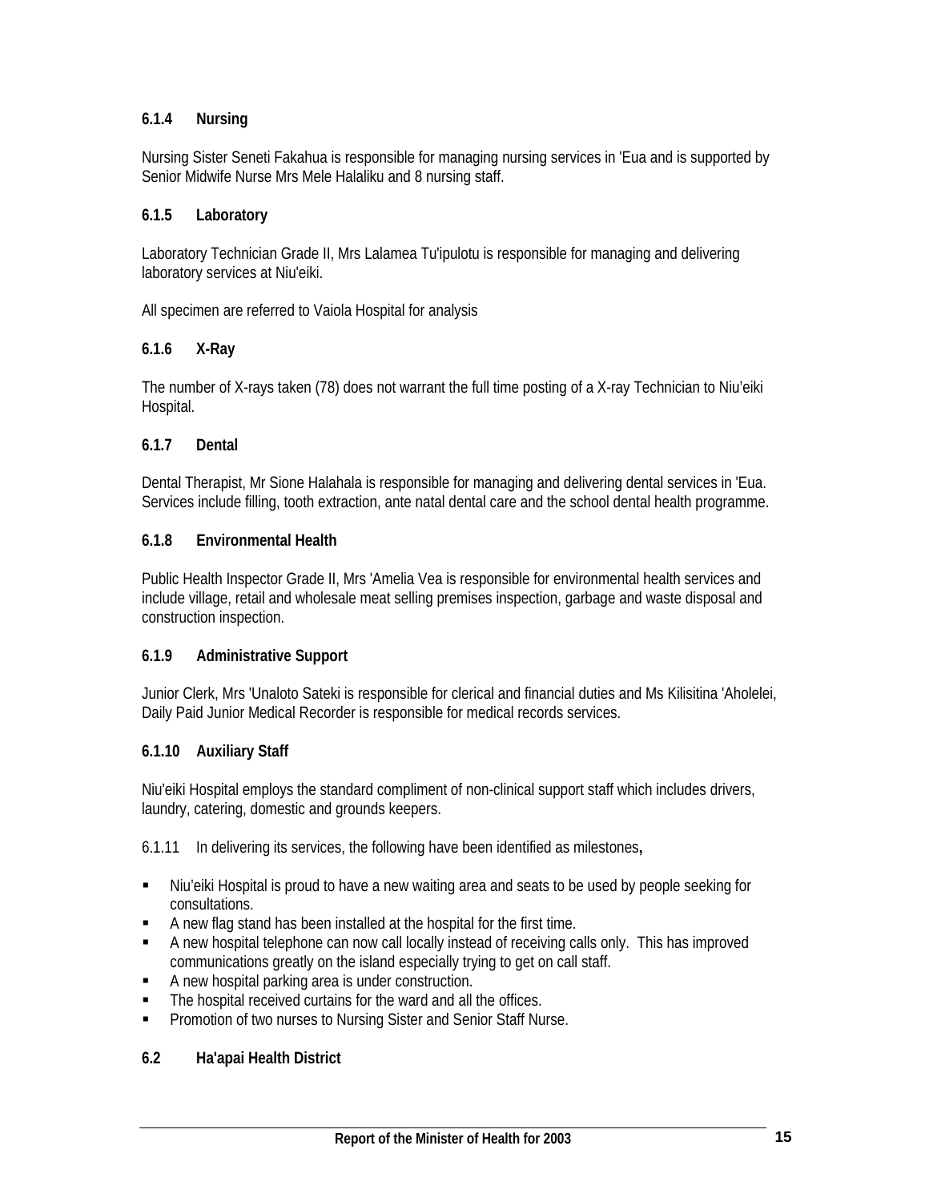### 6.1.4 Nursing

Nursing Sister Seneti Fakahua is responsible for managing nursing services in 'Eua and is supported by Senior Midwife Nurse Mrs Mele Halaliku and 8 nursing staff.

### 6.1.5 Laboratory

Laboratory Technician Grade II, Mrs Lalamea Tu'ipulotu is responsible for managing and delivering laboratory services at Niu'eiki.

All specimen are referred to Vaiola Hospital for analysis

### 6.1.6 X-Ray

The number of X-rays taken (78) does not warrant the full time posting of a X-ray Technician to Niu'eiki Hospital.

### 6.1.7 Dental

Dental Therapist, Mr Sione Halahala is responsible for managing and delivering dental services in 'Eua. Services include filling, tooth extraction, ante natal dental care and the school dental health programme.

### 6.1.8 Environmental Health

Public Health Inspector Grade II, Mrs 'Amelia Vea is responsible for environmental health services and include village, retail and wholesale meat selling premises inspection, garbage and waste disposal and construction inspection.

### 6.1.9 Administrative Support

Junior Clerk, Mrs 'Unaloto Sateki is responsible for clerical and financial duties and Ms Kilisitina 'Aholelei, Daily Paid Junior Medical Recorder is responsible for medical records services.

### 6.1.10 Auxiliary Staff

Niu'eiki Hospital employs the standard compliment of non-clinical support staff which includes drivers, laundry, catering, domestic and grounds keepers.

6.1.11 In delivering its services, the following have been identified as milestones**,**

- Niu'eiki Hospital is proud to have a new waiting area and seats to be used by people seeking for consultations.
- A new flag stand has been installed at the hospital for the first time.
- A new hospital telephone can now call locally instead of receiving calls only. This has improved communications greatly on the island especially trying to get on call staff.
- A new hospital parking area is under construction.
- The hospital received curtains for the ward and all the offices.
- Promotion of two nurses to Nursing Sister and Senior Staff Nurse.

## 6.2 Ha'apai Health District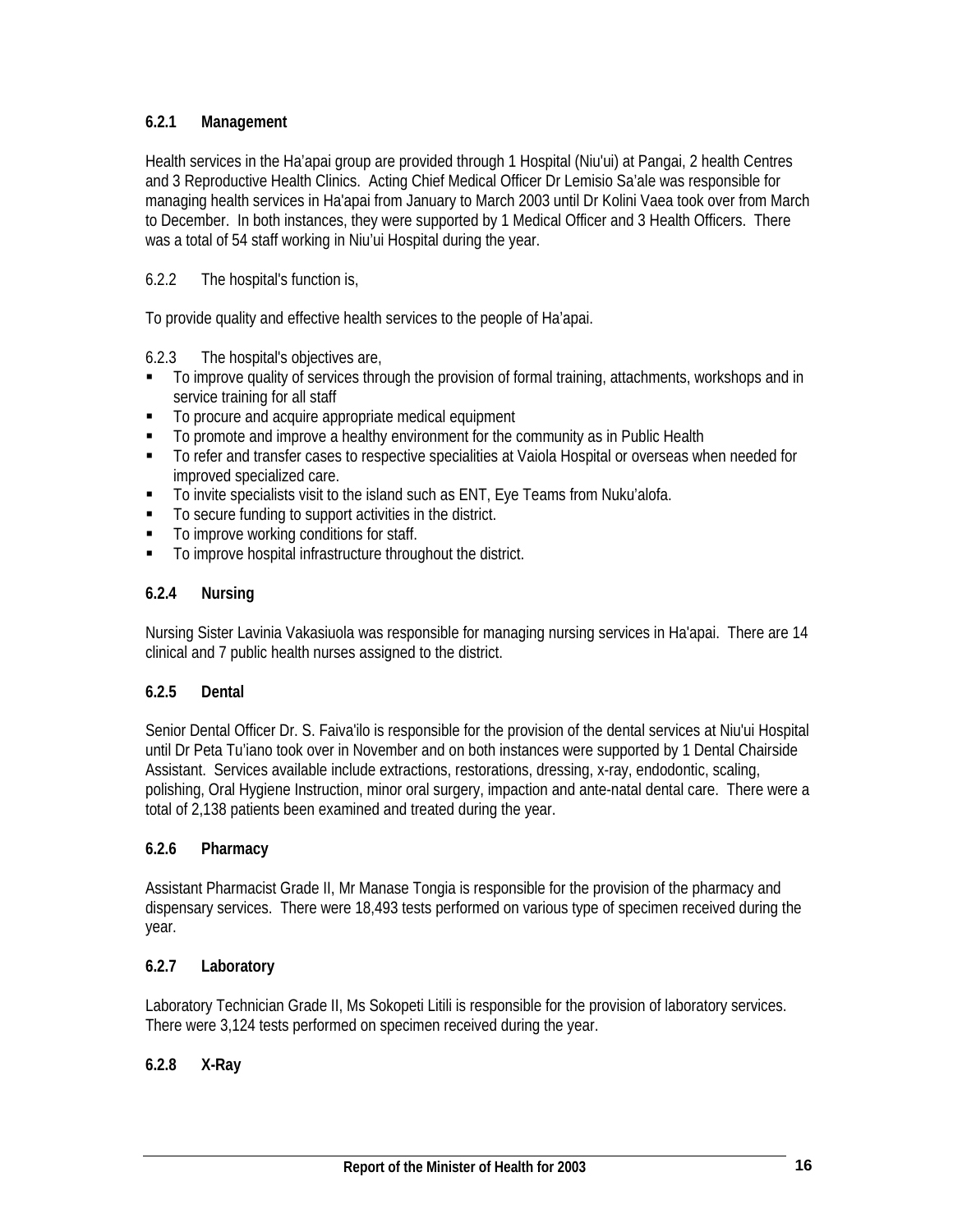### 6.2.1 Management

Health services in the Ha'apai group are provided through 1 Hospital (Niu'ui) at Pangai, 2 health Centres and 3 Reproductive Health Clinics. Acting Chief Medical Officer Dr Lemisio Sa'ale was responsible for managing health services in Ha'apai from January to March 2003 until Dr Kolini Vaea took over from March to December. In both instances, they were supported by 1 Medical Officer and 3 Health Officers. There was a total of 54 staff working in Niu'ui Hospital during the year.

6.2.2 The hospital's function is,

To provide quality and effective health services to the people of Ha'apai.

6.2.3 The hospital's objectives are,

- To improve quality of services through the provision of formal training, attachments, workshops and in service training for all staff
- To procure and acquire appropriate medical equipment
- To promote and improve a healthy environment for the community as in Public Health
- To refer and transfer cases to respective specialities at Vaiola Hospital or overseas when needed for improved specialized care.
- To invite specialists visit to the island such as ENT, Eye Teams from Nuku'alofa.
- To secure funding to support activities in the district.
- To improve working conditions for staff.
- To improve hospital infrastructure throughout the district.

### 6.2.4 Nursing

Nursing Sister Lavinia Vakasiuola was responsible for managing nursing services in Ha'apai. There are 14 clinical and 7 public health nurses assigned to the district.

### 6.2.5 Dental

Senior Dental Officer Dr. S. Faiva'ilo is responsible for the provision of the dental services at Niu'ui Hospital until Dr Peta Tu'iano took over in November and on both instances were supported by 1 Dental Chairside Assistant. Services available include extractions, restorations, dressing, x-ray, endodontic, scaling, polishing, Oral Hygiene Instruction, minor oral surgery, impaction and ante-natal dental care. There were a total of 2,138 patients been examined and treated during the year.

### 6.2.6 Pharmacy

Assistant Pharmacist Grade II, Mr Manase Tongia is responsible for the provision of the pharmacy and dispensary services. There were 18,493 tests performed on various type of specimen received during the year.

### 6.2.7 Laboratory

Laboratory Technician Grade II, Ms Sokopeti Litili is responsible for the provision of laboratory services. There were 3,124 tests performed on specimen received during the year.

### 6.2.8 X-Ray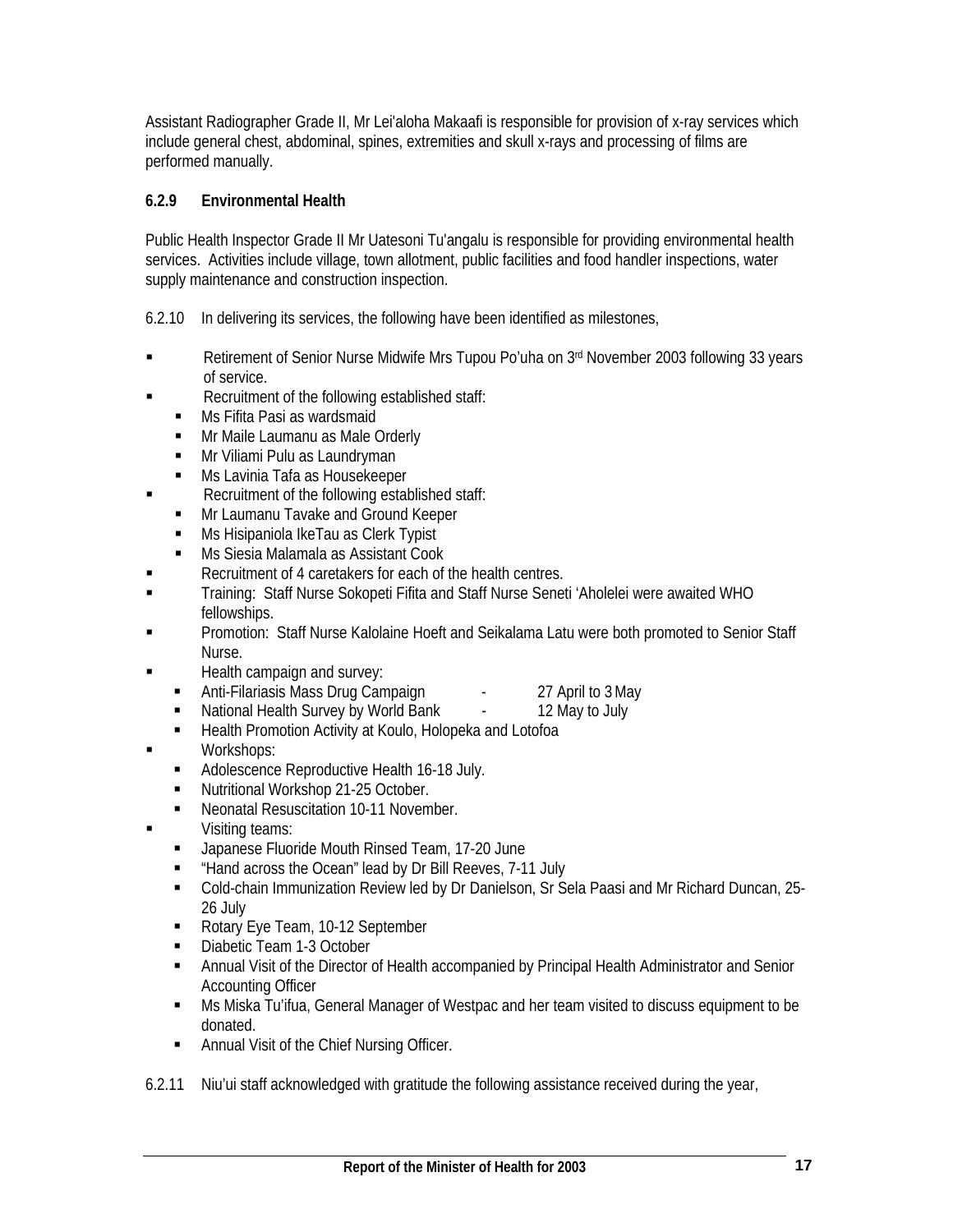Assistant Radiographer Grade II, Mr Lei'aloha Makaafi is responsible for provision of x-ray services which include general chest, abdominal, spines, extremities and skull x-rays and processing of films are performed manually.

**6.2.9 Environmental Health**

Public Health Inspector Grade II Mr Uatesoni Tu'angalu is responsible for providing environmental health services. Activities include village, town allotment, public facilities and food handler inspections, water supply maintenance and construction inspection.

6.2.10 In delivering its services, the following have been identified as milestones,

- Retirement of Senior Nurse Midwife Mrs Tupou Po'uha on 3rd November 2003 following 33 years of service.
- Recruitment of the following established staff:
  - Ms Fifita Pasi as wardsmaid
  - Mr Maile Laumanu as Male Orderly
  - Mr Viliami Pulu as Laundryman
  - Ms Lavinia Tafa as Housekeeper
- Recruitment of the following established staff:
  - Mr Laumanu Tavake and Ground Keeper
  - Ms Hisipaniola IkeTau as Clerk Typist
  - Ms Siesia Malamala as Assistant Cook
- Recruitment of 4 caretakers for each of the health centres.
- Training: Staff Nurse Sokopeti Fifita and Staff Nurse Seneti 'Aholelei were awaited WHO fellowships.
- Promotion: Staff Nurse Kalolaine Hoeft and Seikalama Latu were both promoted to Senior Staff Nurse.
- Health campaign and survey:
  - Anti-Filariasis Mass Drug Campaign - 27 April to 3 May
  - National Health Survey by World Bank - 12 May to July
  - Health Promotion Activity at Koulo, Holopeka and Lotofoa
- Workshops:
  - Adolescence Reproductive Health 16-18 July.
  - Nutritional Workshop 21-25 October.
  - Neonatal Resuscitation 10-11 November.
- Visiting teams:
  - Japanese Fluoride Mouth Rinsed Team, 17-20 June
  - "Hand across the Ocean" lead by Dr Bill Reeves, 7-11 July
  - Cold-chain Immunization Review led by Dr Danielson, Sr Sela Paasi and Mr Richard Duncan, 25-26 July
  - Rotary Eye Team, 10-12 September
  - Diabetic Team 1-3 October
  - Annual Visit of the Director of Health accompanied by Principal Health Administrator and Senior Accounting Officer
  - Ms Miska Tu'ifua, General Manager of Westpac and her team visited to discuss equipment to be donated.
  - Annual Visit of the Chief Nursing Officer.

6.2.11 Niu'ui staff acknowledged with gratitude the following assistance received during the year,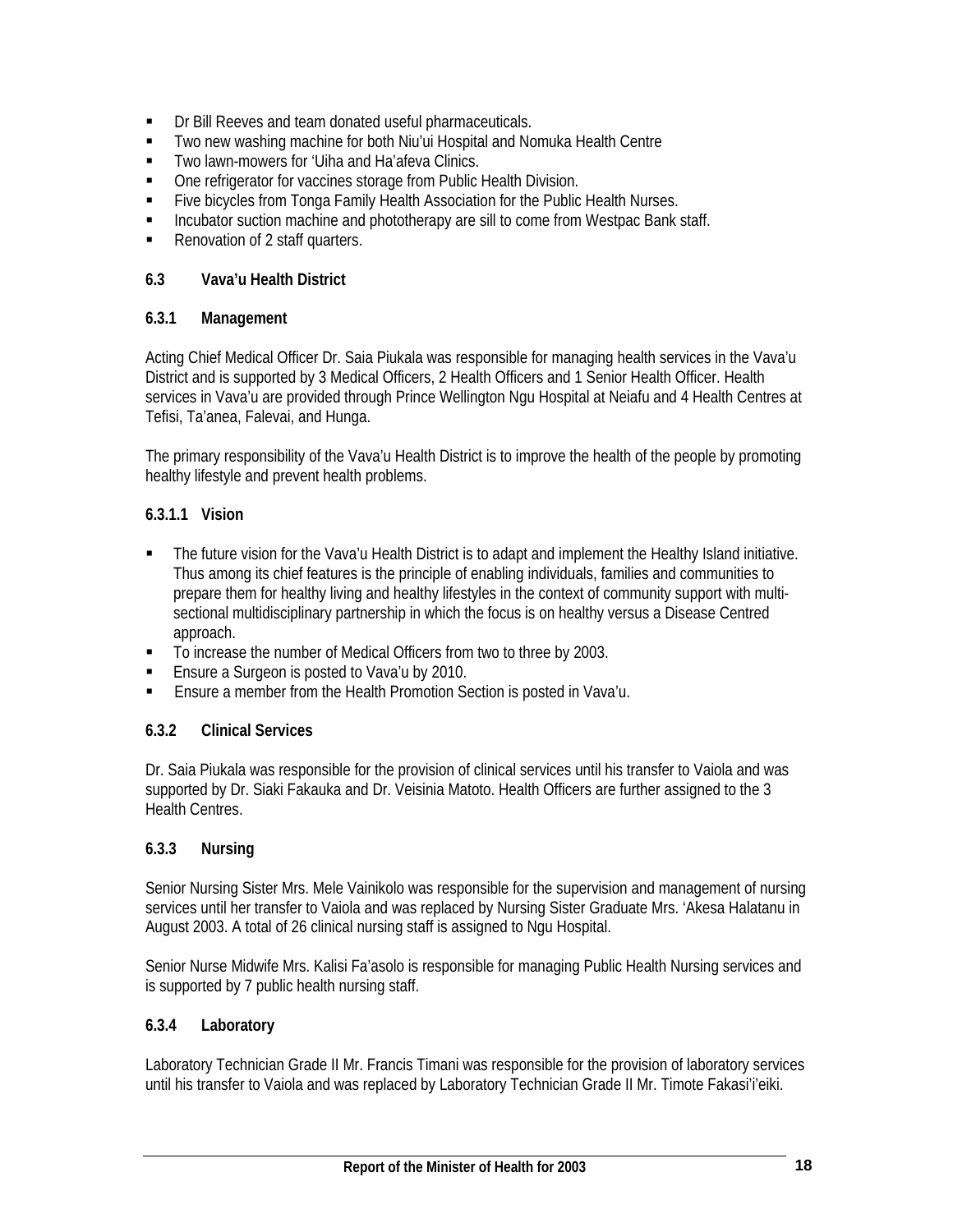- Dr Bill Reeves and team donated useful pharmaceuticals.
- Two new washing machine for both Niu'ui Hospital and Nomuka Health Centre
- Two lawn-mowers for 'Uiha and Ha'afeva Clinics.
- One refrigerator for vaccines storage from Public Health Division.
- Five bicycles from Tonga Family Health Association for the Public Health Nurses.
- Incubator suction machine and phototherapy are sill to come from Westpac Bank staff.
- Renovation of 2 staff quarters.

### 6.3 Vava'u Health District

#### 6.3.1 Management

Acting Chief Medical Officer Dr. Saia Piukala was responsible for managing health services in the Vava'u District and is supported by 3 Medical Officers, 2 Health Officers and 1 Senior Health Officer. Health services in Vava'u are provided through Prince Wellington Ngu Hospital at Neiafu and 4 Health Centres at Tefisi, Ta'anea, Falevai, and Hunga.

The primary responsibility of the Vava'u Health District is to improve the health of the people by promoting healthy lifestyle and prevent health problems.

##### 6.3.1.1 Vision

- The future vision for the Vava'u Health District is to adapt and implement the Healthy Island initiative. Thus among its chief features is the principle of enabling individuals, families and communities to prepare them for healthy living and healthy lifestyles in the context of community support with multi-sectional multidisciplinary partnership in which the focus is on healthy versus a Disease Centred approach.
- To increase the number of Medical Officers from two to three by 2003.
- Ensure a Surgeon is posted to Vava'u by 2010.
- Ensure a member from the Health Promotion Section is posted in Vava'u.

#### 6.3.2 Clinical Services

Dr. Saia Piukala was responsible for the provision of clinical services until his transfer to Vaiola and was supported by Dr. Siaki Fakauka and Dr. Veisinia Matoto. Health Officers are further assigned to the 3 Health Centres.

#### 6.3.3 Nursing

Senior Nursing Sister Mrs. Mele Vainikolo was responsible for the supervision and management of nursing services until her transfer to Vaiola and was replaced by Nursing Sister Graduate Mrs. 'Akesa Halatanu in August 2003. A total of 26 clinical nursing staff is assigned to Ngu Hospital.

Senior Nurse Midwife Mrs. Kalisi Fa'asolo is responsible for managing Public Health Nursing services and is supported by 7 public health nursing staff.

#### 6.3.4 Laboratory

Laboratory Technician Grade II Mr. Francis Timani was responsible for the provision of laboratory services until his transfer to Vaiola and was replaced by Laboratory Technician Grade II Mr. Timote Fakasi'i'eiki.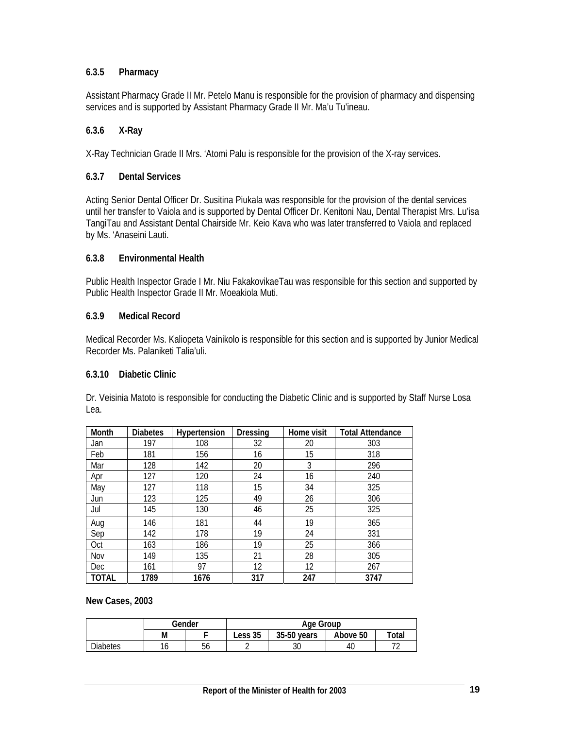### 6.3.5 Pharmacy

Assistant Pharmacy Grade II Mr. Petelo Manu is responsible for the provision of pharmacy and dispensing services and is supported by Assistant Pharmacy Grade II Mr. Ma'u Tu'ineau.

### 6.3.6 X-Ray

X-Ray Technician Grade II Mrs. 'Atomi Palu is responsible for the provision of the X-ray services.

### 6.3.7 Dental Services

Acting Senior Dental Officer Dr. Susitina Piukala was responsible for the provision of the dental services until her transfer to Vaiola and is supported by Dental Officer Dr. Kenitoni Nau, Dental Therapist Mrs. Lu'isa TangiTau and Assistant Dental Chairside Mr. Keio Kava who was later transferred to Vaiola and replaced by Ms. 'Anaseini Lauti.

### 6.3.8 Environmental Health

Public Health Inspector Grade I Mr. Niu FakakovikaeTau was responsible for this section and supported by Public Health Inspector Grade II Mr. Moeakiola Muti.

### 6.3.9 Medical Record

Medical Recorder Ms. Kaliopeta Vainikolo is responsible for this section and is supported by Junior Medical Recorder Ms. Palaniketi Talia'uli.

### 6.3.10 Diabetic Clinic

Dr. Veisinia Matoto is responsible for conducting the Diabetic Clinic and is supported by Staff Nurse Losa Lea.

| Month | Diabetes | Hypertension | Dressing | Home visit | Total Attendance |
|---|---|---|---|---|---|
| Jan | 197 | 108 | 32 | 20 | 303 |
| Feb | 181 | 156 | 16 | 15 | 318 |
| Mar | 128 | 142 | 20 | 3 | 296 |
| Apr | 127 | 120 | 24 | 16 | 240 |
| May | 127 | 118 | 15 | 34 | 325 |
| Jun | 123 | 125 | 49 | 26 | 306 |
| Jul | 145 | 130 | 46 | 25 | 325 |
| Aug | 146 | 181 | 44 | 19 | 365 |
| Sep | 142 | 178 | 19 | 24 | 331 |
| Oct | 163 | 186 | 19 | 25 | 366 |
| Nov | 149 | 135 | 21 | 28 | 305 |
| Dec | 161 | 97 | 12 | 12 | 267 |
| **TOTAL** | **1789** | **1676** | **317** | **247** | **3747** |

**New Cases, 2003**

| | Gender | | Age Group | | | |
|---|---|---|---|---|---|---|
| | M | F | Less 35 | 35-50 years | Above 50 | Total |
| Diabetes | 16 | 56 | 2 | 30 | 40 | 72 |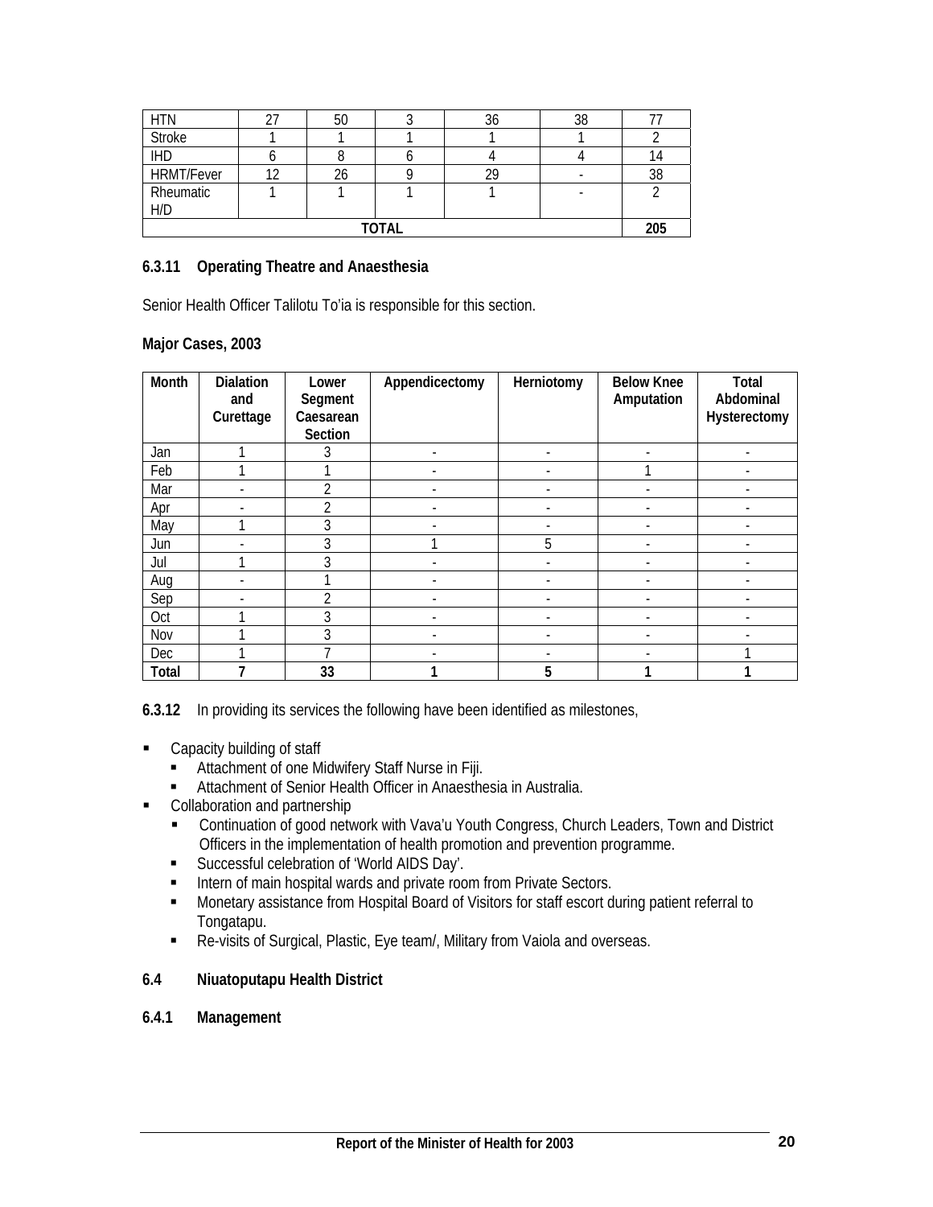| HTN | 27 | 50 | 3 | 36 | 38 | 77 |
|---|---|---|---|---|---|---|
| Stroke | 1 | 1 | 1 | 1 | 1 | 2 |
| IHD | 6 | 8 | 6 | 4 | 4 | 14 |
| HRMT/Fever | 12 | 26 | 9 | 29 | - | 38 |
| Rheumatic H/D | 1 | 1 | 1 | 1 | - | 2 |
| TOTAL | | | | | | 205 |

#### 6.3.11 Operating Theatre and Anaesthesia

Senior Health Officer Talilotu To'ia is responsible for this section.

**Major Cases, 2003**

| Month | Dialation and Curettage | Lower Segment Caesarean Section | Appendicectomy | Herniotomy | Below Knee Amputation | Total Abdominal Hysterectomy |
|---|---|---|---|---|---|---|
| Jan | 1 | 3 | - | - | - | - |
| Feb | 1 | 1 | - | - | 1 | - |
| Mar | - | 2 | - | - | - | - |
| Apr | - | 2 | - | - | - | - |
| May | 1 | 3 | - | - | - | - |
| Jun | - | 3 | 1 | 5 | - | - |
| Jul | 1 | 3 | - | - | - | - |
| Aug | - | 1 | - | - | - | - |
| Sep | - | 2 | - | - | - | - |
| Oct | 1 | 3 | - | - | - | - |
| Nov | 1 | 3 | - | - | - | - |
| Dec | 1 | 7 | - | - | - | 1 |
| **Total** | **7** | **33** | **1** | **5** | **1** | **1** |

**6.3.12** In providing its services the following have been identified as milestones,

- Capacity building of staff
  - Attachment of one Midwifery Staff Nurse in Fiji.
  - Attachment of Senior Health Officer in Anaesthesia in Australia.
- Collaboration and partnership
  - Continuation of good network with Vava'u Youth Congress, Church Leaders, Town and District Officers in the implementation of health promotion and prevention programme.
  - Successful celebration of 'World AIDS Day'.
  - Intern of main hospital wards and private room from Private Sectors.
  - Monetary assistance from Hospital Board of Visitors for staff escort during patient referral to Tongatapu.
  - Re-visits of Surgical, Plastic, Eye team/, Military from Vaiola and overseas.

### 6.4 Niuatoputapu Health District

#### 6.4.1 Management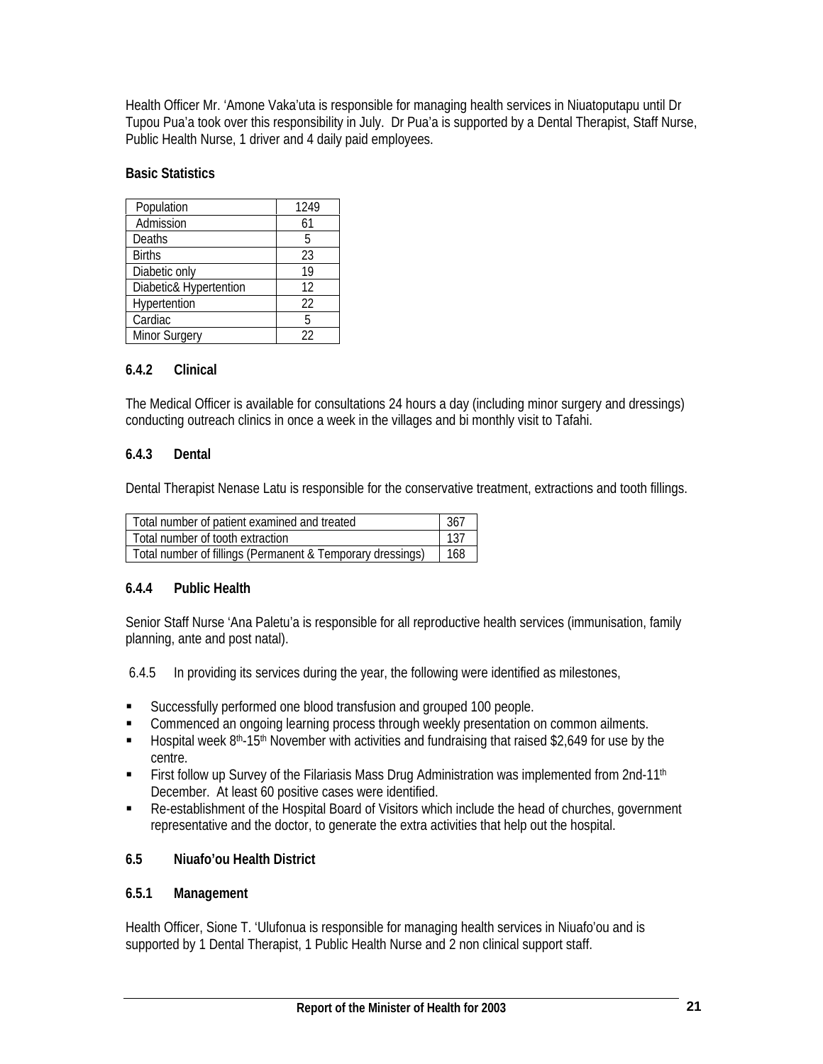Health Officer Mr. 'Amone Vaka'uta is responsible for managing health services in Niuatoputapu until Dr Tupou Pua'a took over this responsibility in July. Dr Pua'a is supported by a Dental Therapist, Staff Nurse, Public Health Nurse, 1 driver and 4 daily paid employees.

**Basic Statistics**

| Population | 1249 |
|---|---|
| Admission | 61 |
| Deaths | 5 |
| Births | 23 |
| Diabetic only | 19 |
| Diabetic& Hypertention | 12 |
| Hypertention | 22 |
| Cardiac | 5 |
| Minor Surgery | 22 |

### 6.4.2 Clinical

The Medical Officer is available for consultations 24 hours a day (including minor surgery and dressings) conducting outreach clinics in once a week in the villages and bi monthly visit to Tafahi.

### 6.4.3 Dental

Dental Therapist Nenase Latu is responsible for the conservative treatment, extractions and tooth fillings.

| Total number of patient examined and treated | 367 |
|---|---|
| Total number of tooth extraction | 137 |
| Total number of fillings (Permanent & Temporary dressings) | 168 |

### 6.4.4 Public Health

Senior Staff Nurse 'Ana Paletu'a is responsible for all reproductive health services (immunisation, family planning, ante and post natal).

6.4.5 In providing its services during the year, the following were identified as milestones,

- Successfully performed one blood transfusion and grouped 100 people.
- Commenced an ongoing learning process through weekly presentation on common ailments.
- Hospital week 8th-15th November with activities and fundraising that raised $2,649 for use by the centre.
- First follow up Survey of the Filariasis Mass Drug Administration was implemented from 2nd-11th December. At least 60 positive cases were identified.
- Re-establishment of the Hospital Board of Visitors which include the head of churches, government representative and the doctor, to generate the extra activities that help out the hospital.

## 6.5 Niuafo'ou Health District

### 6.5.1 Management

Health Officer, Sione T. 'Ulufonua is responsible for managing health services in Niuafo'ou and is supported by 1 Dental Therapist, 1 Public Health Nurse and 2 non clinical support staff.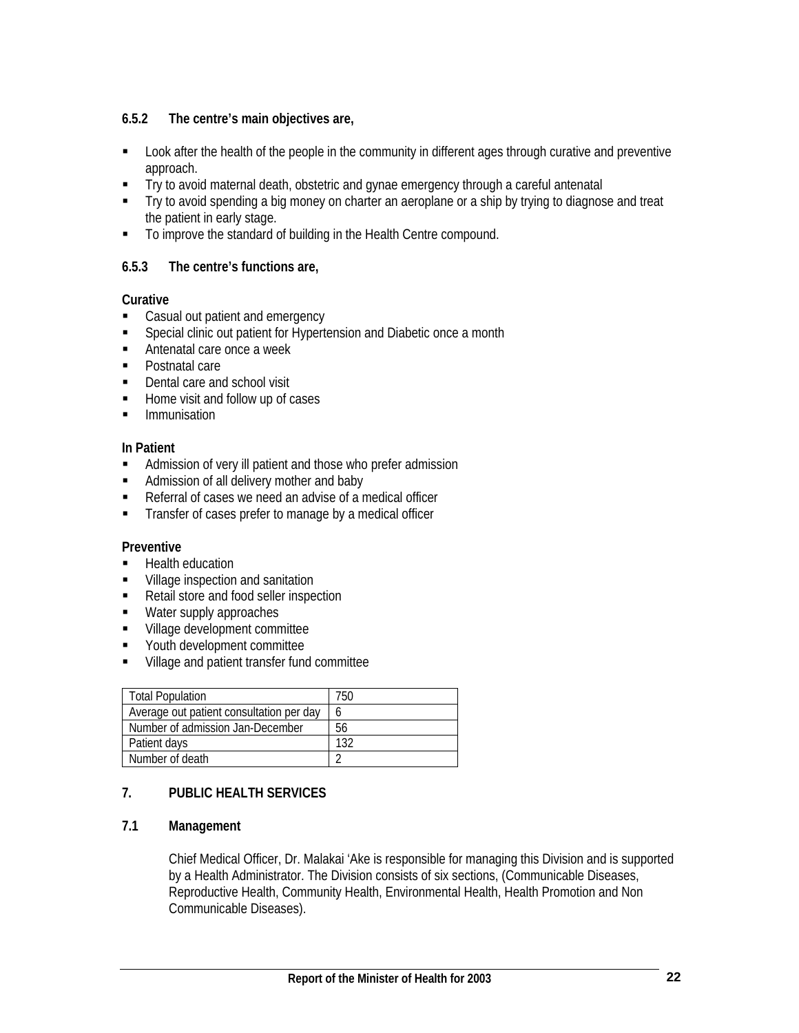### 6.5.2 The centre's main objectives are,

- Look after the health of the people in the community in different ages through curative and preventive approach.
- Try to avoid maternal death, obstetric and gynae emergency through a careful antenatal
- Try to avoid spending a big money on charter an aeroplane or a ship by trying to diagnose and treat the patient in early stage.
- To improve the standard of building in the Health Centre compound.

### 6.5.3 The centre's functions are,

**Curative**

- Casual out patient and emergency
- Special clinic out patient for Hypertension and Diabetic once a month
- Antenatal care once a week
- Postnatal care
- Dental care and school visit
- Home visit and follow up of cases
- Immunisation

**In Patient**

- Admission of very ill patient and those who prefer admission
- Admission of all delivery mother and baby
- Referral of cases we need an advise of a medical officer
- Transfer of cases prefer to manage by a medical officer

**Preventive**

- Health education
- Village inspection and sanitation
- Retail store and food seller inspection
- Water supply approaches
- Village development committee
- Youth development committee
- Village and patient transfer fund committee

| Total Population | 750 |
|---|---|
| Average out patient consultation per day | 6 |
| Number of admission Jan-December | 56 |
| Patient days | 132 |
| Number of death | 2 |

## 7. PUBLIC HEALTH SERVICES

### 7.1 Management

Chief Medical Officer, Dr. Malakai 'Ake is responsible for managing this Division and is supported by a Health Administrator. The Division consists of six sections, (Communicable Diseases, Reproductive Health, Community Health, Environmental Health, Health Promotion and Non Communicable Diseases).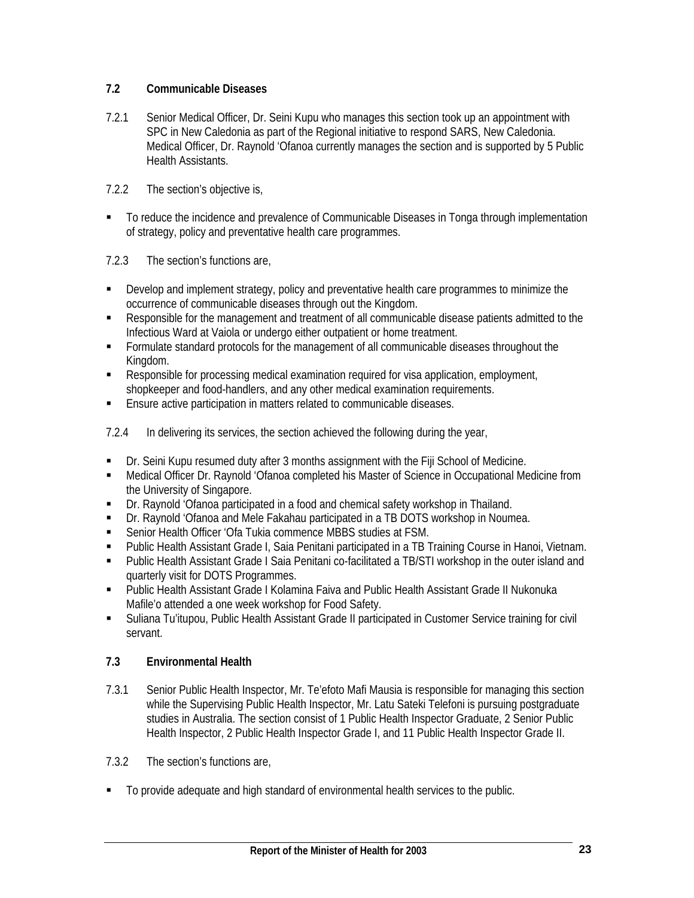## 7.2 Communicable Diseases

7.2.1 Senior Medical Officer, Dr. Seini Kupu who manages this section took up an appointment with SPC in New Caledonia as part of the Regional initiative to respond SARS, New Caledonia. Medical Officer, Dr. Raynold 'Ofanoa currently manages the section and is supported by 5 Public Health Assistants.

7.2.2 The section's objective is,

- To reduce the incidence and prevalence of Communicable Diseases in Tonga through implementation of strategy, policy and preventative health care programmes.

7.2.3 The section's functions are,

- Develop and implement strategy, policy and preventative health care programmes to minimize the occurrence of communicable diseases through out the Kingdom.
- Responsible for the management and treatment of all communicable disease patients admitted to the Infectious Ward at Vaiola or undergo either outpatient or home treatment.
- Formulate standard protocols for the management of all communicable diseases throughout the Kingdom.
- Responsible for processing medical examination required for visa application, employment, shopkeeper and food-handlers, and any other medical examination requirements.
- Ensure active participation in matters related to communicable diseases.

7.2.4 In delivering its services, the section achieved the following during the year,

- Dr. Seini Kupu resumed duty after 3 months assignment with the Fiji School of Medicine.
- Medical Officer Dr. Raynold 'Ofanoa completed his Master of Science in Occupational Medicine from the University of Singapore.
- Dr. Raynold 'Ofanoa participated in a food and chemical safety workshop in Thailand.
- Dr. Raynold 'Ofanoa and Mele Fakahau participated in a TB DOTS workshop in Noumea.
- Senior Health Officer 'Ofa Tukia commence MBBS studies at FSM.
- Public Health Assistant Grade I, Saia Penitani participated in a TB Training Course in Hanoi, Vietnam.
- Public Health Assistant Grade I Saia Penitani co-facilitated a TB/STI workshop in the outer island and quarterly visit for DOTS Programmes.
- Public Health Assistant Grade I Kolamina Faiva and Public Health Assistant Grade II Nukonuka Mafile'o attended a one week workshop for Food Safety.
- Suliana Tu'itupou, Public Health Assistant Grade II participated in Customer Service training for civil servant.

## 7.3 Environmental Health

7.3.1 Senior Public Health Inspector, Mr. Te'efoto Mafi Mausia is responsible for managing this section while the Supervising Public Health Inspector, Mr. Latu Sateki Telefoni is pursuing postgraduate studies in Australia. The section consist of 1 Public Health Inspector Graduate, 2 Senior Public Health Inspector, 2 Public Health Inspector Grade I, and 11 Public Health Inspector Grade II.

7.3.2 The section's functions are,

- To provide adequate and high standard of environmental health services to the public.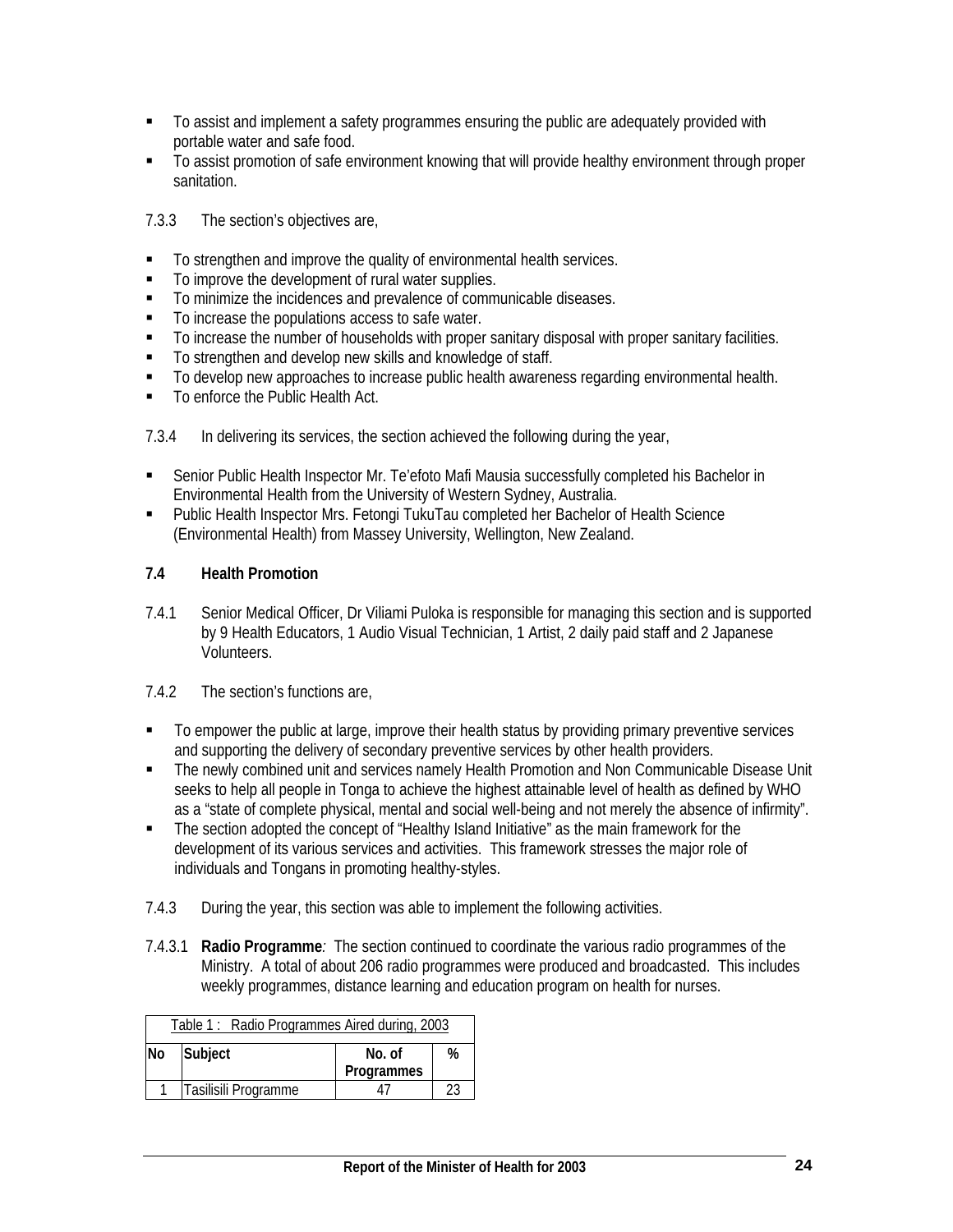- To assist and implement a safety programmes ensuring the public are adequately provided with portable water and safe food.
- To assist promotion of safe environment knowing that will provide healthy environment through proper sanitation.

7.3.3 The section's objectives are,

- To strengthen and improve the quality of environmental health services.
- To improve the development of rural water supplies.
- To minimize the incidences and prevalence of communicable diseases.
- To increase the populations access to safe water.
- To increase the number of households with proper sanitary disposal with proper sanitary facilities.
- To strengthen and develop new skills and knowledge of staff.
- To develop new approaches to increase public health awareness regarding environmental health.
- To enforce the Public Health Act.

7.3.4 In delivering its services, the section achieved the following during the year,

- Senior Public Health Inspector Mr. Te'efoto Mafi Mausia successfully completed his Bachelor in Environmental Health from the University of Western Sydney, Australia.
- Public Health Inspector Mrs. Fetongi TukuTau completed her Bachelor of Health Science (Environmental Health) from Massey University, Wellington, New Zealand.

## 7.4 Health Promotion

7.4.1 Senior Medical Officer, Dr Viliami Puloka is responsible for managing this section and is supported by 9 Health Educators, 1 Audio Visual Technician, 1 Artist, 2 daily paid staff and 2 Japanese Volunteers.

7.4.2 The section's functions are,

- To empower the public at large, improve their health status by providing primary preventive services and supporting the delivery of secondary preventive services by other health providers.
- The newly combined unit and services namely Health Promotion and Non Communicable Disease Unit seeks to help all people in Tonga to achieve the highest attainable level of health as defined by WHO as a "state of complete physical, mental and social well-being and not merely the absence of infirmity".
- The section adopted the concept of "Healthy Island Initiative" as the main framework for the development of its various services and activities. This framework stresses the major role of individuals and Tongans in promoting healthy-styles.

7.4.3 During the year, this section was able to implement the following activities.

7.4.3.1 **Radio Programme***:* The section continued to coordinate the various radio programmes of the Ministry. A total of about 206 radio programmes were produced and broadcasted. This includes weekly programmes, distance learning and education program on health for nurses.

Table 1 : Radio Programmes Aired during, 2003

| No | Subject | No. of Programmes | % |
|---|---|---|---|
| 1 | Tasilisili Programme | 47 | 23 |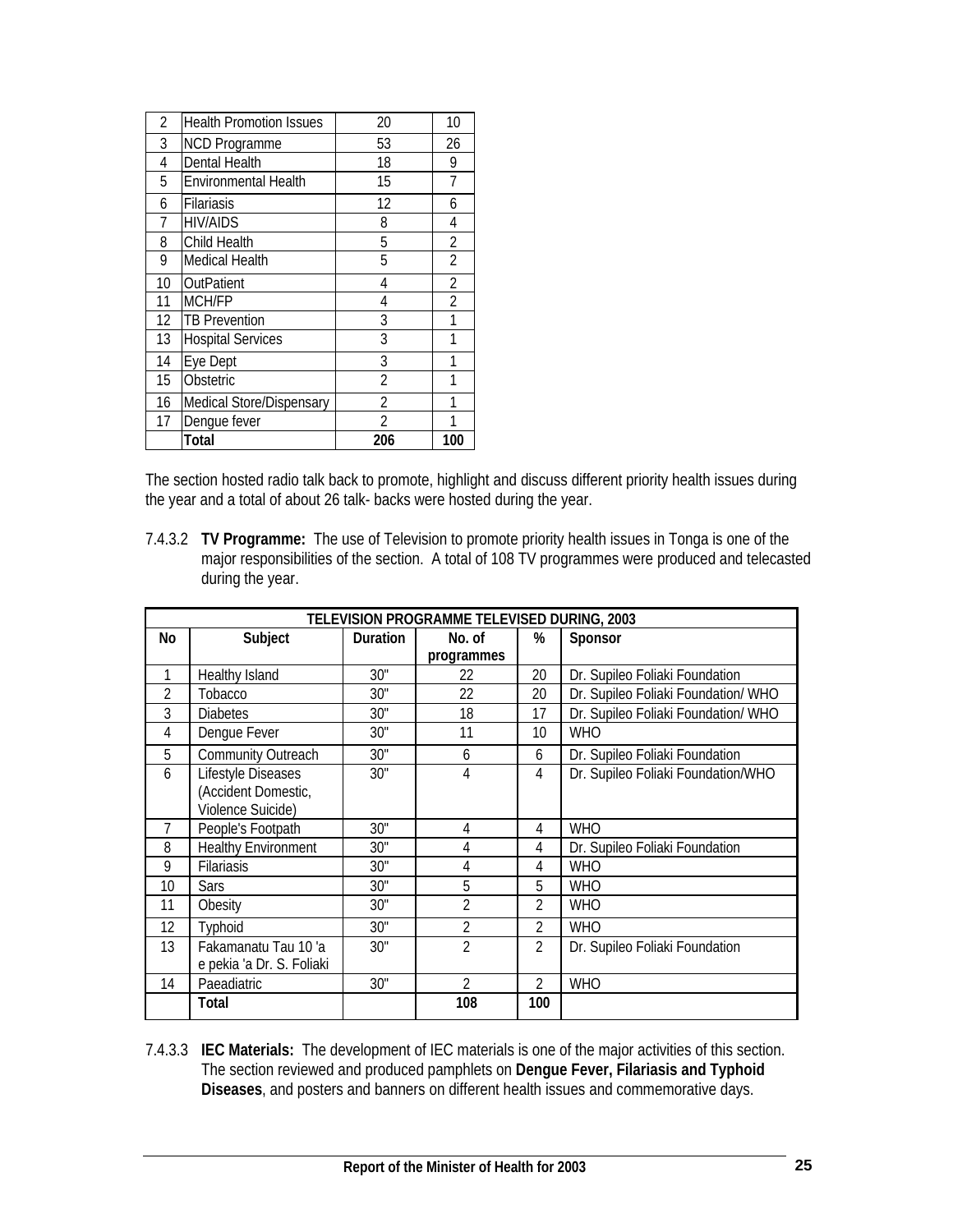| | | | |
|---|---|---|---|
| 2 | Health Promotion Issues | 20 | 10 |
| 3 | NCD Programme | 53 | 26 |
| 4 | Dental Health | 18 | 9 |
| 5 | Environmental Health | 15 | 7 |
| 6 | Filariasis | 12 | 6 |
| 7 | HIV/AIDS | 8 | 4 |
| 8 | Child Health | 5 | 2 |
| 9 | Medical Health | 5 | 2 |
| 10 | OutPatient | 4 | 2 |
| 11 | MCH/FP | 4 | 2 |
| 12 | TB Prevention | 3 | 1 |
| 13 | Hospital Services | 3 | 1 |
| 14 | Eye Dept | 3 | 1 |
| 15 | Obstetric | 2 | 1 |
| 16 | Medical Store/Dispensary | 2 | 1 |
| 17 | Dengue fever | 2 | 1 |
| | **Total** | **206** | **100** |

The section hosted radio talk back to promote, highlight and discuss different priority health issues during the year and a total of about 26 talk- backs were hosted during the year.

7.4.3.2 **TV Programme:** The use of Television to promote priority health issues in Tonga is one of the major responsibilities of the section. A total of 108 TV programmes were produced and telecasted during the year.

**TELEVISION PROGRAMME TELEVISED DURING, 2003**

| No | Subject | Duration | No. of programmes | % | Sponsor |
|---|---|---|---|---|---|
| 1 | Healthy Island | 30" | 22 | 20 | Dr. Supileo Foliaki Foundation |
| 2 | Tobacco | 30" | 22 | 20 | Dr. Supileo Foliaki Foundation/ WHO |
| 3 | Diabetes | 30" | 18 | 17 | Dr. Supileo Foliaki Foundation/ WHO |
| 4 | Dengue Fever | 30" | 11 | 10 | WHO |
| 5 | Community Outreach | 30" | 6 | 6 | Dr. Supileo Foliaki Foundation |
| 6 | Lifestyle Diseases (Accident Domestic, Violence Suicide) | 30" | 4 | 4 | Dr. Supileo Foliaki Foundation/WHO |
| 7 | People's Footpath | 30" | 4 | 4 | WHO |
| 8 | Healthy Environment | 30" | 4 | 4 | Dr. Supileo Foliaki Foundation |
| 9 | Filariasis | 30" | 4 | 4 | WHO |
| 10 | Sars | 30" | 5 | 5 | WHO |
| 11 | Obesity | 30" | 2 | 2 | WHO |
| 12 | Typhoid | 30" | 2 | 2 | WHO |
| 13 | Fakamanatu Tau 10 'a e pekia 'a Dr. S. Foliaki | 30" | 2 | 2 | Dr. Supileo Foliaki Foundation |
| 14 | Paeadiatric | 30" | 2 | 2 | WHO |
| | **Total** | | **108** | **100** | |

7.4.3.3 **IEC Materials:** The development of IEC materials is one of the major activities of this section. The section reviewed and produced pamphlets on **Dengue Fever, Filariasis and Typhoid Diseases**, and posters and banners on different health issues and commemorative days.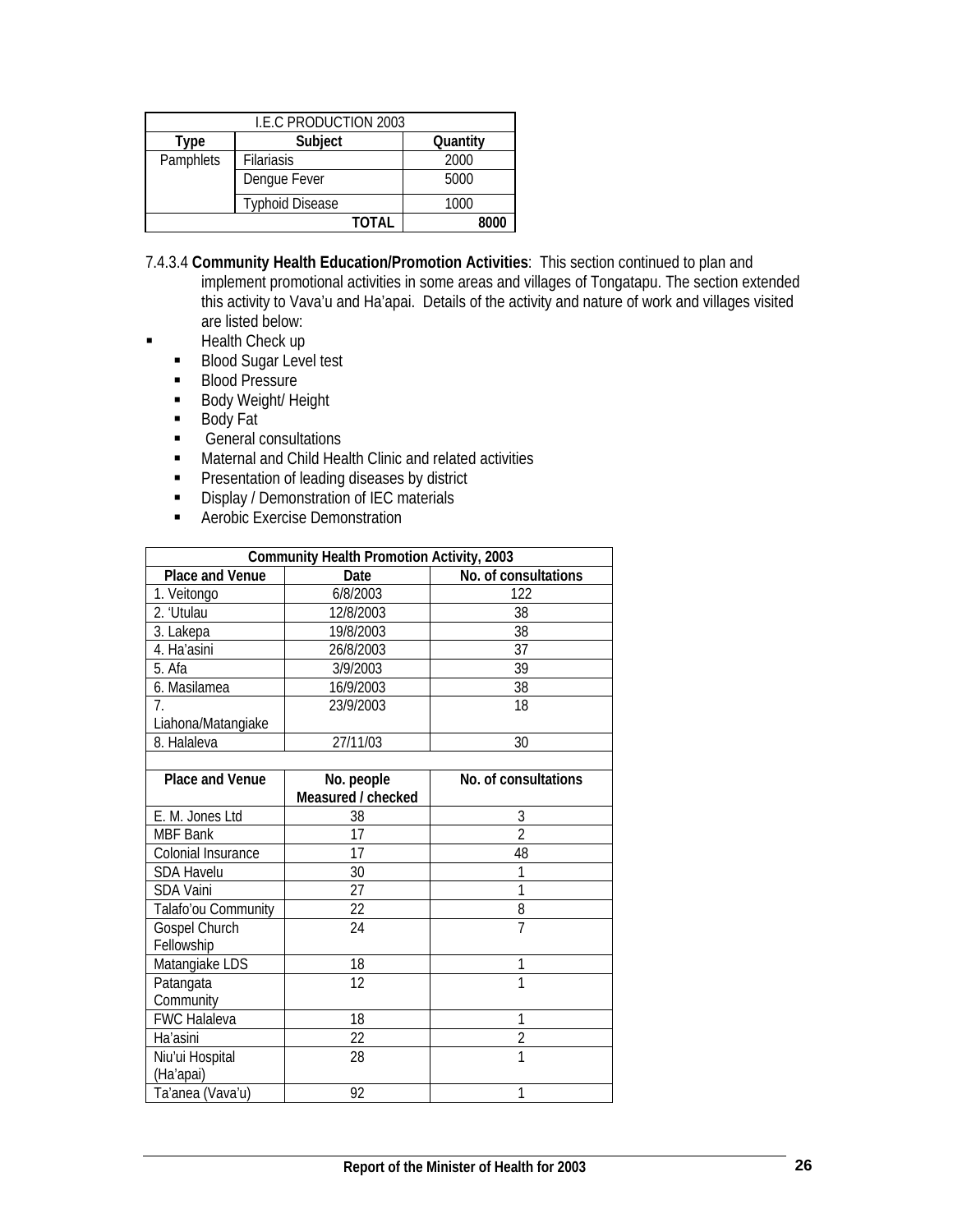| I.E.C PRODUCTION 2003 | | |
|---|---|---|
| **Type** | **Subject** | **Quantity** |
| Pamphlets | Filariasis | 2000 |
| | Dengue Fever | 5000 |
| | Typhoid Disease | 1000 |
| | **TOTAL** | **8000** |

7.4.3.4 **Community Health Education/Promotion Activities**: This section continued to plan and implement promotional activities in some areas and villages of Tongatapu. The section extended this activity to Vava'u and Ha'apai. Details of the activity and nature of work and villages visited are listed below:

- Health Check up
  - Blood Sugar Level test
  - Blood Pressure
  - Body Weight/ Height
  - Body Fat
  - General consultations
  - Maternal and Child Health Clinic and related activities
  - Presentation of leading diseases by district
  - Display / Demonstration of IEC materials
  - Aerobic Exercise Demonstration

| Community Health Promotion Activity, 2003 | | |
|---|---|---|
| **Place and Venue** | **Date** | **No. of consultations** |
| 1. Veitongo | 6/8/2003 | 122 |
| 2. 'Utulau | 12/8/2003 | 38 |
| 3. Lakepa | 19/8/2003 | 38 |
| 4. Ha'asini | 26/8/2003 | 37 |
| 5. Afa | 3/9/2003 | 39 |
| 6. Masilamea | 16/9/2003 | 38 |
| 7. Liahona/Matangiake | 23/9/2003 | 18 |
| 8. Halaleva | 27/11/03 | 30 |
| | | |
| **Place and Venue** | **No. people Measured / checked** | **No. of consultations** |
| E. M. Jones Ltd | 38 | 3 |
| MBF Bank | 17 | 2 |
| Colonial Insurance | 17 | 48 |
| SDA Havelu | 30 | 1 |
| SDA Vaini | 27 | 1 |
| Talafo'ou Community | 22 | 8 |
| Gospel Church Fellowship | 24 | 7 |
| Matangiake LDS | 18 | 1 |
| Patangata Community | 12 | 1 |
| FWC Halaleva | 18 | 1 |
| Ha'asini | 22 | 2 |
| Niu'ui Hospital (Ha'apai) | 28 | 1 |
| Ta'anea (Vava'u) | 92 | 1 |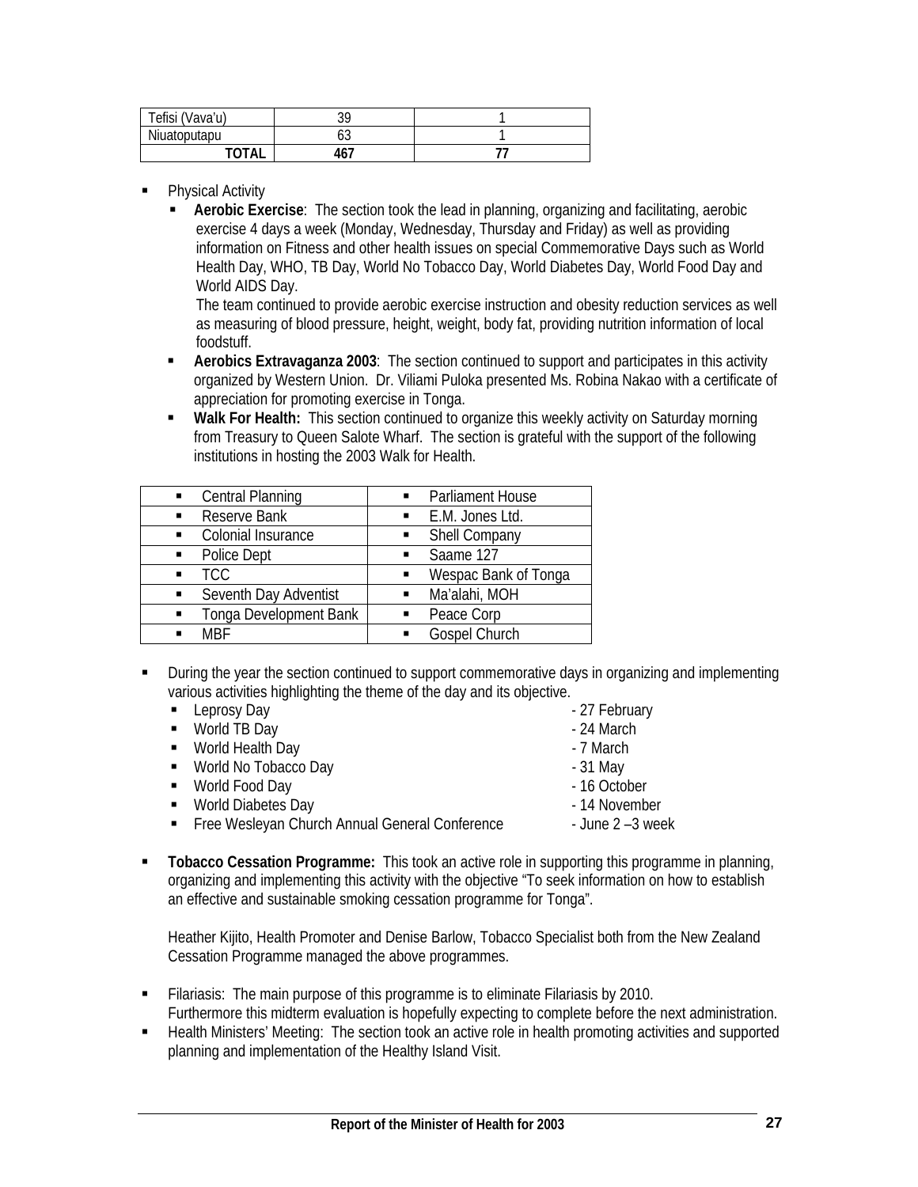| Tefisi (Vava'u) | 39 | 1 |
|---|---|---|
| Niuatoputapu | 63 | 1 |
| **TOTAL** | **467** | **77** |

- Physical Activity
  - **Aerobic Exercise**: The section took the lead in planning, organizing and facilitating, aerobic exercise 4 days a week (Monday, Wednesday, Thursday and Friday) as well as providing information on Fitness and other health issues on special Commemorative Days such as World Health Day, WHO, TB Day, World No Tobacco Day, World Diabetes Day, World Food Day and World AIDS Day.
    The team continued to provide aerobic exercise instruction and obesity reduction services as well as measuring of blood pressure, height, weight, body fat, providing nutrition information of local foodstuff.
  - **Aerobics Extravaganza 2003**: The section continued to support and participates in this activity organized by Western Union. Dr. Viliami Puloka presented Ms. Robina Nakao with a certificate of appreciation for promoting exercise in Tonga.
  - **Walk For Health:** This section continued to organize this weekly activity on Saturday morning from Treasury to Queen Salote Wharf. The section is grateful with the support of the following institutions in hosting the 2003 Walk for Health.

| | |
|---|---|
| ▪ Central Planning | ▪ Parliament House |
| ▪ Reserve Bank | ▪ E.M. Jones Ltd. |
| ▪ Colonial Insurance | ▪ Shell Company |
| ▪ Police Dept | ▪ Saame 127 |
| ▪ TCC | ▪ Wespac Bank of Tonga |
| ▪ Seventh Day Adventist | ▪ Ma'alahi, MOH |
| ▪ Tonga Development Bank | ▪ Peace Corp |
| ▪ MBF | ▪ Gospel Church |

- During the year the section continued to support commemorative days in organizing and implementing various activities highlighting the theme of the day and its objective.
  - Leprosy Day - 27 February
  - World TB Day - 24 March
  - World Health Day - 7 March
  - World No Tobacco Day - 31 May
  - World Food Day - 16 October
  - World Diabetes Day - 14 November
  - Free Wesleyan Church Annual General Conference - June 2 –3 week

- **Tobacco Cessation Programme:** This took an active role in supporting this programme in planning, organizing and implementing this activity with the objective "To seek information on how to establish an effective and sustainable smoking cessation programme for Tonga".

  Heather Kijito, Health Promoter and Denise Barlow, Tobacco Specialist both from the New Zealand Cessation Programme managed the above programmes.

- Filariasis: The main purpose of this programme is to eliminate Filariasis by 2010.
  Furthermore this midterm evaluation is hopefully expecting to complete before the next administration.
- Health Ministers' Meeting: The section took an active role in health promoting activities and supported planning and implementation of the Healthy Island Visit.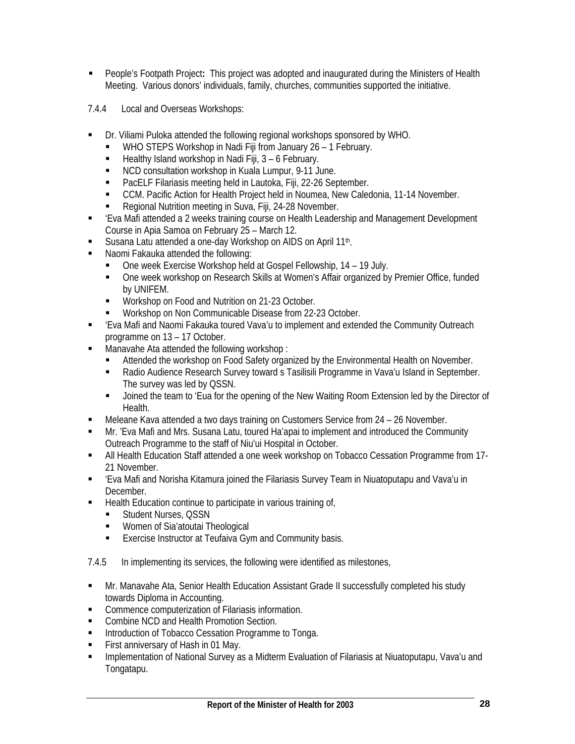- People's Footpath Project**:** This project was adopted and inaugurated during the Ministers of Health Meeting. Various donors' individuals, family, churches, communities supported the initiative.

7.4.4 Local and Overseas Workshops:

- Dr. Viliami Puloka attended the following regional workshops sponsored by WHO.
  - WHO STEPS Workshop in Nadi Fiji from January 26 – 1 February.
  - Healthy Island workshop in Nadi Fiji, 3 – 6 February.
  - NCD consultation workshop in Kuala Lumpur, 9-11 June.
  - PacELF Filariasis meeting held in Lautoka, Fiji, 22-26 September.
  - CCM. Pacific Action for Health Project held in Noumea, New Caledonia, 11-14 November.
  - Regional Nutrition meeting in Suva, Fiji, 24-28 November.
- 'Eva Mafi attended a 2 weeks training course on Health Leadership and Management Development Course in Apia Samoa on February 25 – March 12.
- Susana Latu attended a one-day Workshop on AIDS on April 11th.
- Naomi Fakauka attended the following:
  - One week Exercise Workshop held at Gospel Fellowship, 14 – 19 July.
  - One week workshop on Research Skills at Women's Affair organized by Premier Office, funded by UNIFEM.
  - Workshop on Food and Nutrition on 21-23 October.
  - Workshop on Non Communicable Disease from 22-23 October.
- 'Eva Mafi and Naomi Fakauka toured Vava'u to implement and extended the Community Outreach programme on 13 – 17 October.
- Manavahe Ata attended the following workshop :
  - Attended the workshop on Food Safety organized by the Environmental Health on November.
  - Radio Audience Research Survey toward s Tasilisili Programme in Vava'u Island in September. The survey was led by QSSN.
  - Joined the team to 'Eua for the opening of the New Waiting Room Extension led by the Director of Health.
- Meleane Kava attended a two days training on Customers Service from 24 – 26 November.
- Mr. 'Eva Mafi and Mrs. Susana Latu, toured Ha'apai to implement and introduced the Community Outreach Programme to the staff of Niu'ui Hospital in October.
- All Health Education Staff attended a one week workshop on Tobacco Cessation Programme from 17-21 November.
- 'Eva Mafi and Norisha Kitamura joined the Filariasis Survey Team in Niuatoputapu and Vava'u in December.
- Health Education continue to participate in various training of,
  - Student Nurses, QSSN
  - Women of Sia'atoutai Theological
  - Exercise Instructor at Teufaiva Gym and Community basis.

7.4.5 In implementing its services, the following were identified as milestones,

- Mr. Manavahe Ata, Senior Health Education Assistant Grade II successfully completed his study towards Diploma in Accounting.
- Commence computerization of Filariasis information.
- Combine NCD and Health Promotion Section.
- Introduction of Tobacco Cessation Programme to Tonga.
- First anniversary of Hash in 01 May.
- Implementation of National Survey as a Midterm Evaluation of Filariasis at Niuatoputapu, Vava'u and Tongatapu.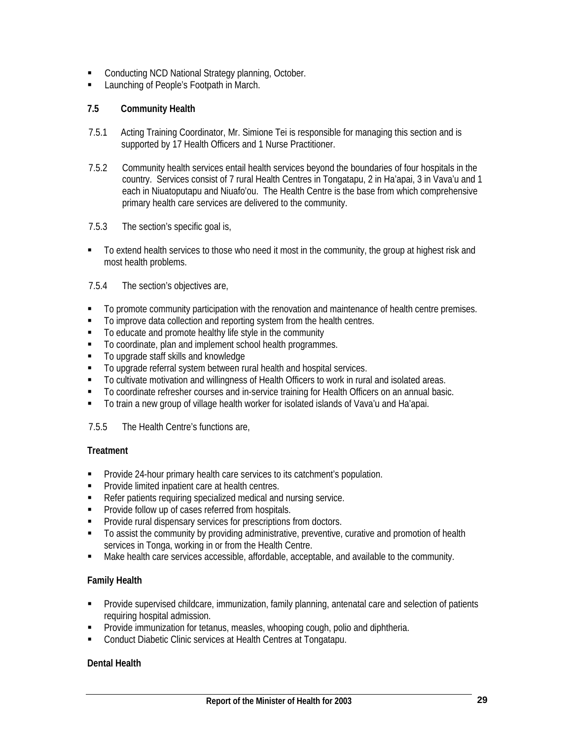- Conducting NCD National Strategy planning, October.
- Launching of People's Footpath in March.

### 7.5 Community Health

7.5.1 Acting Training Coordinator, Mr. Simione Tei is responsible for managing this section and is supported by 17 Health Officers and 1 Nurse Practitioner.

7.5.2 Community health services entail health services beyond the boundaries of four hospitals in the country. Services consist of 7 rural Health Centres in Tongatapu, 2 in Ha'apai, 3 in Vava'u and 1 each in Niuatoputapu and Niuafo'ou. The Health Centre is the base from which comprehensive primary health care services are delivered to the community.

7.5.3 The section's specific goal is,

- To extend health services to those who need it most in the community, the group at highest risk and most health problems.

7.5.4 The section's objectives are,

- To promote community participation with the renovation and maintenance of health centre premises.
- To improve data collection and reporting system from the health centres.
- To educate and promote healthy life style in the community
- To coordinate, plan and implement school health programmes.
- To upgrade staff skills and knowledge
- To upgrade referral system between rural health and hospital services.
- To cultivate motivation and willingness of Health Officers to work in rural and isolated areas.
- To coordinate refresher courses and in-service training for Health Officers on an annual basic.
- To train a new group of village health worker for isolated islands of Vava'u and Ha'apai.

7.5.5 The Health Centre's functions are,

**Treatment**

- Provide 24-hour primary health care services to its catchment's population.
- Provide limited inpatient care at health centres.
- Refer patients requiring specialized medical and nursing service.
- Provide follow up of cases referred from hospitals.
- Provide rural dispensary services for prescriptions from doctors.
- To assist the community by providing administrative, preventive, curative and promotion of health services in Tonga, working in or from the Health Centre.
- Make health care services accessible, affordable, acceptable, and available to the community.

**Family Health**

- Provide supervised childcare, immunization, family planning, antenatal care and selection of patients requiring hospital admission.
- Provide immunization for tetanus, measles, whooping cough, polio and diphtheria.
- Conduct Diabetic Clinic services at Health Centres at Tongatapu.

**Dental Health**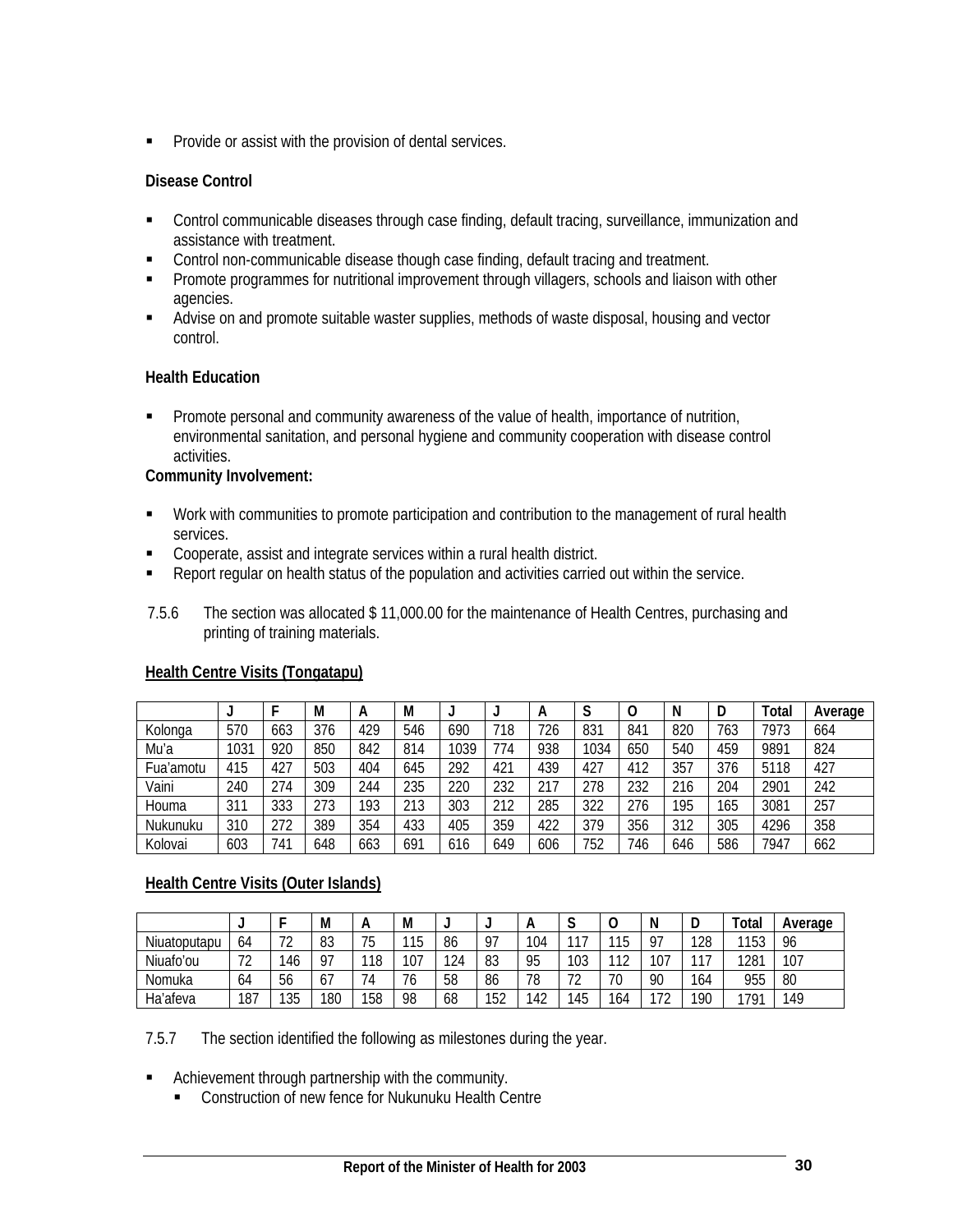- Provide or assist with the provision of dental services.

**Disease Control**

- Control communicable diseases through case finding, default tracing, surveillance, immunization and assistance with treatment.
- Control non-communicable disease though case finding, default tracing and treatment.
- Promote programmes for nutritional improvement through villagers, schools and liaison with other agencies.
- Advise on and promote suitable waster supplies, methods of waste disposal, housing and vector control.

**Health Education**

- Promote personal and community awareness of the value of health, importance of nutrition, environmental sanitation, and personal hygiene and community cooperation with disease control activities.

**Community Involvement:**

- Work with communities to promote participation and contribution to the management of rural health services.
- Cooperate, assist and integrate services within a rural health district.
- Report regular on health status of the population and activities carried out within the service.

7.5.6 The section was allocated $ 11,000.00 for the maintenance of Health Centres, purchasing and printing of training materials.

**Health Centre Visits (Tongatapu)**

| | J | F | M | A | M | J | J | A | S | O | N | D | Total | Average |
|---|---|---|---|---|---|---|---|---|---|---|---|---|---|---|
| Kolonga | 570 | 663 | 376 | 429 | 546 | 690 | 718 | 726 | 831 | 841 | 820 | 763 | 7973 | 664 |
| Mu'a | 1031 | 920 | 850 | 842 | 814 | 1039 | 774 | 938 | 1034 | 650 | 540 | 459 | 9891 | 824 |
| Fua'amotu | 415 | 427 | 503 | 404 | 645 | 292 | 421 | 439 | 427 | 412 | 357 | 376 | 5118 | 427 |
| Vaini | 240 | 274 | 309 | 244 | 235 | 220 | 232 | 217 | 278 | 232 | 216 | 204 | 2901 | 242 |
| Houma | 311 | 333 | 273 | 193 | 213 | 303 | 212 | 285 | 322 | 276 | 195 | 165 | 3081 | 257 |
| Nukunuku | 310 | 272 | 389 | 354 | 433 | 405 | 359 | 422 | 379 | 356 | 312 | 305 | 4296 | 358 |
| Kolovai | 603 | 741 | 648 | 663 | 691 | 616 | 649 | 606 | 752 | 746 | 646 | 586 | 7947 | 662 |

**Health Centre Visits (Outer Islands)**

| | J | F | M | A | M | J | J | A | S | O | N | D | Total | Average |
|---|---|---|---|---|---|---|---|---|---|---|---|---|---|---|
| Niuatoputapu | 64 | 72 | 83 | 75 | 115 | 86 | 97 | 104 | 117 | 115 | 97 | 128 | 1153 | 96 |
| Niuafo'ou | 72 | 146 | 97 | 118 | 107 | 124 | 83 | 95 | 103 | 112 | 107 | 117 | 1281 | 107 |
| Nomuka | 64 | 56 | 67 | 74 | 76 | 58 | 86 | 78 | 72 | 70 | 90 | 164 | 955 | 80 |
| Ha'afeva | 187 | 135 | 180 | 158 | 98 | 68 | 152 | 142 | 145 | 164 | 172 | 190 | 1791 | 149 |

7.5.7 The section identified the following as milestones during the year.

- Achievement through partnership with the community.
  - Construction of new fence for Nukunuku Health Centre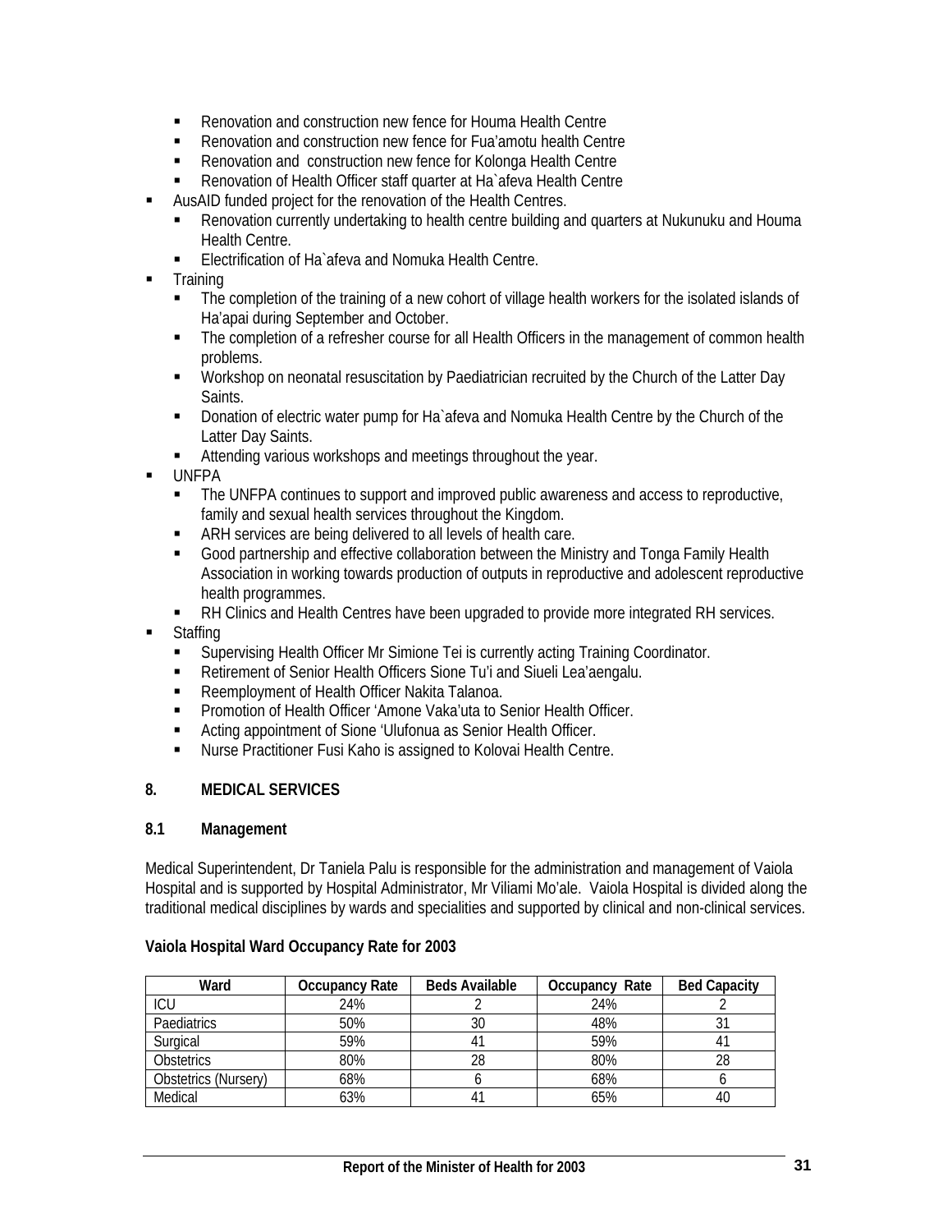- Renovation and construction new fence for Houma Health Centre
  - Renovation and construction new fence for Fua'amotu health Centre
  - Renovation and  construction new fence for Kolonga Health Centre
  - Renovation of Health Officer staff quarter at Ha`afeva Health Centre
- AusAID funded project for the renovation of the Health Centres.
  - Renovation currently undertaking to health centre building and quarters at Nukunuku and Houma Health Centre.
  - Electrification of Ha`afeva and Nomuka Health Centre.
- Training
  - The completion of the training of a new cohort of village health workers for the isolated islands of Ha'apai during September and October.
  - The completion of a refresher course for all Health Officers in the management of common health problems.
  - Workshop on neonatal resuscitation by Paediatrician recruited by the Church of the Latter Day Saints.
  - Donation of electric water pump for Ha`afeva and Nomuka Health Centre by the Church of the Latter Day Saints.
  - Attending various workshops and meetings throughout the year.
- UNFPA
  - The UNFPA continues to support and improved public awareness and access to reproductive, family and sexual health services throughout the Kingdom.
  - ARH services are being delivered to all levels of health care.
  - Good partnership and effective collaboration between the Ministry and Tonga Family Health Association in working towards production of outputs in reproductive and adolescent reproductive health programmes.
  - RH Clinics and Health Centres have been upgraded to provide more integrated RH services.
- Staffing
  - Supervising Health Officer Mr Simione Tei is currently acting Training Coordinator.
  - Retirement of Senior Health Officers Sione Tu'i and Siueli Lea'aengalu.
  - Reemployment of Health Officer Nakita Talanoa.
  - Promotion of Health Officer 'Amone Vaka'uta to Senior Health Officer.
  - Acting appointment of Sione 'Ulufonua as Senior Health Officer.
  - Nurse Practitioner Fusi Kaho is assigned to Kolovai Health Centre.

## 8. MEDICAL SERVICES

### 8.1 Management

Medical Superintendent, Dr Taniela Palu is responsible for the administration and management of Vaiola Hospital and is supported by Hospital Administrator, Mr Viliami Mo'ale. Vaiola Hospital is divided along the traditional medical disciplines by wards and specialities and supported by clinical and non-clinical services.

**Vaiola Hospital Ward Occupancy Rate for 2003**

| Ward | Occupancy Rate | Beds Available | Occupancy Rate | Bed Capacity |
|---|---|---|---|---|
| ICU | 24% | 2 | 24% | 2 |
| Paediatrics | 50% | 30 | 48% | 31 |
| Surgical | 59% | 41 | 59% | 41 |
| Obstetrics | 80% | 28 | 80% | 28 |
| Obstetrics (Nursery) | 68% | 6 | 68% | 6 |
| Medical | 63% | 41 | 65% | 40 |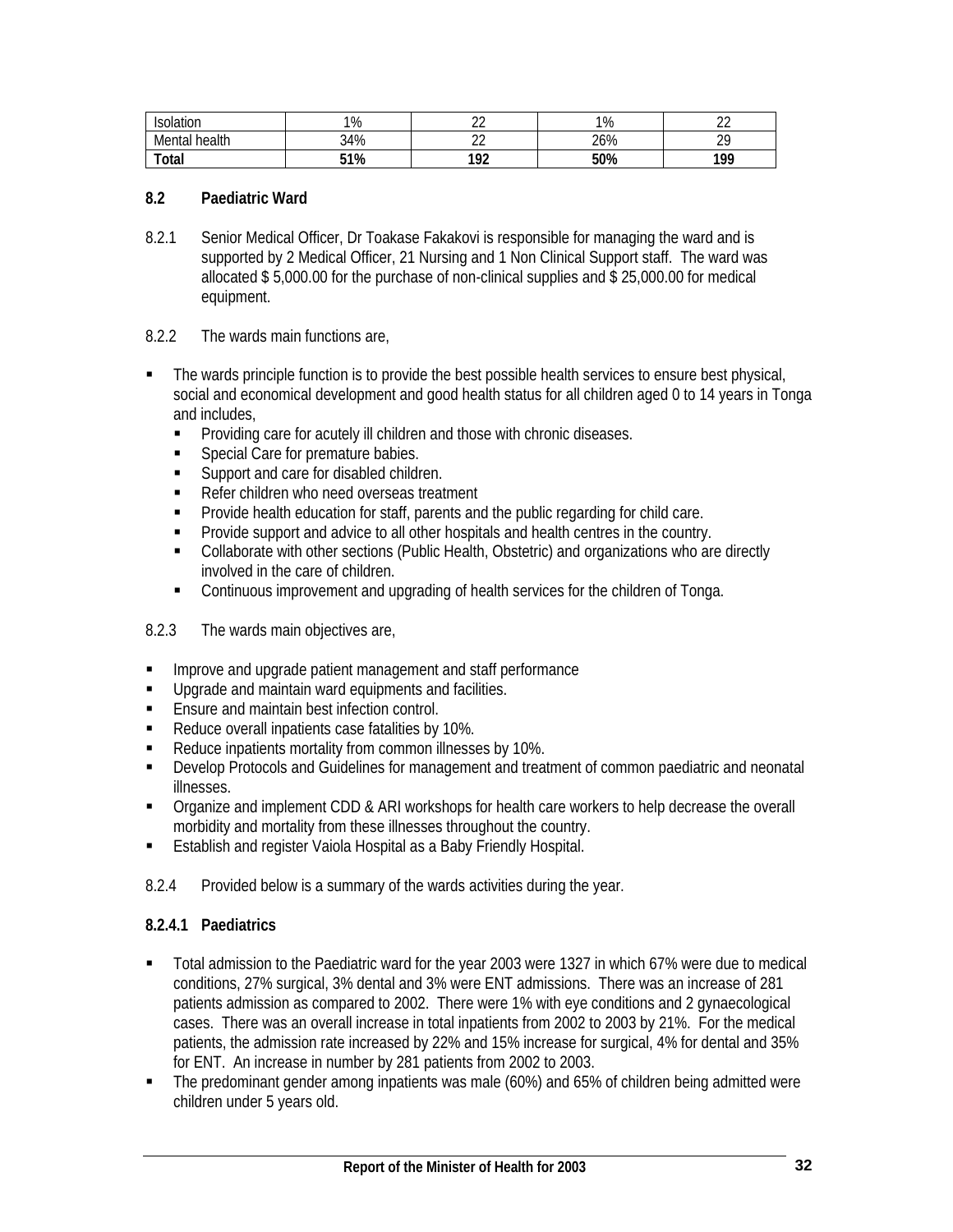| Isolation | 1% | 22 | 1% | 22 |
|---|---|---|---|---|
| Mental health | 34% | 22 | 26% | 29 |
| **Total** | **51%** | **192** | **50%** | **199** |

### 8.2 Paediatric Ward

8.2.1 Senior Medical Officer, Dr Toakase Fakakovi is responsible for managing the ward and is supported by 2 Medical Officer, 21 Nursing and 1 Non Clinical Support staff. The ward was allocated $ 5,000.00 for the purchase of non-clinical supplies and $ 25,000.00 for medical equipment.

8.2.2 The wards main functions are,

- The wards principle function is to provide the best possible health services to ensure best physical, social and economical development and good health status for all children aged 0 to 14 years in Tonga and includes,
  - Providing care for acutely ill children and those with chronic diseases.
  - Special Care for premature babies.
  - Support and care for disabled children.
  - Refer children who need overseas treatment
  - Provide health education for staff, parents and the public regarding for child care.
  - Provide support and advice to all other hospitals and health centres in the country.
  - Collaborate with other sections (Public Health, Obstetric) and organizations who are directly involved in the care of children.
  - Continuous improvement and upgrading of health services for the children of Tonga.

8.2.3 The wards main objectives are,

- Improve and upgrade patient management and staff performance
- Upgrade and maintain ward equipments and facilities.
- Ensure and maintain best infection control.
- Reduce overall inpatients case fatalities by 10%.
- Reduce inpatients mortality from common illnesses by 10%.
- Develop Protocols and Guidelines for management and treatment of common paediatric and neonatal illnesses.
- Organize and implement CDD & ARI workshops for health care workers to help decrease the overall morbidity and mortality from these illnesses throughout the country.
- Establish and register Vaiola Hospital as a Baby Friendly Hospital.

8.2.4 Provided below is a summary of the wards activities during the year.

#### 8.2.4.1 Paediatrics

- Total admission to the Paediatric ward for the year 2003 were 1327 in which 67% were due to medical conditions, 27% surgical, 3% dental and 3% were ENT admissions. There was an increase of 281 patients admission as compared to 2002. There were 1% with eye conditions and 2 gynaecological cases. There was an overall increase in total inpatients from 2002 to 2003 by 21%. For the medical patients, the admission rate increased by 22% and 15% increase for surgical, 4% for dental and 35% for ENT. An increase in number by 281 patients from 2002 to 2003.
- The predominant gender among inpatients was male (60%) and 65% of children being admitted were children under 5 years old.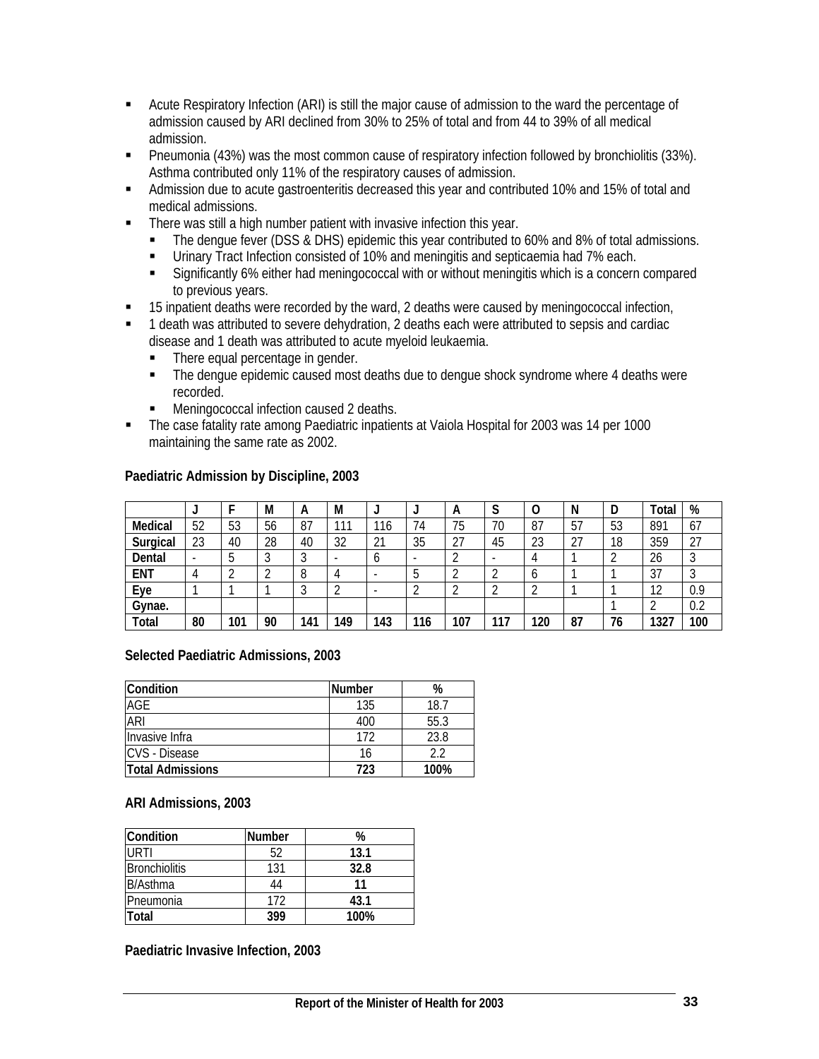- Acute Respiratory Infection (ARI) is still the major cause of admission to the ward the percentage of admission caused by ARI declined from 30% to 25% of total and from 44 to 39% of all medical admission.
- Pneumonia (43%) was the most common cause of respiratory infection followed by bronchiolitis (33%). Asthma contributed only 11% of the respiratory causes of admission.
- Admission due to acute gastroenteritis decreased this year and contributed 10% and 15% of total and medical admissions.
- There was still a high number patient with invasive infection this year.
  - The dengue fever (DSS & DHS) epidemic this year contributed to 60% and 8% of total admissions.
  - Urinary Tract Infection consisted of 10% and meningitis and septicaemia had 7% each.
  - Significantly 6% either had meningococcal with or without meningitis which is a concern compared to previous years.
- 15 inpatient deaths were recorded by the ward, 2 deaths were caused by meningococcal infection,
- 1 death was attributed to severe dehydration, 2 deaths each were attributed to sepsis and cardiac disease and 1 death was attributed to acute myeloid leukaemia.
  - There equal percentage in gender.
  - The dengue epidemic caused most deaths due to dengue shock syndrome where 4 deaths were recorded.
  - Meningococcal infection caused 2 deaths.
- The case fatality rate among Paediatric inpatients at Vaiola Hospital for 2003 was 14 per 1000 maintaining the same rate as 2002.

**Paediatric Admission by Discipline, 2003**

| | J | F | M | A | M | J | J | A | S | O | N | D | Total | % |
|---|---|---|---|---|---|---|---|---|---|---|---|---|---|---|
| **Medical** | 52 | 53 | 56 | 87 | 111 | 116 | 74 | 75 | 70 | 87 | 57 | 53 | 891 | 67 |
| **Surgical** | 23 | 40 | 28 | 40 | 32 | 21 | 35 | 27 | 45 | 23 | 27 | 18 | 359 | 27 |
| **Dental** | - | 5 | 3 | 3 | - | 6 | - | 2 | - | 4 | 1 | 2 | 26 | 3 |
| **ENT** | 4 | 2 | 2 | 8 | 4 | - | 5 | 2 | 2 | 6 | 1 | 1 | 37 | 3 |
| **Eye** | 1 | 1 | 1 | 3 | 2 | - | 2 | 2 | 2 | 2 | 1 | 1 | 12 | 0.9 |
| **Gynae.** | | | | | | | | | | | | 1 | 2 | 0.2 |
| **Total** | **80** | **101** | **90** | **141** | **149** | **143** | **116** | **107** | **117** | **120** | **87** | **76** | **1327** | **100** |

**Selected Paediatric Admissions, 2003**

| Condition | Number | % |
|---|---|---|
| AGE | 135 | 18.7 |
| ARI | 400 | 55.3 |
| Invasive Infra | 172 | 23.8 |
| CVS - Disease | 16 | 2.2 |
| **Total Admissions** | **723** | **100%** |

**ARI Admissions, 2003**

| Condition | Number | % |
|---|---|---|
| URTI | 52 | **13.1** |
| Bronchiolitis | 131 | **32.8** |
| B/Asthma | 44 | **11** |
| Pneumonia | 172 | **43.1** |
| **Total** | **399** | **100%** |

**Paediatric Invasive Infection, 2003**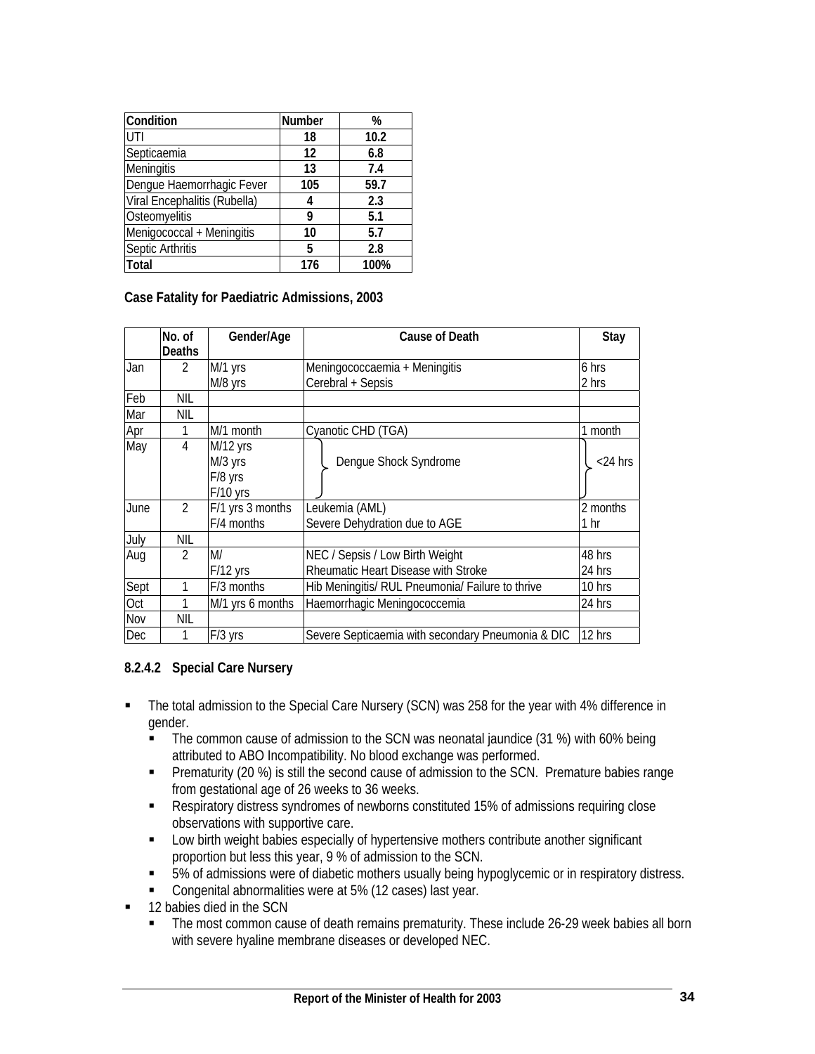| Condition | Number | % |
|---|---|---|
| UTI | 18 | 10.2 |
| Septicaemia | 12 | 6.8 |
| Meningitis | 13 | 7.4 |
| Dengue Haemorrhagic Fever | 105 | 59.7 |
| Viral Encephalitis (Rubella) | 4 | 2.3 |
| Osteomyelitis | 9 | 5.1 |
| Menigococcal + Meningitis | 10 | 5.7 |
| Septic Arthritis | 5 | 2.8 |
| Total | 176 | 100% |

**Case Fatality for Paediatric Admissions, 2003**

| | No. of Deaths | Gender/Age | Cause of Death | Stay |
|---|---|---|---|---|
| Jan | 2 | M/1 yrs<br>M/8 yrs | Meningococcaemia + Meningitis<br>Cerebral + Sepsis | 6 hrs<br>2 hrs |
| Feb | NIL | | | |
| Mar | NIL | | | |
| Apr | 1 | M/1 month | Cyanotic CHD (TGA) | 1 month |
| May | 4 | M/12 yrs<br>M/3 yrs<br>F/8 yrs<br>F/10 yrs | Dengue Shock Syndrome | <24 hrs |
| June | 2 | F/1 yrs 3 months<br>F/4 months | Leukemia (AML)<br>Severe Dehydration due to AGE | 2 months<br>1 hr |
| July | NIL | | | |
| Aug | 2 | M/<br>F/12 yrs | NEC / Sepsis / Low Birth Weight<br>Rheumatic Heart Disease with Stroke | 48 hrs<br>24 hrs |
| Sept | 1 | F/3 months | Hib Meningitis/ RUL Pneumonia/ Failure to thrive | 10 hrs |
| Oct | 1 | M/1 yrs 6 months | Haemorrhagic Meningococcemia | 24 hrs |
| Nov | NIL | | | |
| Dec | 1 | F/3 yrs | Severe Septicaemia with secondary Pneumonia & DIC | 12 hrs |

#### 8.2.4.2 Special Care Nursery

- The total admission to the Special Care Nursery (SCN) was 258 for the year with 4% difference in gender.
  - The common cause of admission to the SCN was neonatal jaundice (31 %) with 60% being attributed to ABO Incompatibility. No blood exchange was performed.
  - Prematurity (20 %) is still the second cause of admission to the SCN. Premature babies range from gestational age of 26 weeks to 36 weeks.
  - Respiratory distress syndromes of newborns constituted 15% of admissions requiring close observations with supportive care.
  - Low birth weight babies especially of hypertensive mothers contribute another significant proportion but less this year, 9 % of admission to the SCN.
  - 5% of admissions were of diabetic mothers usually being hypoglycemic or in respiratory distress.
  - Congenital abnormalities were at 5% (12 cases) last year.
- 12 babies died in the SCN
  - The most common cause of death remains prematurity. These include 26-29 week babies all born with severe hyaline membrane diseases or developed NEC.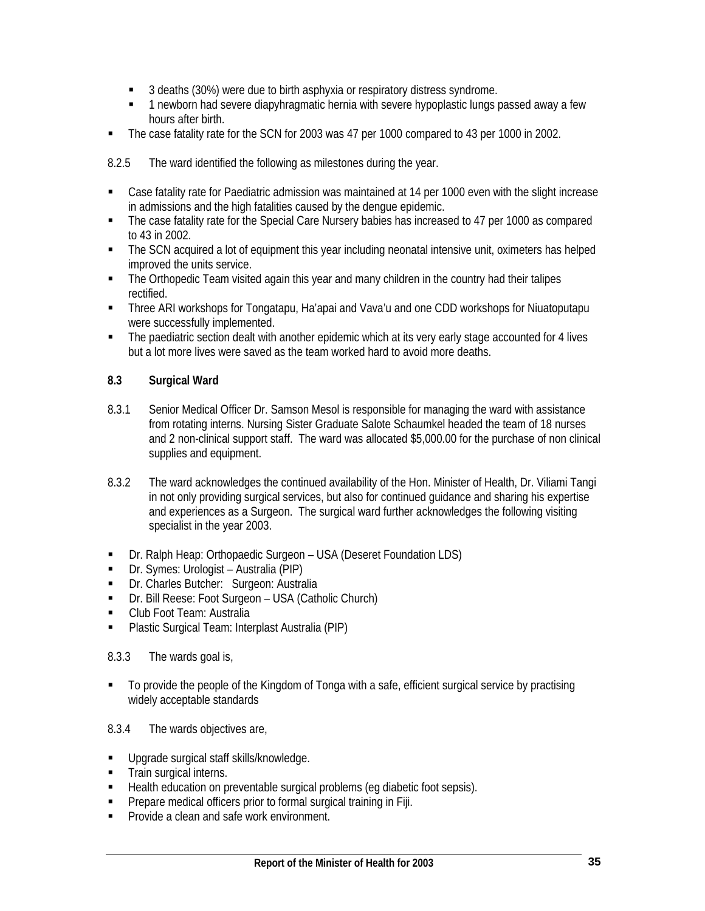- 3 deaths (30%) were due to birth asphyxia or respiratory distress syndrome.
  - 1 newborn had severe diapyhragmatic hernia with severe hypoplastic lungs passed away a few hours after birth.
- The case fatality rate for the SCN for 2003 was 47 per 1000 compared to 43 per 1000 in 2002.

8.2.5 The ward identified the following as milestones during the year.

- Case fatality rate for Paediatric admission was maintained at 14 per 1000 even with the slight increase in admissions and the high fatalities caused by the dengue epidemic.
- The case fatality rate for the Special Care Nursery babies has increased to 47 per 1000 as compared to 43 in 2002.
- The SCN acquired a lot of equipment this year including neonatal intensive unit, oximeters has helped improved the units service.
- The Orthopedic Team visited again this year and many children in the country had their talipes rectified.
- Three ARI workshops for Tongatapu, Ha'apai and Vava'u and one CDD workshops for Niuatoputapu were successfully implemented.
- The paediatric section dealt with another epidemic which at its very early stage accounted for 4 lives but a lot more lives were saved as the team worked hard to avoid more deaths.

### 8.3 Surgical Ward

8.3.1 Senior Medical Officer Dr. Samson Mesol is responsible for managing the ward with assistance from rotating interns. Nursing Sister Graduate Salote Schaumkel headed the team of 18 nurses and 2 non-clinical support staff. The ward was allocated $5,000.00 for the purchase of non clinical supplies and equipment.

8.3.2 The ward acknowledges the continued availability of the Hon. Minister of Health, Dr. Viliami Tangi in not only providing surgical services, but also for continued guidance and sharing his expertise and experiences as a Surgeon. The surgical ward further acknowledges the following visiting specialist in the year 2003.

- Dr. Ralph Heap: Orthopaedic Surgeon – USA (Deseret Foundation LDS)
- Dr. Symes: Urologist – Australia (PIP)
- Dr. Charles Butcher: Surgeon: Australia
- Dr. Bill Reese: Foot Surgeon – USA (Catholic Church)
- Club Foot Team: Australia
- Plastic Surgical Team: Interplast Australia (PIP)

8.3.3 The wards goal is,

- To provide the people of the Kingdom of Tonga with a safe, efficient surgical service by practising widely acceptable standards

8.3.4 The wards objectives are,

- Upgrade surgical staff skills/knowledge.
- Train surgical interns.
- Health education on preventable surgical problems (eg diabetic foot sepsis).
- Prepare medical officers prior to formal surgical training in Fiji.
- Provide a clean and safe work environment.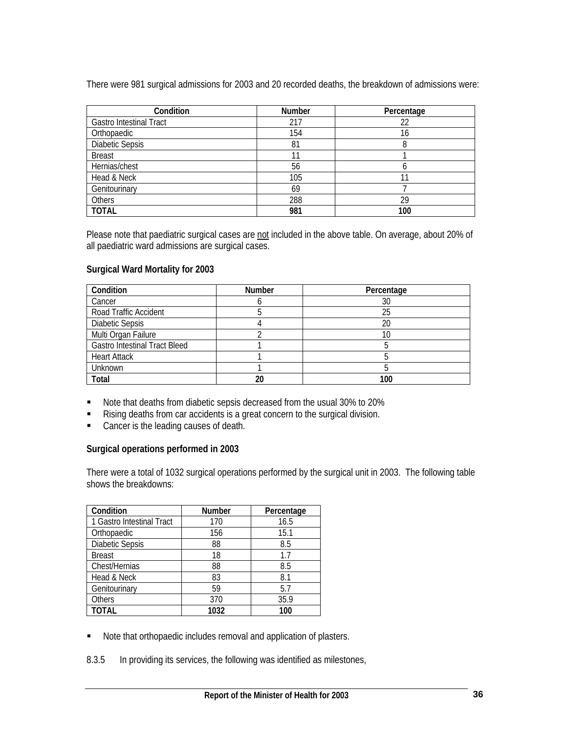There were 981 surgical admissions for 2003 and 20 recorded deaths, the breakdown of admissions were:

| Condition | Number | Percentage |
|---|---|---|
| Gastro Intestinal Tract | 217 | 22 |
| Orthopaedic | 154 | 16 |
| Diabetic Sepsis | 81 | 8 |
| Breast | 11 | 1 |
| Hernias/chest | 56 | 6 |
| Head & Neck | 105 | 11 |
| Genitourinary | 69 | 7 |
| Others | 288 | 29 |
| **TOTAL** | **981** | **100** |

Please note that paediatric surgical cases are not included in the above table. On average, about 20% of all paediatric ward admissions are surgical cases.

**Surgical Ward Mortality for 2003**

| Condition | Number | Percentage |
|---|---|---|
| Cancer | 6 | 30 |
| Road Traffic Accident | 5 | 25 |
| Diabetic Sepsis | 4 | 20 |
| Multi Organ Failure | 2 | 10 |
| Gastro Intestinal Tract Bleed | 1 | 5 |
| Heart Attack | 1 | 5 |
| Unknown | 1 | 5 |
| **Total** | **20** | **100** |

- Note that deaths from diabetic sepsis decreased from the usual 30% to 20%
- Rising deaths from car accidents is a great concern to the surgical division.
- Cancer is the leading causes of death.

**Surgical operations performed in 2003**

There were a total of 1032 surgical operations performed by the surgical unit in 2003. The following table shows the breakdowns:

| Condition | Number | Percentage |
|---|---|---|
| 1 Gastro Intestinal Tract | 170 | 16.5 |
| Orthopaedic | 156 | 15.1 |
| Diabetic Sepsis | 88 | 8.5 |
| Breast | 18 | 1.7 |
| Chest/Hernias | 88 | 8.5 |
| Head & Neck | 83 | 8.1 |
| Genitourinary | 59 | 5.7 |
| Others | 370 | 35.9 |
| **TOTAL** | **1032** | **100** |

- Note that orthopaedic includes removal and application of plasters.

8.3.5 In providing its services, the following was identified as milestones,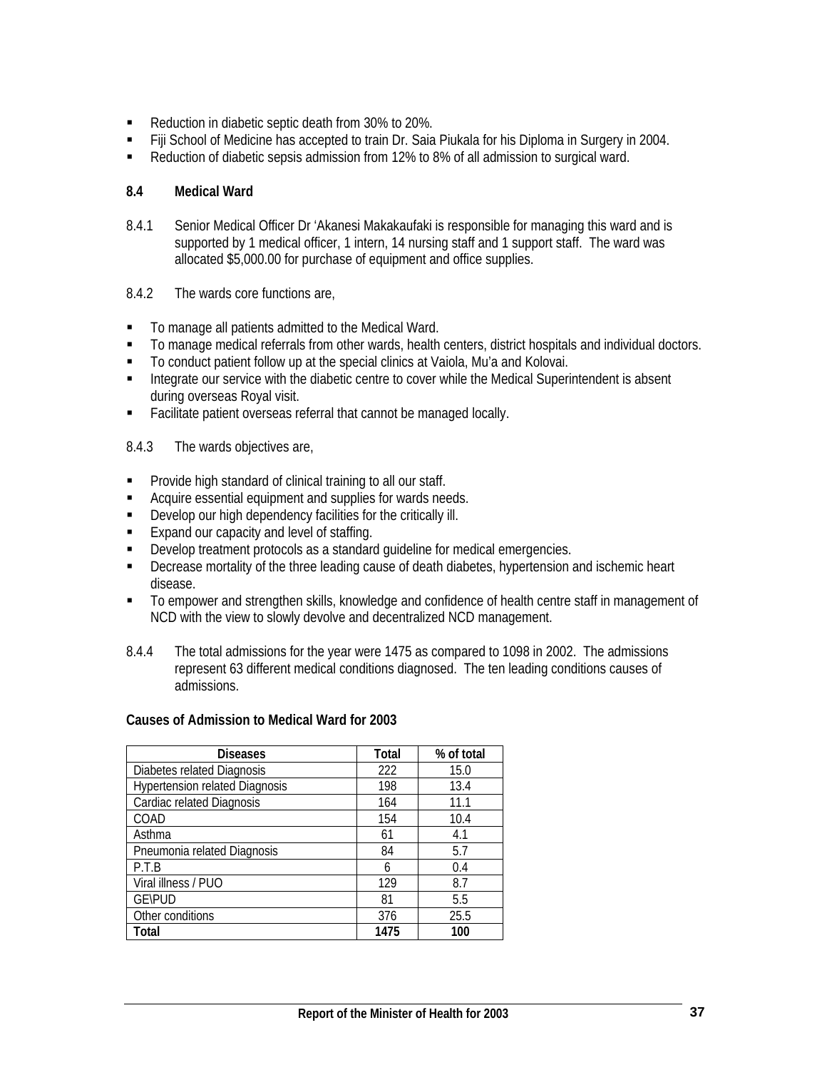- Reduction in diabetic septic death from 30% to 20%.
- Fiji School of Medicine has accepted to train Dr. Saia Piukala for his Diploma in Surgery in 2004.
- Reduction of diabetic sepsis admission from 12% to 8% of all admission to surgical ward.

### 8.4 Medical Ward

8.4.1 Senior Medical Officer Dr 'Akanesi Makakaufaki is responsible for managing this ward and is supported by 1 medical officer, 1 intern, 14 nursing staff and 1 support staff. The ward was allocated $5,000.00 for purchase of equipment and office supplies.

8.4.2 The wards core functions are,

- To manage all patients admitted to the Medical Ward.
- To manage medical referrals from other wards, health centers, district hospitals and individual doctors.
- To conduct patient follow up at the special clinics at Vaiola, Mu'a and Kolovai.
- Integrate our service with the diabetic centre to cover while the Medical Superintendent is absent during overseas Royal visit.
- Facilitate patient overseas referral that cannot be managed locally.

8.4.3 The wards objectives are,

- Provide high standard of clinical training to all our staff.
- Acquire essential equipment and supplies for wards needs.
- Develop our high dependency facilities for the critically ill.
- Expand our capacity and level of staffing.
- Develop treatment protocols as a standard guideline for medical emergencies.
- Decrease mortality of the three leading cause of death diabetes, hypertension and ischemic heart disease.
- To empower and strengthen skills, knowledge and confidence of health centre staff in management of NCD with the view to slowly devolve and decentralized NCD management.

8.4.4 The total admissions for the year were 1475 as compared to 1098 in 2002. The admissions represent 63 different medical conditions diagnosed. The ten leading conditions causes of admissions.

**Causes of Admission to Medical Ward for 2003**

| Diseases | Total | % of total |
|---|---|---|
| Diabetes related Diagnosis | 222 | 15.0 |
| Hypertension related Diagnosis | 198 | 13.4 |
| Cardiac related Diagnosis | 164 | 11.1 |
| COAD | 154 | 10.4 |
| Asthma | 61 | 4.1 |
| Pneumonia related Diagnosis | 84 | 5.7 |
| P.T.B | 6 | 0.4 |
| Viral illness / PUO | 129 | 8.7 |
| GE\PUD | 81 | 5.5 |
| Other conditions | 376 | 25.5 |
| **Total** | **1475** | **100** |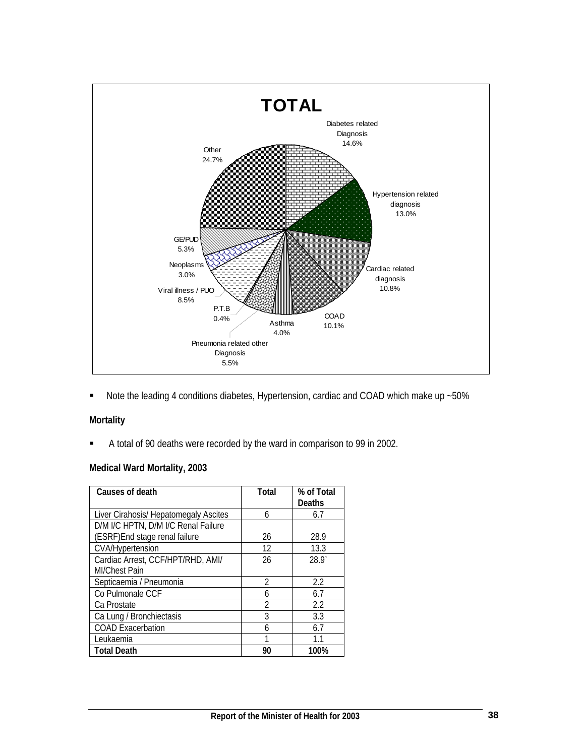**TOTAL**

Diabetes related Diagnosis 14.6%
Hypertension related diagnosis 13.0%
Cardiac related diagnosis 10.8%
COAD 10.1%
Asthma 4.0%
Pneumonia related other Diagnosis 5.5%
P.T.B 0.4%
Viral illness / PUO 8.5%
Neoplasms 3.0%
GE/PUD 5.3%
Other 24.7%

- Note the leading 4 conditions diabetes, Hypertension, cardiac and COAD which make up ~50%

**Mortality**

- A total of 90 deaths were recorded by the ward in comparison to 99 in 2002.

**Medical Ward Mortality, 2003**

| Causes of death | Total | % of Total Deaths |
|---|---|---|
| Liver Cirahosis/ Hepatomegaly Ascites | 6 | 6.7 |
| D/M I/C HPTN, D/M I/C Renal Failure (ESRF)End stage renal failure | 26 | 28.9 |
| CVA/Hypertension | 12 | 13.3 |
| Cardiac Arrest, CCF/HPT/RHD, AMI/ MI/Chest Pain | 26 | 28.9` |
| Septicaemia / Pneumonia | 2 | 2.2 |
| Co Pulmonale CCF | 6 | 6.7 |
| Ca Prostate | 2 | 2.2 |
| Ca Lung / Bronchiectasis | 3 | 3.3 |
| COAD Exacerbation | 6 | 6.7 |
| Leukaemia | 1 | 1.1 |
| **Total Death** | **90** | **100%** |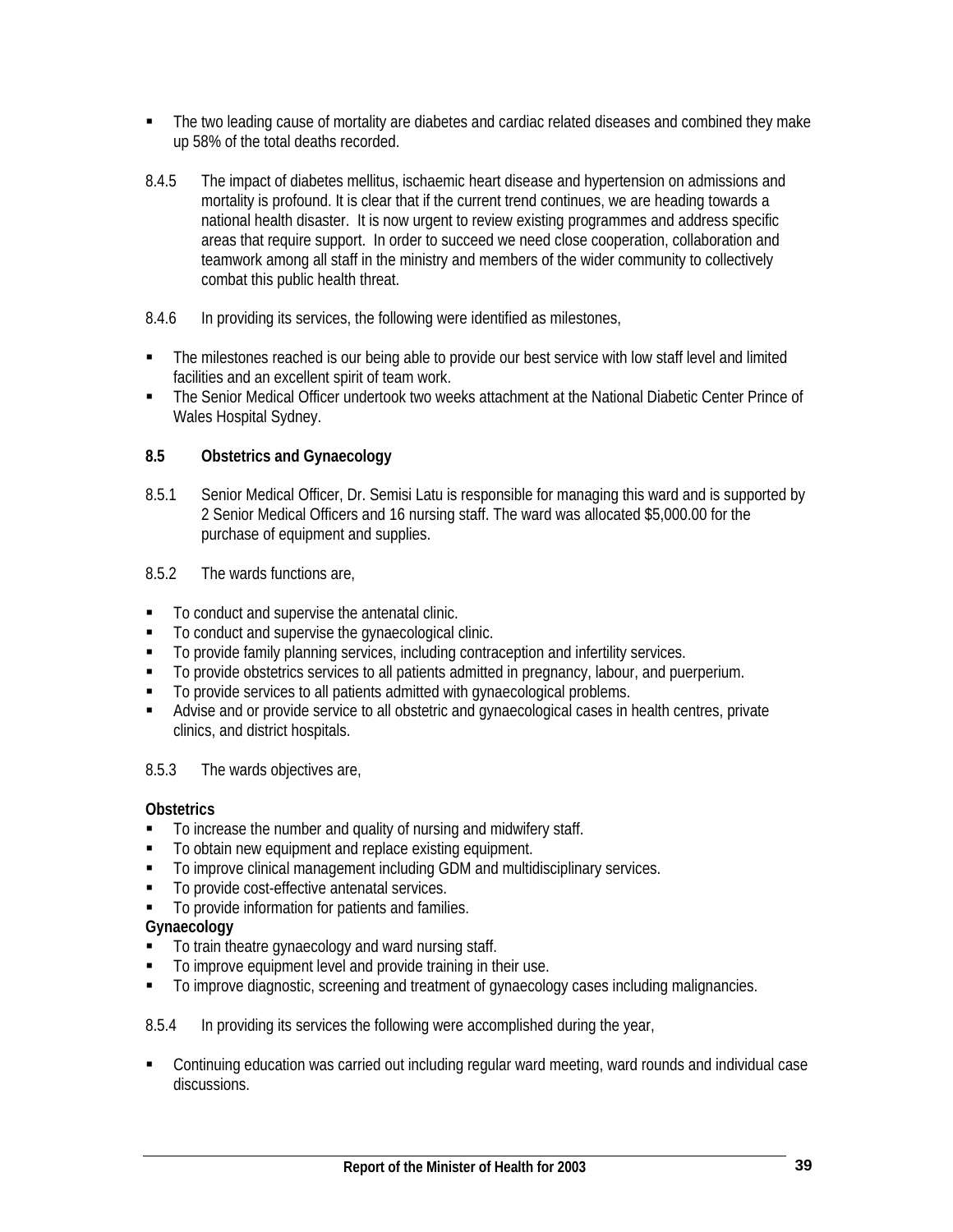- The two leading cause of mortality are diabetes and cardiac related diseases and combined they make up 58% of the total deaths recorded.

8.4.5 The impact of diabetes mellitus, ischaemic heart disease and hypertension on admissions and mortality is profound. It is clear that if the current trend continues, we are heading towards a national health disaster. It is now urgent to review existing programmes and address specific areas that require support. In order to succeed we need close cooperation, collaboration and teamwork among all staff in the ministry and members of the wider community to collectively combat this public health threat.

8.4.6 In providing its services, the following were identified as milestones,

- The milestones reached is our being able to provide our best service with low staff level and limited facilities and an excellent spirit of team work.
- The Senior Medical Officer undertook two weeks attachment at the National Diabetic Center Prince of Wales Hospital Sydney.

### 8.5 Obstetrics and Gynaecology

8.5.1 Senior Medical Officer, Dr. Semisi Latu is responsible for managing this ward and is supported by 2 Senior Medical Officers and 16 nursing staff. The ward was allocated $5,000.00 for the purchase of equipment and supplies.

8.5.2 The wards functions are,

- To conduct and supervise the antenatal clinic.
- To conduct and supervise the gynaecological clinic.
- To provide family planning services, including contraception and infertility services.
- To provide obstetrics services to all patients admitted in pregnancy, labour, and puerperium.
- To provide services to all patients admitted with gynaecological problems.
- Advise and or provide service to all obstetric and gynaecological cases in health centres, private clinics, and district hospitals.

8.5.3 The wards objectives are,

**Obstetrics**

- To increase the number and quality of nursing and midwifery staff.
- To obtain new equipment and replace existing equipment.
- To improve clinical management including GDM and multidisciplinary services.
- To provide cost-effective antenatal services.
- To provide information for patients and families.

**Gynaecology**

- To train theatre gynaecology and ward nursing staff.
- To improve equipment level and provide training in their use.
- To improve diagnostic, screening and treatment of gynaecology cases including malignancies.

8.5.4 In providing its services the following were accomplished during the year,

- Continuing education was carried out including regular ward meeting, ward rounds and individual case discussions.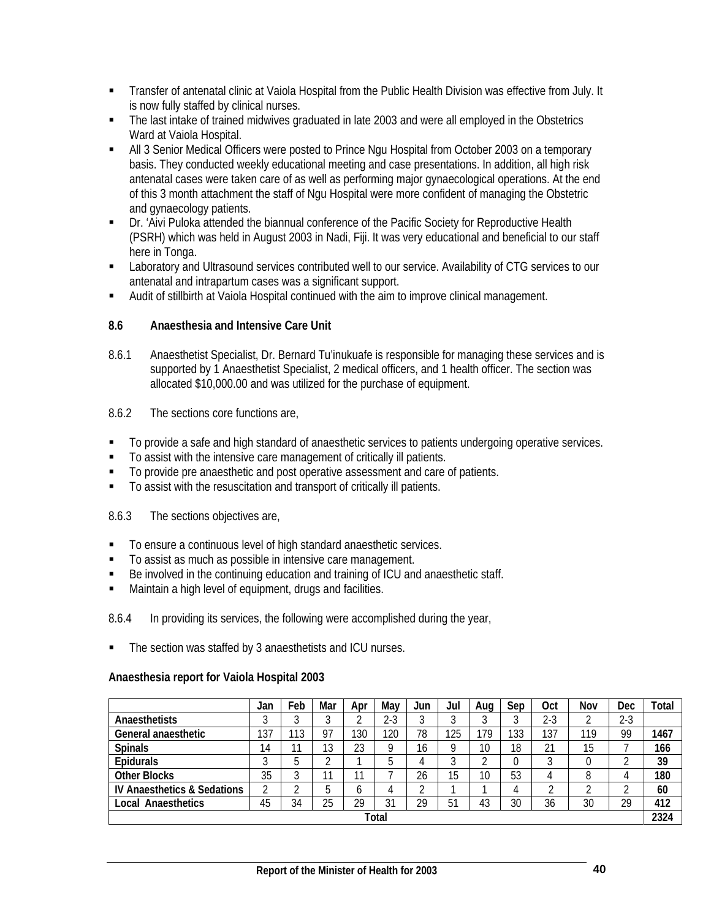- Transfer of antenatal clinic at Vaiola Hospital from the Public Health Division was effective from July. It is now fully staffed by clinical nurses.
- The last intake of trained midwives graduated in late 2003 and were all employed in the Obstetrics Ward at Vaiola Hospital.
- All 3 Senior Medical Officers were posted to Prince Ngu Hospital from October 2003 on a temporary basis. They conducted weekly educational meeting and case presentations. In addition, all high risk antenatal cases were taken care of as well as performing major gynaecological operations. At the end of this 3 month attachment the staff of Ngu Hospital were more confident of managing the Obstetric and gynaecology patients.
- Dr. 'Aivi Puloka attended the biannual conference of the Pacific Society for Reproductive Health (PSRH) which was held in August 2003 in Nadi, Fiji. It was very educational and beneficial to our staff here in Tonga.
- Laboratory and Ultrasound services contributed well to our service. Availability of CTG services to our antenatal and intrapartum cases was a significant support.
- Audit of stillbirth at Vaiola Hospital continued with the aim to improve clinical management.

### 8.6 Anaesthesia and Intensive Care Unit

8.6.1 Anaesthetist Specialist, Dr. Bernard Tu'inukuafe is responsible for managing these services and is supported by 1 Anaesthetist Specialist, 2 medical officers, and 1 health officer. The section was allocated $10,000.00 and was utilized for the purchase of equipment.

8.6.2 The sections core functions are,

- To provide a safe and high standard of anaesthetic services to patients undergoing operative services.
- To assist with the intensive care management of critically ill patients.
- To provide pre anaesthetic and post operative assessment and care of patients.
- To assist with the resuscitation and transport of critically ill patients.

8.6.3 The sections objectives are,

- To ensure a continuous level of high standard anaesthetic services.
- To assist as much as possible in intensive care management.
- Be involved in the continuing education and training of ICU and anaesthetic staff.
- Maintain a high level of equipment, drugs and facilities.

8.6.4 In providing its services, the following were accomplished during the year,

- The section was staffed by 3 anaesthetists and ICU nurses.

**Anaesthesia report for Vaiola Hospital 2003**

| | Jan | Feb | Mar | Apr | May | Jun | Jul | Aug | Sep | Oct | Nov | Dec | Total |
|---|---|---|---|---|---|---|---|---|---|---|---|---|---|
| **Anaesthetists** | 3 | 3 | 3 | 2 | 2-3 | 3 | 3 | 3 | 3 | 2-3 | 2 | 2-3 | |
| **General anaesthetic** | 137 | 113 | 97 | 130 | 120 | 78 | 125 | 179 | 133 | 137 | 119 | 99 | **1467** |
| **Spinals** | 14 | 11 | 13 | 23 | 9 | 16 | 9 | 10 | 18 | 21 | 15 | 7 | **166** |
| **Epidurals** | 3 | 5 | 2 | 1 | 5 | 4 | 3 | 2 | 0 | 3 | 0 | 2 | **39** |
| **Other Blocks** | 35 | 3 | 11 | 11 | 7 | 26 | 15 | 10 | 53 | 4 | 8 | 4 | **180** |
| **IV Anaesthetics & Sedations** | 2 | 2 | 5 | 6 | 4 | 2 | 1 | 1 | 4 | 2 | 2 | 2 | **60** |
| **Local Anaesthetics** | 45 | 34 | 25 | 29 | 31 | 29 | 51 | 43 | 30 | 36 | 30 | 29 | **412** |
| **Total** | | | | | | | | | | | | | **2324** |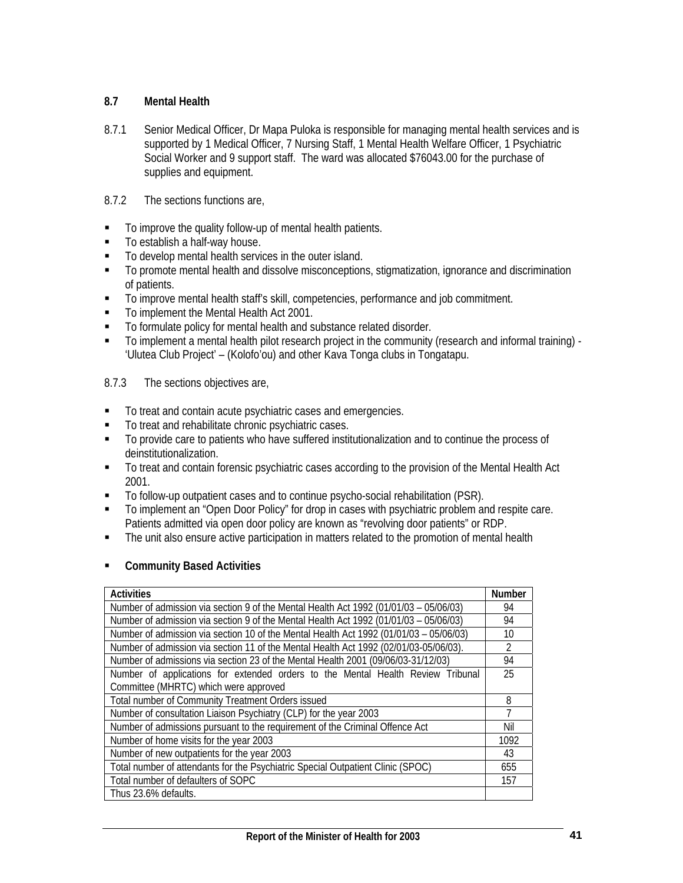## 8.7 Mental Health

8.7.1 Senior Medical Officer, Dr Mapa Puloka is responsible for managing mental health services and is supported by 1 Medical Officer, 7 Nursing Staff, 1 Mental Health Welfare Officer, 1 Psychiatric Social Worker and 9 support staff. The ward was allocated $76043.00 for the purchase of supplies and equipment.

8.7.2 The sections functions are,

- To improve the quality follow-up of mental health patients.
- To establish a half-way house.
- To develop mental health services in the outer island.
- To promote mental health and dissolve misconceptions, stigmatization, ignorance and discrimination of patients.
- To improve mental health staff's skill, competencies, performance and job commitment.
- To implement the Mental Health Act 2001.
- To formulate policy for mental health and substance related disorder.
- To implement a mental health pilot research project in the community (research and informal training) - 'Ulutea Club Project' – (Kolofo'ou) and other Kava Tonga clubs in Tongatapu.

8.7.3 The sections objectives are,

- To treat and contain acute psychiatric cases and emergencies.
- To treat and rehabilitate chronic psychiatric cases.
- To provide care to patients who have suffered institutionalization and to continue the process of deinstitutionalization.
- To treat and contain forensic psychiatric cases according to the provision of the Mental Health Act 2001.
- To follow-up outpatient cases and to continue psycho-social rehabilitation (PSR).
- To implement an "Open Door Policy" for drop in cases with psychiatric problem and respite care. Patients admitted via open door policy are known as "revolving door patients" or RDP.
- The unit also ensure active participation in matters related to the promotion of mental health

- **Community Based Activities**

| Activities | Number |
|---|---|
| Number of admission via section 9 of the Mental Health Act 1992 (01/01/03 – 05/06/03) | 94 |
| Number of admission via section 9 of the Mental Health Act 1992 (01/01/03 – 05/06/03) | 94 |
| Number of admission via section 10 of the Mental Health Act 1992 (01/01/03 – 05/06/03) | 10 |
| Number of admission via section 11 of the Mental Health Act 1992 (02/01/03-05/06/03). | 2 |
| Number of admissions via section 23 of the Mental Health 2001 (09/06/03-31/12/03) | 94 |
| Number of applications for extended orders to the Mental Health Review Tribunal Committee (MHRTC) which were approved | 25 |
| Total number of Community Treatment Orders issued | 8 |
| Number of consultation Liaison Psychiatry (CLP) for the year 2003 | 7 |
| Number of admissions pursuant to the requirement of the Criminal Offence Act | Nil |
| Number of home visits for the year 2003 | 1092 |
| Number of new outpatients for the year 2003 | 43 |
| Total number of attendants for the Psychiatric Special Outpatient Clinic (SPOC) | 655 |
| Total number of defaulters of SOPC | 157 |
| Thus 23.6% defaults. | |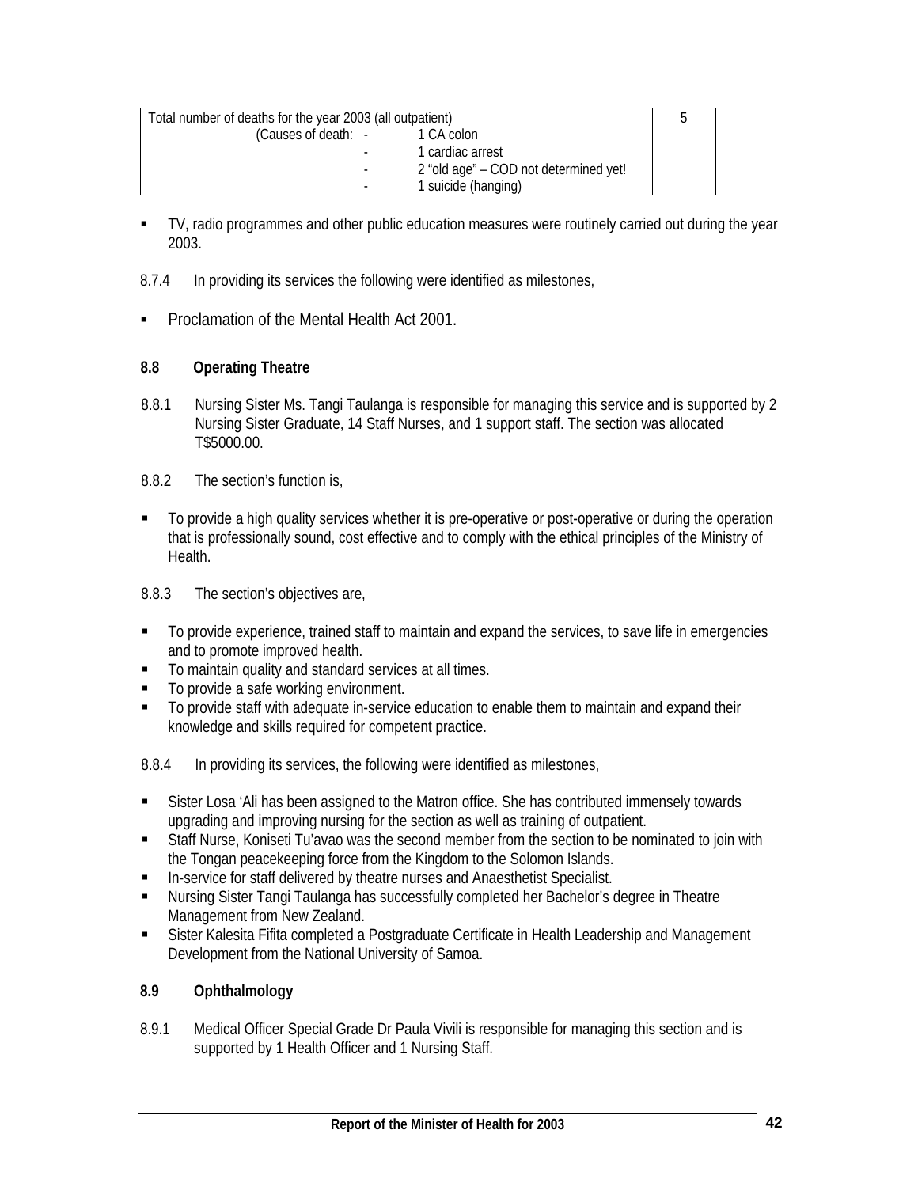| Total number of deaths for the year 2003 (all outpatient) | 5 |
|---|---|
| (Causes of death: - 1 CA colon | |
| - 1 cardiac arrest | |
| - 2 "old age" – COD not determined yet! | |
| - 1 suicide (hanging) | |

- TV, radio programmes and other public education measures were routinely carried out during the year 2003.

8.7.4 In providing its services the following were identified as milestones,

- Proclamation of the Mental Health Act 2001.

### 8.8 Operating Theatre

8.8.1 Nursing Sister Ms. Tangi Taulanga is responsible for managing this service and is supported by 2 Nursing Sister Graduate, 14 Staff Nurses, and 1 support staff. The section was allocated T$5000.00.

8.8.2 The section's function is,

- To provide a high quality services whether it is pre-operative or post-operative or during the operation that is professionally sound, cost effective and to comply with the ethical principles of the Ministry of Health.

8.8.3 The section's objectives are,

- To provide experience, trained staff to maintain and expand the services, to save life in emergencies and to promote improved health.
- To maintain quality and standard services at all times.
- To provide a safe working environment.
- To provide staff with adequate in-service education to enable them to maintain and expand their knowledge and skills required for competent practice.

8.8.4 In providing its services, the following were identified as milestones,

- Sister Losa 'Ali has been assigned to the Matron office. She has contributed immensely towards upgrading and improving nursing for the section as well as training of outpatient.
- Staff Nurse, Koniseti Tu'avao was the second member from the section to be nominated to join with the Tongan peacekeeping force from the Kingdom to the Solomon Islands.
- In-service for staff delivered by theatre nurses and Anaesthetist Specialist.
- Nursing Sister Tangi Taulanga has successfully completed her Bachelor's degree in Theatre Management from New Zealand.
- Sister Kalesita Fifita completed a Postgraduate Certificate in Health Leadership and Management Development from the National University of Samoa.

### 8.9 Ophthalmology

8.9.1 Medical Officer Special Grade Dr Paula Vivili is responsible for managing this section and is supported by 1 Health Officer and 1 Nursing Staff.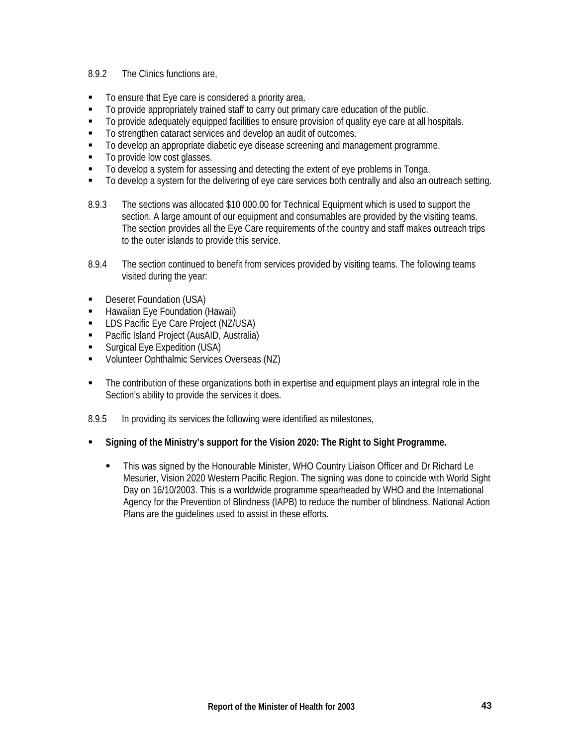8.9.2 The Clinics functions are,

- To ensure that Eye care is considered a priority area.
- To provide appropriately trained staff to carry out primary care education of the public.
- To provide adequately equipped facilities to ensure provision of quality eye care at all hospitals.
- To strengthen cataract services and develop an audit of outcomes.
- To develop an appropriate diabetic eye disease screening and management programme.
- To provide low cost glasses.
- To develop a system for assessing and detecting the extent of eye problems in Tonga.
- To develop a system for the delivering of eye care services both centrally and also an outreach setting.

8.9.3 The sections was allocated $10 000.00 for Technical Equipment which is used to support the section. A large amount of our equipment and consumables are provided by the visiting teams. The section provides all the Eye Care requirements of the country and staff makes outreach trips to the outer islands to provide this service.

8.9.4 The section continued to benefit from services provided by visiting teams. The following teams visited during the year:

- Deseret Foundation (USA)
- Hawaiian Eye Foundation (Hawaii)
- LDS Pacific Eye Care Project (NZ/USA)
- Pacific Island Project (AusAID, Australia)
- Surgical Eye Expedition (USA)
- Volunteer Ophthalmic Services Overseas (NZ)

- The contribution of these organizations both in expertise and equipment plays an integral role in the Section's ability to provide the services it does.

8.9.5 In providing its services the following were identified as milestones,

- **Signing of the Ministry's support for the Vision 2020: The Right to Sight Programme.**
  - This was signed by the Honourable Minister, WHO Country Liaison Officer and Dr Richard Le Mesurier, Vision 2020 Western Pacific Region. The signing was done to coincide with World Sight Day on 16/10/2003. This is a worldwide programme spearheaded by WHO and the International Agency for the Prevention of Blindness (IAPB) to reduce the number of blindness. National Action Plans are the guidelines used to assist in these efforts.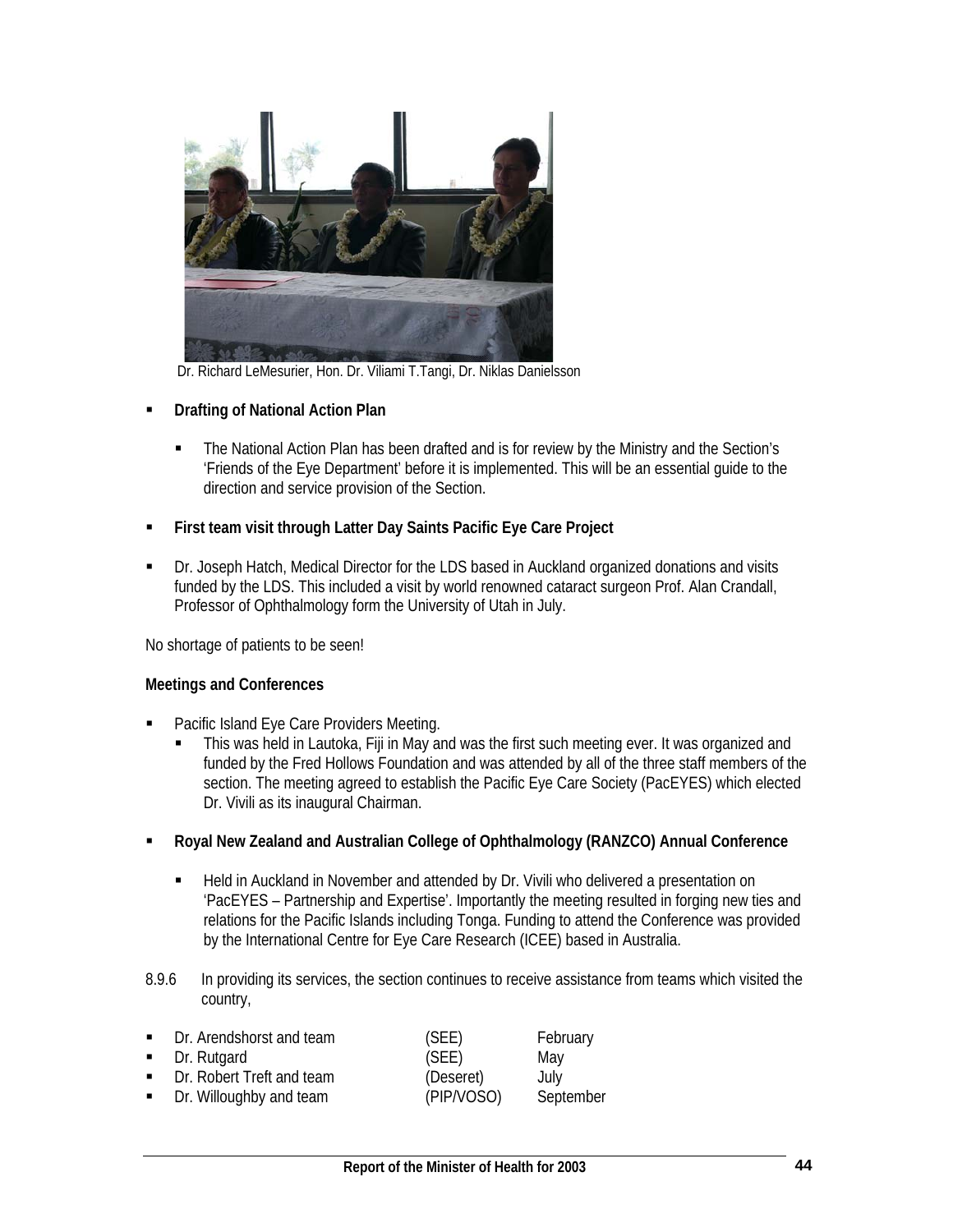Dr. Richard LeMesurier, Hon. Dr. Viliami T.Tangi, Dr. Niklas Danielsson

- **Drafting of National Action Plan**

  - The National Action Plan has been drafted and is for review by the Ministry and the Section's 'Friends of the Eye Department' before it is implemented. This will be an essential guide to the direction and service provision of the Section.

- **First team visit through Latter Day Saints Pacific Eye Care Project**

- Dr. Joseph Hatch, Medical Director for the LDS based in Auckland organized donations and visits funded by the LDS. This included a visit by world renowned cataract surgeon Prof. Alan Crandall, Professor of Ophthalmology form the University of Utah in July.

No shortage of patients to be seen!

**Meetings and Conferences**

- Pacific Island Eye Care Providers Meeting.
  - This was held in Lautoka, Fiji in May and was the first such meeting ever. It was organized and funded by the Fred Hollows Foundation and was attended by all of the three staff members of the section. The meeting agreed to establish the Pacific Eye Care Society (PacEYES) which elected Dr. Vivili as its inaugural Chairman.

- **Royal New Zealand and Australian College of Ophthalmology (RANZCO) Annual Conference**

  - Held in Auckland in November and attended by Dr. Vivili who delivered a presentation on 'PacEYES – Partnership and Expertise'. Importantly the meeting resulted in forging new ties and relations for the Pacific Islands including Tonga. Funding to attend the Conference was provided by the International Centre for Eye Care Research (ICEE) based in Australia.

8.9.6 In providing its services, the section continues to receive assistance from teams which visited the country,

| | | |
|---|---|---|
| Dr. Arendshorst and team | (SEE) | February |
| Dr. Rutgard | (SEE) | May |
| Dr. Robert Treft and team | (Deseret) | July |
| Dr. Willoughby and team | (PIP/VOSO) | September |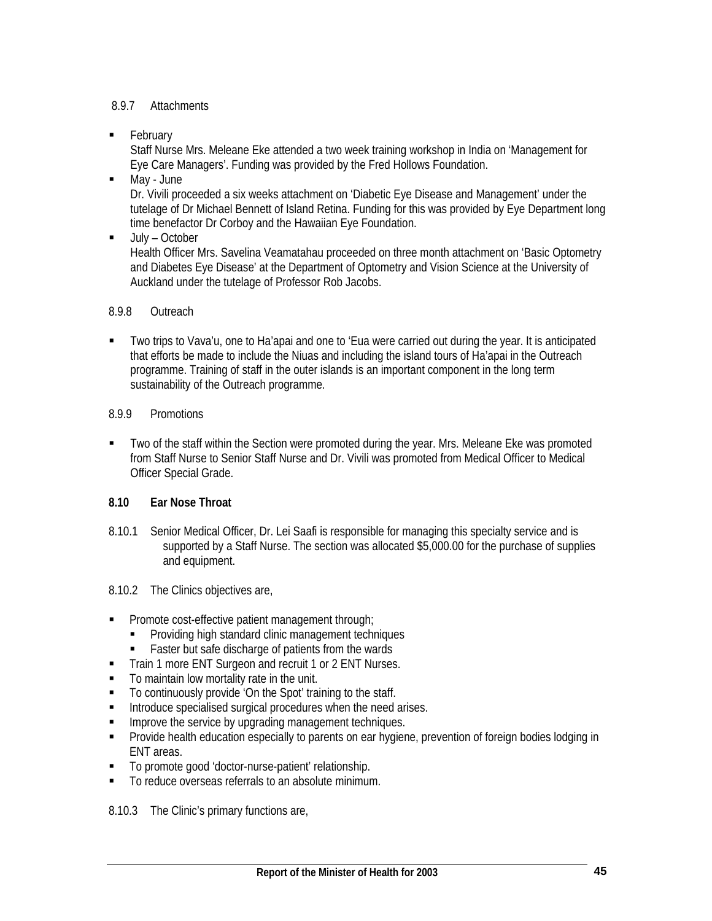8.9.7 Attachments

- February
  Staff Nurse Mrs. Meleane Eke attended a two week training workshop in India on 'Management for Eye Care Managers'. Funding was provided by the Fred Hollows Foundation.
- May - June
  Dr. Vivili proceeded a six weeks attachment on 'Diabetic Eye Disease and Management' under the tutelage of Dr Michael Bennett of Island Retina. Funding for this was provided by Eye Department long time benefactor Dr Corboy and the Hawaiian Eye Foundation.
- July – October
  Health Officer Mrs. Savelina Veamatahau proceeded on three month attachment on 'Basic Optometry and Diabetes Eye Disease' at the Department of Optometry and Vision Science at the University of Auckland under the tutelage of Professor Rob Jacobs.

8.9.8 Outreach

- Two trips to Vava'u, one to Ha'apai and one to 'Eua were carried out during the year. It is anticipated that efforts be made to include the Niuas and including the island tours of Ha'apai in the Outreach programme. Training of staff in the outer islands is an important component in the long term sustainability of the Outreach programme.

8.9.9 Promotions

- Two of the staff within the Section were promoted during the year. Mrs. Meleane Eke was promoted from Staff Nurse to Senior Staff Nurse and Dr. Vivili was promoted from Medical Officer to Medical Officer Special Grade.

## 8.10 Ear Nose Throat

8.10.1 Senior Medical Officer, Dr. Lei Saafi is responsible for managing this specialty service and is supported by a Staff Nurse. The section was allocated $5,000.00 for the purchase of supplies and equipment.

8.10.2 The Clinics objectives are,

- Promote cost-effective patient management through;
  - Providing high standard clinic management techniques
  - Faster but safe discharge of patients from the wards
- Train 1 more ENT Surgeon and recruit 1 or 2 ENT Nurses.
- To maintain low mortality rate in the unit.
- To continuously provide 'On the Spot' training to the staff.
- Introduce specialised surgical procedures when the need arises.
- Improve the service by upgrading management techniques.
- Provide health education especially to parents on ear hygiene, prevention of foreign bodies lodging in ENT areas.
- To promote good 'doctor-nurse-patient' relationship.
- To reduce overseas referrals to an absolute minimum.

8.10.3 The Clinic's primary functions are,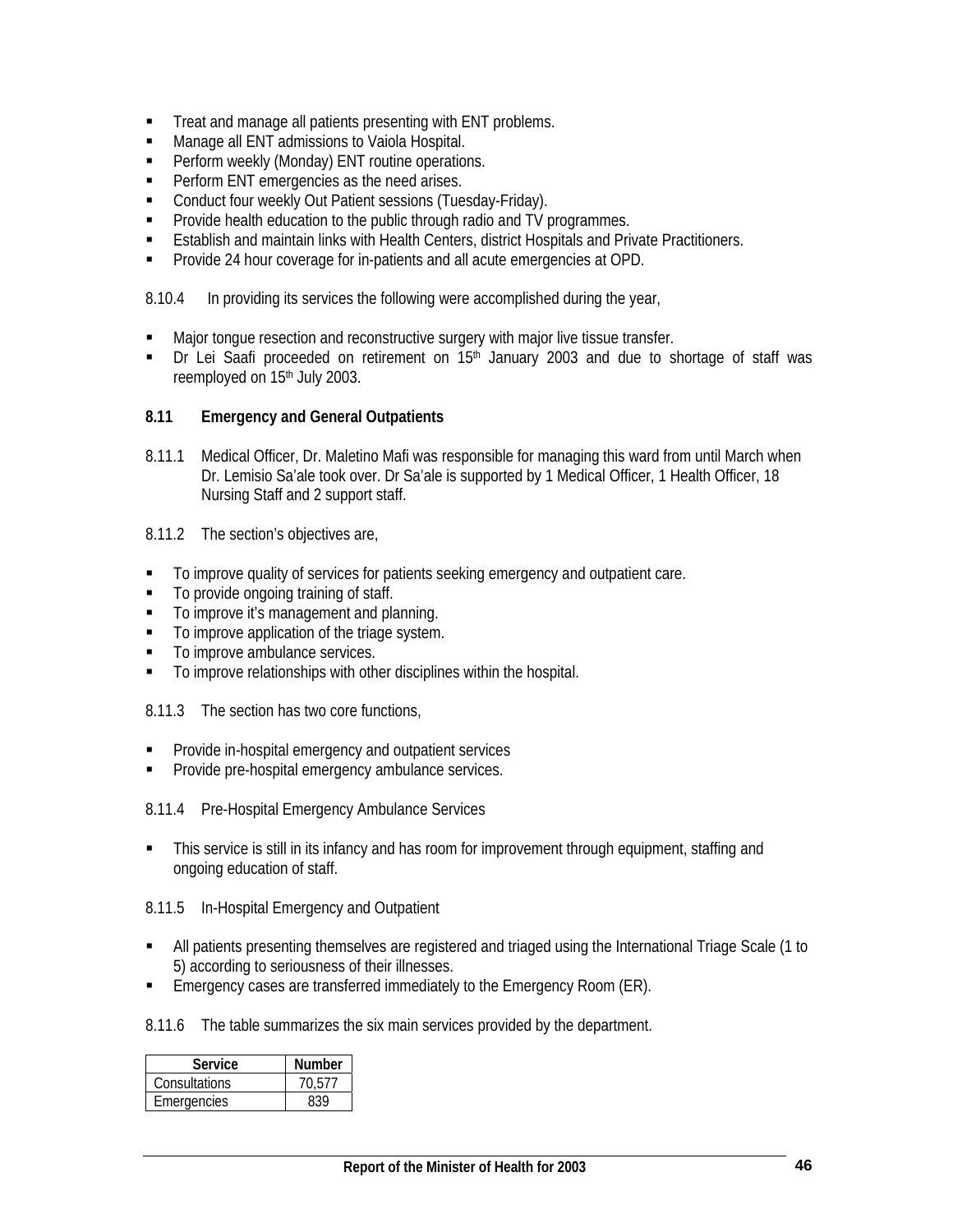- Treat and manage all patients presenting with ENT problems.
- Manage all ENT admissions to Vaiola Hospital.
- Perform weekly (Monday) ENT routine operations.
- Perform ENT emergencies as the need arises.
- Conduct four weekly Out Patient sessions (Tuesday-Friday).
- Provide health education to the public through radio and TV programmes.
- Establish and maintain links with Health Centers, district Hospitals and Private Practitioners.
- Provide 24 hour coverage for in-patients and all acute emergencies at OPD.

8.10.4 In providing its services the following were accomplished during the year,

- Major tongue resection and reconstructive surgery with major live tissue transfer.
- Dr Lei Saafi proceeded on retirement on 15th January 2003 and due to shortage of staff was reemployed on 15th July 2003.

## 8.11 Emergency and General Outpatients

8.11.1 Medical Officer, Dr. Maletino Mafi was responsible for managing this ward from until March when Dr. Lemisio Sa'ale took over. Dr Sa'ale is supported by 1 Medical Officer, 1 Health Officer, 18 Nursing Staff and 2 support staff.

8.11.2 The section's objectives are,

- To improve quality of services for patients seeking emergency and outpatient care.
- To provide ongoing training of staff.
- To improve it's management and planning.
- To improve application of the triage system.
- To improve ambulance services.
- To improve relationships with other disciplines within the hospital.

8.11.3 The section has two core functions,

- Provide in-hospital emergency and outpatient services
- Provide pre-hospital emergency ambulance services.

8.11.4 Pre-Hospital Emergency Ambulance Services

- This service is still in its infancy and has room for improvement through equipment, staffing and ongoing education of staff.

8.11.5 In-Hospital Emergency and Outpatient

- All patients presenting themselves are registered and triaged using the International Triage Scale (1 to 5) according to seriousness of their illnesses.
- Emergency cases are transferred immediately to the Emergency Room (ER).

8.11.6 The table summarizes the six main services provided by the department.

| Service | Number |
|---|---|
| Consultations | 70,577 |
| Emergencies | 839 |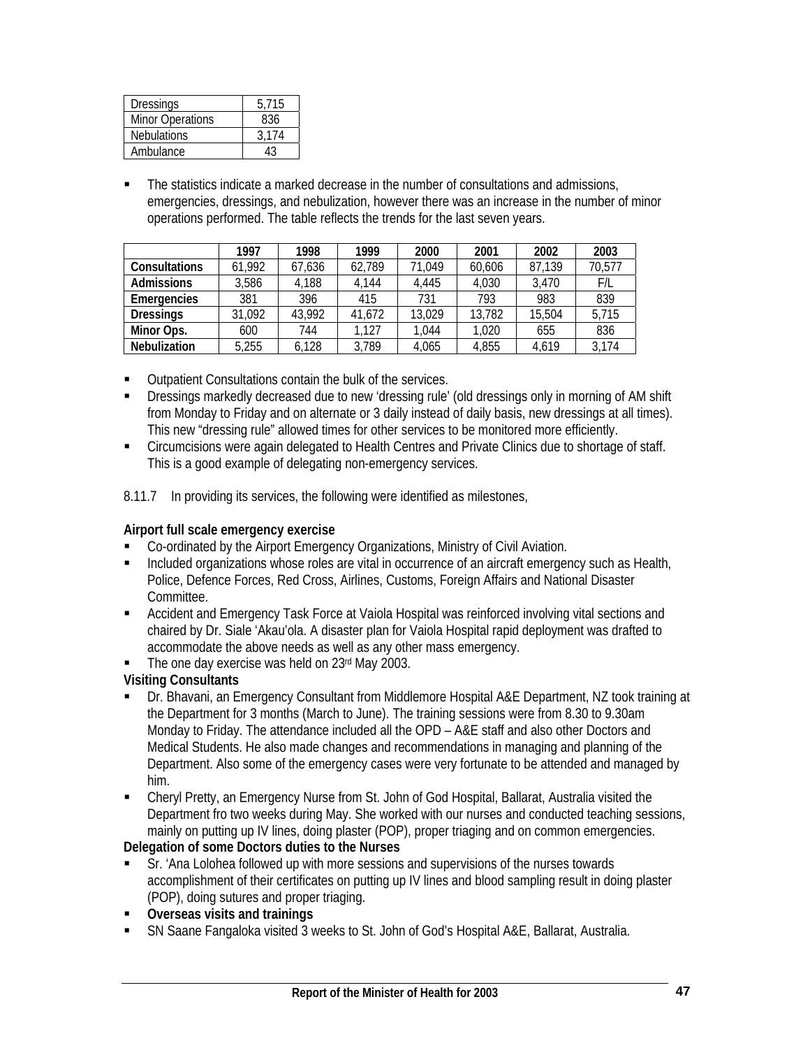| Dressings | 5,715 |
|---|---|
| Minor Operations | 836 |
| Nebulations | 3,174 |
| Ambulance | 43 |

- The statistics indicate a marked decrease in the number of consultations and admissions, emergencies, dressings, and nebulization, however there was an increase in the number of minor operations performed. The table reflects the trends for the last seven years.

| | 1997 | 1998 | 1999 | 2000 | 2001 | 2002 | 2003 |
|---|---|---|---|---|---|---|---|
| **Consultations** | 61,992 | 67,636 | 62,789 | 71,049 | 60,606 | 87,139 | 70,577 |
| **Admissions** | 3,586 | 4,188 | 4,144 | 4,445 | 4,030 | 3,470 | F/L |
| **Emergencies** | 381 | 396 | 415 | 731 | 793 | 983 | 839 |
| **Dressings** | 31,092 | 43,992 | 41,672 | 13,029 | 13,782 | 15,504 | 5,715 |
| **Minor Ops.** | 600 | 744 | 1,127 | 1,044 | 1,020 | 655 | 836 |
| **Nebulization** | 5,255 | 6,128 | 3,789 | 4,065 | 4,855 | 4,619 | 3,174 |

- Outpatient Consultations contain the bulk of the services.
- Dressings markedly decreased due to new 'dressing rule' (old dressings only in morning of AM shift from Monday to Friday and on alternate or 3 daily instead of daily basis, new dressings at all times). This new "dressing rule" allowed times for other services to be monitored more efficiently.
- Circumcisions were again delegated to Health Centres and Private Clinics due to shortage of staff. This is a good example of delegating non-emergency services.

8.11.7 In providing its services, the following were identified as milestones,

**Airport full scale emergency exercise**

- Co-ordinated by the Airport Emergency Organizations, Ministry of Civil Aviation.
- Included organizations whose roles are vital in occurrence of an aircraft emergency such as Health, Police, Defence Forces, Red Cross, Airlines, Customs, Foreign Affairs and National Disaster Committee.
- Accident and Emergency Task Force at Vaiola Hospital was reinforced involving vital sections and chaired by Dr. Siale 'Akau'ola. A disaster plan for Vaiola Hospital rapid deployment was drafted to accommodate the above needs as well as any other mass emergency.
- The one day exercise was held on 23rd May 2003.

**Visiting Consultants**

- Dr. Bhavani, an Emergency Consultant from Middlemore Hospital A&E Department, NZ took training at the Department for 3 months (March to June). The training sessions were from 8.30 to 9.30am Monday to Friday. The attendance included all the OPD – A&E staff and also other Doctors and Medical Students. He also made changes and recommendations in managing and planning of the Department. Also some of the emergency cases were very fortunate to be attended and managed by him.
- Cheryl Pretty, an Emergency Nurse from St. John of God Hospital, Ballarat, Australia visited the Department fro two weeks during May. She worked with our nurses and conducted teaching sessions, mainly on putting up IV lines, doing plaster (POP), proper triaging and on common emergencies.

**Delegation of some Doctors duties to the Nurses**

- Sr. 'Ana Lolohea followed up with more sessions and supervisions of the nurses towards accomplishment of their certificates on putting up IV lines and blood sampling result in doing plaster (POP), doing sutures and proper triaging.
- **Overseas visits and trainings**
- SN Saane Fangaloka visited 3 weeks to St. John of God's Hospital A&E, Ballarat, Australia.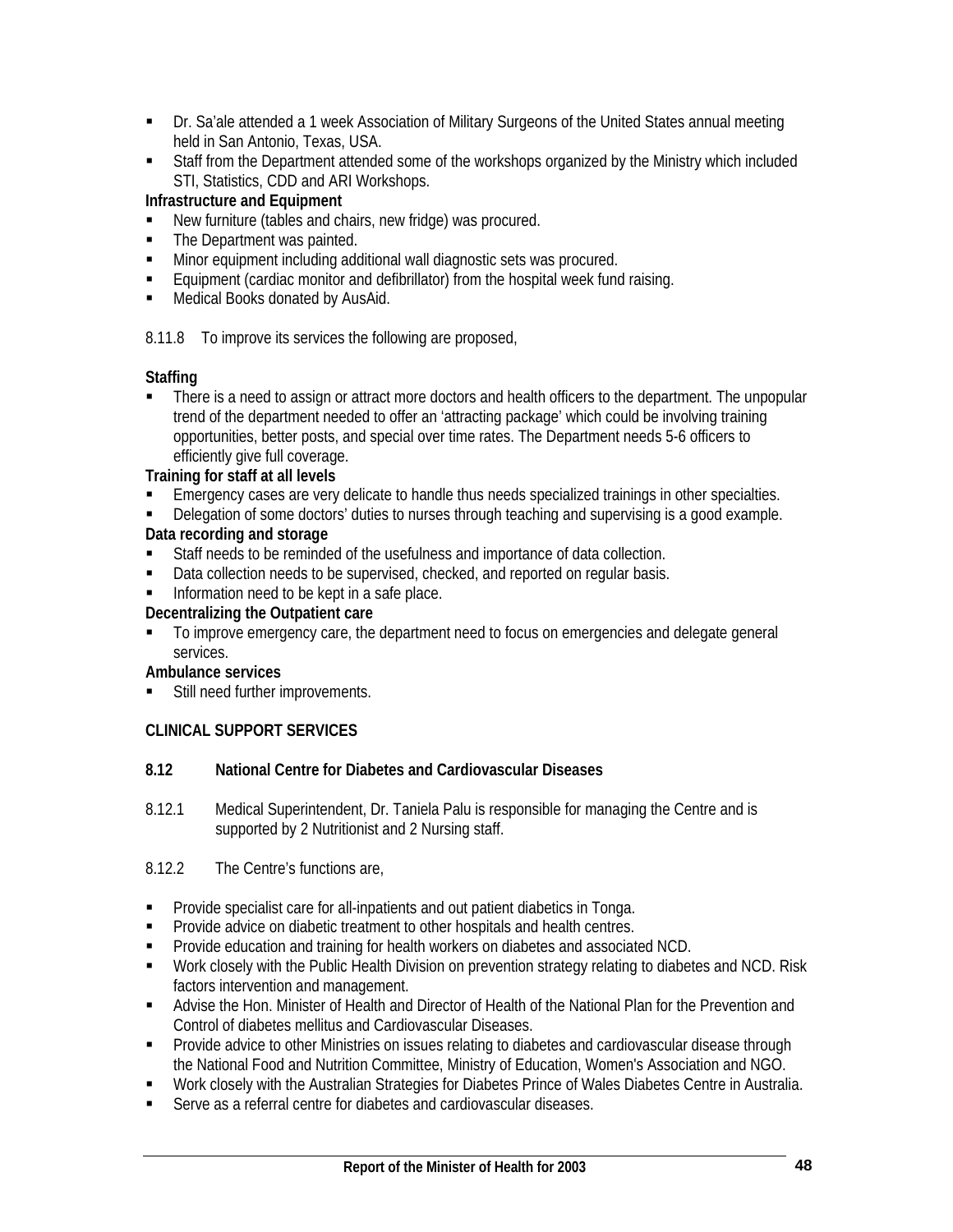- Dr. Sa'ale attended a 1 week Association of Military Surgeons of the United States annual meeting held in San Antonio, Texas, USA.
- Staff from the Department attended some of the workshops organized by the Ministry which included STI, Statistics, CDD and ARI Workshops.

**Infrastructure and Equipment**

- New furniture (tables and chairs, new fridge) was procured.
- The Department was painted.
- Minor equipment including additional wall diagnostic sets was procured.
- Equipment (cardiac monitor and defibrillator) from the hospital week fund raising.
- Medical Books donated by AusAid.

8.11.8 To improve its services the following are proposed,

**Staffing**

- There is a need to assign or attract more doctors and health officers to the department. The unpopular trend of the department needed to offer an 'attracting package' which could be involving training opportunities, better posts, and special over time rates. The Department needs 5-6 officers to efficiently give full coverage.

**Training for staff at all levels**

- Emergency cases are very delicate to handle thus needs specialized trainings in other specialties.
- Delegation of some doctors' duties to nurses through teaching and supervising is a good example.

**Data recording and storage**

- Staff needs to be reminded of the usefulness and importance of data collection.
- Data collection needs to be supervised, checked, and reported on regular basis.
- Information need to be kept in a safe place.

**Decentralizing the Outpatient care**

- To improve emergency care, the department need to focus on emergencies and delegate general services.

**Ambulance services**

- Still need further improvements.

## CLINICAL SUPPORT SERVICES

### 8.12 National Centre for Diabetes and Cardiovascular Diseases

8.12.1 Medical Superintendent, Dr. Taniela Palu is responsible for managing the Centre and is supported by 2 Nutritionist and 2 Nursing staff.

8.12.2 The Centre's functions are,

- Provide specialist care for all-inpatients and out patient diabetics in Tonga.
- Provide advice on diabetic treatment to other hospitals and health centres.
- Provide education and training for health workers on diabetes and associated NCD.
- Work closely with the Public Health Division on prevention strategy relating to diabetes and NCD. Risk factors intervention and management.
- Advise the Hon. Minister of Health and Director of Health of the National Plan for the Prevention and Control of diabetes mellitus and Cardiovascular Diseases.
- Provide advice to other Ministries on issues relating to diabetes and cardiovascular disease through the National Food and Nutrition Committee, Ministry of Education, Women's Association and NGO.
- Work closely with the Australian Strategies for Diabetes Prince of Wales Diabetes Centre in Australia.
- Serve as a referral centre for diabetes and cardiovascular diseases.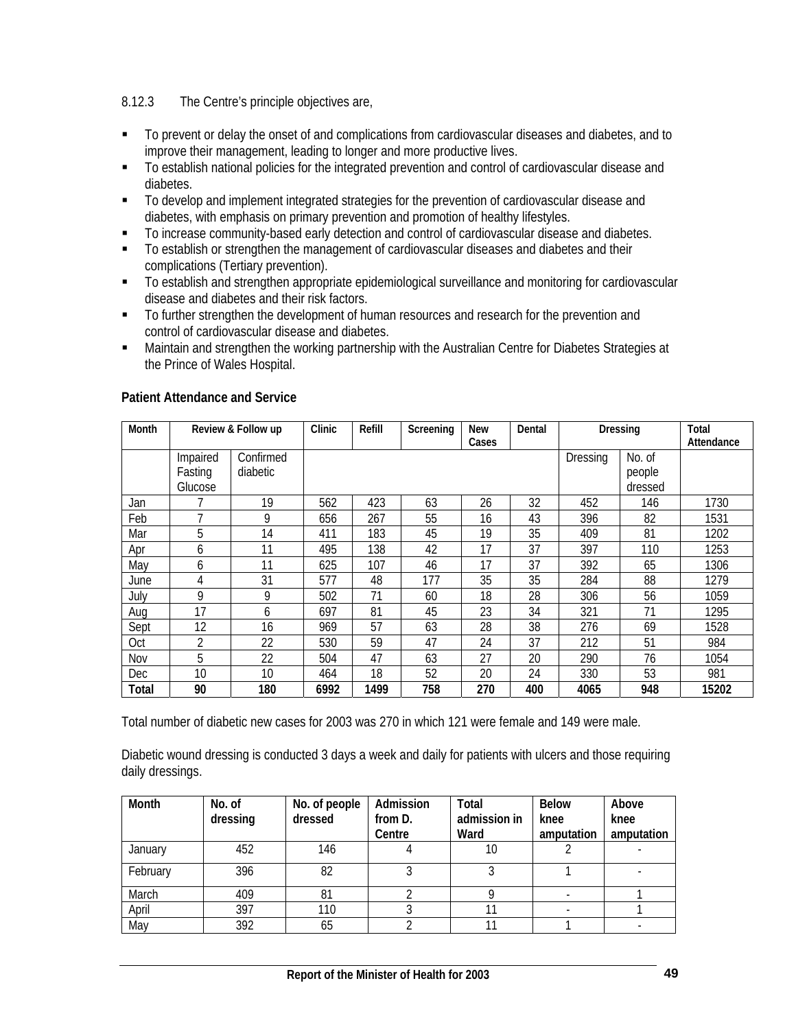8.12.3 The Centre's principle objectives are,

- To prevent or delay the onset of and complications from cardiovascular diseases and diabetes, and to improve their management, leading to longer and more productive lives.
- To establish national policies for the integrated prevention and control of cardiovascular disease and diabetes.
- To develop and implement integrated strategies for the prevention of cardiovascular disease and diabetes, with emphasis on primary prevention and promotion of healthy lifestyles.
- To increase community-based early detection and control of cardiovascular disease and diabetes.
- To establish or strengthen the management of cardiovascular diseases and diabetes and their complications (Tertiary prevention).
- To establish and strengthen appropriate epidemiological surveillance and monitoring for cardiovascular disease and diabetes and their risk factors.
- To further strengthen the development of human resources and research for the prevention and control of cardiovascular disease and diabetes.
- Maintain and strengthen the working partnership with the Australian Centre for Diabetes Strategies at the Prince of Wales Hospital.

**Patient Attendance and Service**

| Month | Review & Follow up | | Clinic | Refill | Screening | New Cases | Dental | Dressing | | Total Attendance |
|---|---|---|---|---|---|---|---|---|---|---|
| | Impaired Fasting Glucose | Confirmed diabetic | | | | | | Dressing | No. of people dressed | |
| Jan | 7 | 19 | 562 | 423 | 63 | 26 | 32 | 452 | 146 | 1730 |
| Feb | 7 | 9 | 656 | 267 | 55 | 16 | 43 | 396 | 82 | 1531 |
| Mar | 5 | 14 | 411 | 183 | 45 | 19 | 35 | 409 | 81 | 1202 |
| Apr | 6 | 11 | 495 | 138 | 42 | 17 | 37 | 397 | 110 | 1253 |
| May | 6 | 11 | 625 | 107 | 46 | 17 | 37 | 392 | 65 | 1306 |
| June | 4 | 31 | 577 | 48 | 177 | 35 | 35 | 284 | 88 | 1279 |
| July | 9 | 9 | 502 | 71 | 60 | 18 | 28 | 306 | 56 | 1059 |
| Aug | 17 | 6 | 697 | 81 | 45 | 23 | 34 | 321 | 71 | 1295 |
| Sept | 12 | 16 | 969 | 57 | 63 | 28 | 38 | 276 | 69 | 1528 |
| Oct | 2 | 22 | 530 | 59 | 47 | 24 | 37 | 212 | 51 | 984 |
| Nov | 5 | 22 | 504 | 47 | 63 | 27 | 20 | 290 | 76 | 1054 |
| Dec | 10 | 10 | 464 | 18 | 52 | 20 | 24 | 330 | 53 | 981 |
| **Total** | **90** | **180** | **6992** | **1499** | **758** | **270** | **400** | **4065** | **948** | **15202** |

Total number of diabetic new cases for 2003 was 270 in which 121 were female and 149 were male.

Diabetic wound dressing is conducted 3 days a week and daily for patients with ulcers and those requiring daily dressings.

| Month | No. of dressing | No. of people dressed | Admission from D. Centre | Total admission in Ward | Below knee amputation | Above knee amputation |
|---|---|---|---|---|---|---|
| January | 452 | 146 | 4 | 10 | 2 | - |
| February | 396 | 82 | 3 | 3 | 1 | - |
| March | 409 | 81 | 2 | 9 | - | 1 |
| April | 397 | 110 | 3 | 11 | - | 1 |
| May | 392 | 65 | 2 | 11 | 1 | - |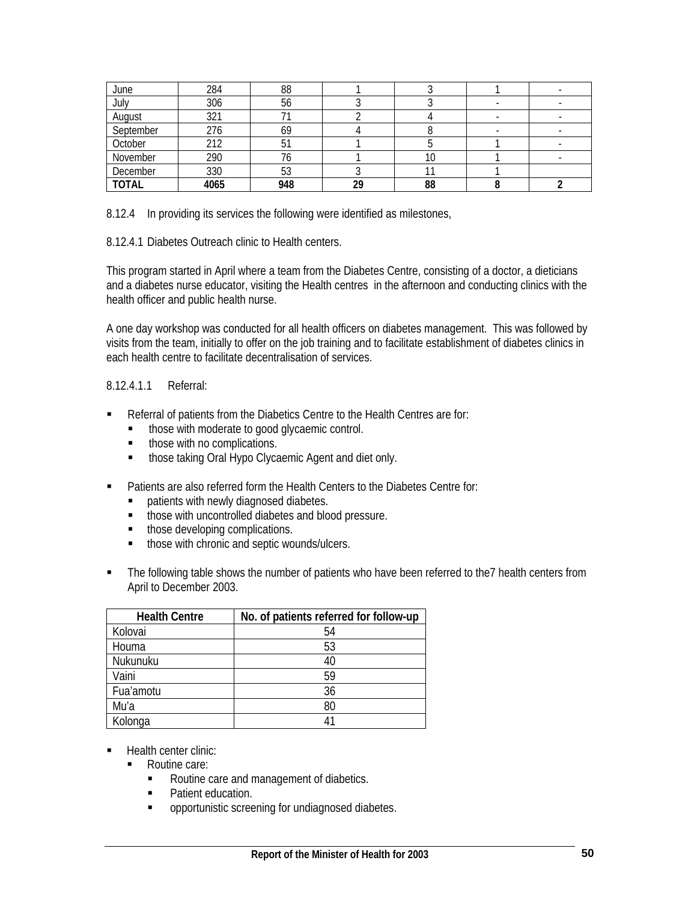| | | | | | | |
|---|---|---|---|---|---|---|
| June | 284 | 88 | 1 | 3 | 1 | - |
| July | 306 | 56 | 3 | 3 | - | - |
| August | 321 | 71 | 2 | 4 | - | - |
| September | 276 | 69 | 4 | 8 | - | - |
| October | 212 | 51 | 1 | 5 | 1 | - |
| November | 290 | 76 | 1 | 10 | 1 | - |
| December | 330 | 53 | 3 | 11 | 1 | |
| **TOTAL** | **4065** | **948** | **29** | **88** | **8** | **2** |

8.12.4 In providing its services the following were identified as milestones,

8.12.4.1 Diabetes Outreach clinic to Health centers.

This program started in April where a team from the Diabetes Centre, consisting of a doctor, a dieticians and a diabetes nurse educator, visiting the Health centres in the afternoon and conducting clinics with the health officer and public health nurse.

A one day workshop was conducted for all health officers on diabetes management. This was followed by visits from the team, initially to offer on the job training and to facilitate establishment of diabetes clinics in each health centre to facilitate decentralisation of services.

8.12.4.1.1 Referral:

- Referral of patients from the Diabetics Centre to the Health Centres are for:
  - those with moderate to good glycaemic control.
  - those with no complications.
  - those taking Oral Hypo Clycaemic Agent and diet only.
- Patients are also referred form the Health Centers to the Diabetes Centre for:
  - patients with newly diagnosed diabetes.
  - those with uncontrolled diabetes and blood pressure.
  - those developing complications.
  - those with chronic and septic wounds/ulcers.
- The following table shows the number of patients who have been referred to the7 health centers from April to December 2003.

| Health Centre | No. of patients referred for follow-up |
|---|---|
| Kolovai | 54 |
| Houma | 53 |
| Nukunuku | 40 |
| Vaini | 59 |
| Fua'amotu | 36 |
| Mu'a | 80 |
| Kolonga | 41 |

- Health center clinic:
  - Routine care:
    - Routine care and management of diabetics.
    - Patient education.
    - opportunistic screening for undiagnosed diabetes.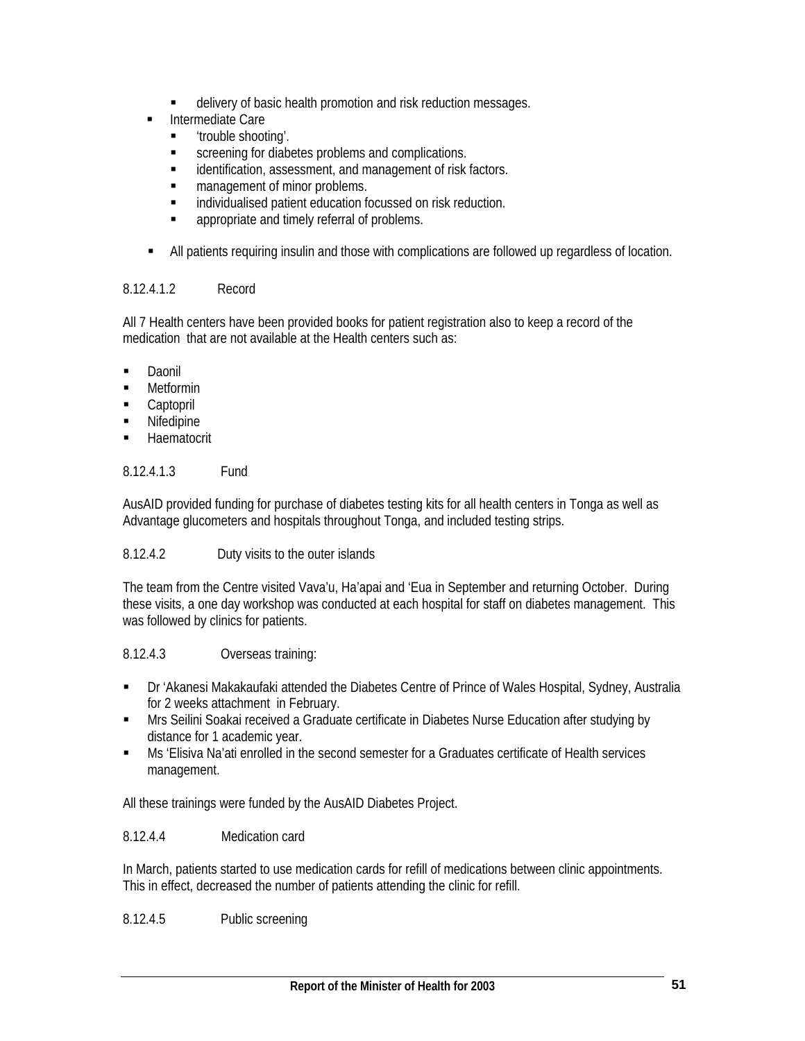- delivery of basic health promotion and risk reduction messages.
- Intermediate Care
  - 'trouble shooting'.
  - screening for diabetes problems and complications.
  - identification, assessment, and management of risk factors.
  - management of minor problems.
  - individualised patient education focussed on risk reduction.
  - appropriate and timely referral of problems.

- All patients requiring insulin and those with complications are followed up regardless of location.

8.12.4.1.2 Record

All 7 Health centers have been provided books for patient registration also to keep a record of the medication that are not available at the Health centers such as:

- Daonil
- Metformin
- Captopril
- Nifedipine
- Haematocrit

8.12.4.1.3 Fund

AusAID provided funding for purchase of diabetes testing kits for all health centers in Tonga as well as Advantage glucometers and hospitals throughout Tonga, and included testing strips.

8.12.4.2 Duty visits to the outer islands

The team from the Centre visited Vava'u, Ha'apai and 'Eua in September and returning October. During these visits, a one day workshop was conducted at each hospital for staff on diabetes management. This was followed by clinics for patients.

8.12.4.3 Overseas training:

- Dr 'Akanesi Makakaufaki attended the Diabetes Centre of Prince of Wales Hospital, Sydney, Australia for 2 weeks attachment in February.
- Mrs Seilini Soakai received a Graduate certificate in Diabetes Nurse Education after studying by distance for 1 academic year.
- Ms 'Elisiva Na'ati enrolled in the second semester for a Graduates certificate of Health services management.

All these trainings were funded by the AusAID Diabetes Project.

8.12.4.4 Medication card

In March, patients started to use medication cards for refill of medications between clinic appointments. This in effect, decreased the number of patients attending the clinic for refill.

8.12.4.5 Public screening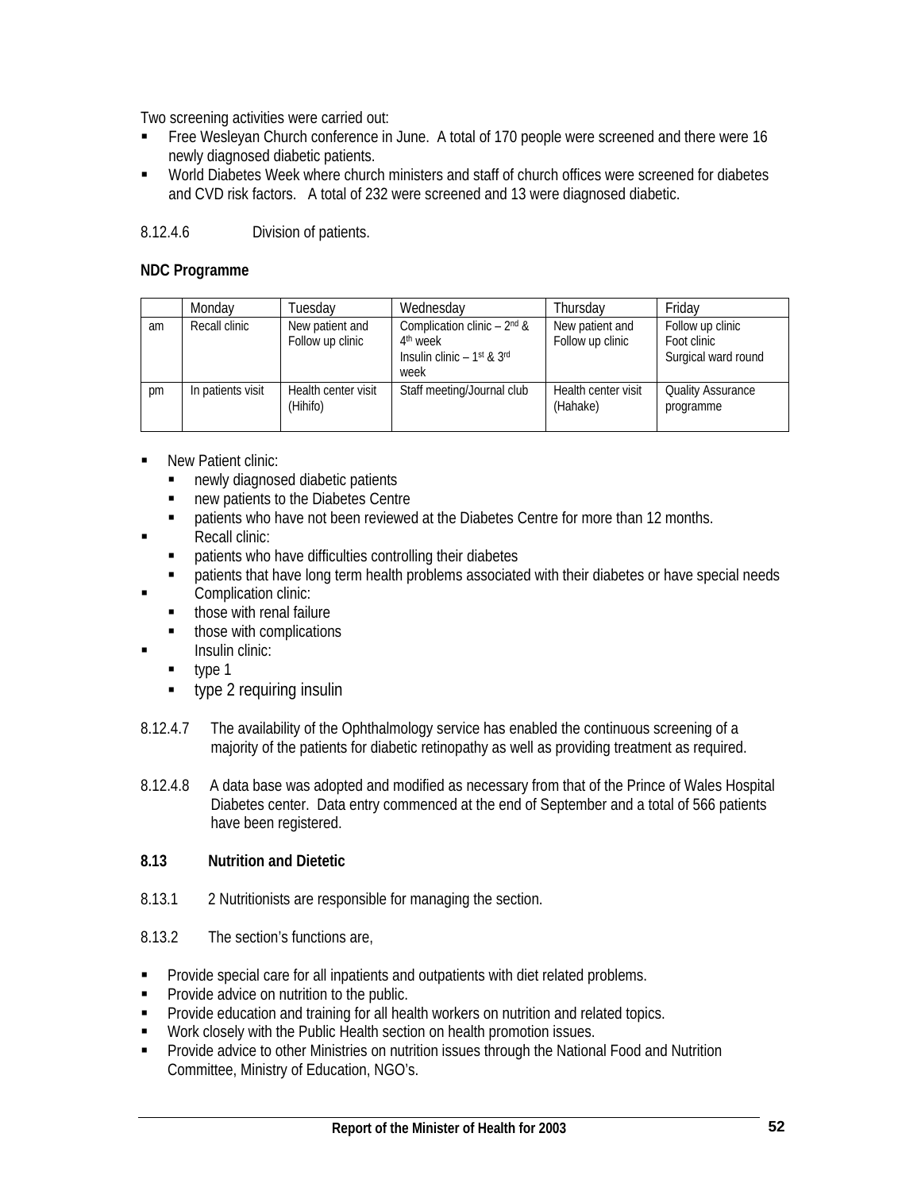Two screening activities were carried out:

- Free Wesleyan Church conference in June. A total of 170 people were screened and there were 16 newly diagnosed diabetic patients.
- World Diabetes Week where church ministers and staff of church offices were screened for diabetes and CVD risk factors. A total of 232 were screened and 13 were diagnosed diabetic.

8.12.4.6 Division of patients.

**NDC Programme**

| | Monday | Tuesday | Wednesday | Thursday | Friday |
|---|---|---|---|---|---|
| am | Recall clinic | New patient and Follow up clinic | Complication clinic – 2nd & 4th week<br>Insulin clinic – 1st & 3rd week | New patient and Follow up clinic | Follow up clinic<br>Foot clinic<br>Surgical ward round |
| pm | In patients visit | Health center visit (Hihifo) | Staff meeting/Journal club | Health center visit (Hahake) | Quality Assurance programme |

- New Patient clinic:
  - newly diagnosed diabetic patients
  - new patients to the Diabetes Centre
  - patients who have not been reviewed at the Diabetes Centre for more than 12 months.
- Recall clinic:
  - patients who have difficulties controlling their diabetes
  - patients that have long term health problems associated with their diabetes or have special needs
- Complication clinic:
  - those with renal failure
  - those with complications
- Insulin clinic:
  - type 1
  - type 2 requiring insulin

8.12.4.7 The availability of the Ophthalmology service has enabled the continuous screening of a majority of the patients for diabetic retinopathy as well as providing treatment as required.

8.12.4.8 A data base was adopted and modified as necessary from that of the Prince of Wales Hospital Diabetes center. Data entry commenced at the end of September and a total of 566 patients have been registered.

## 8.13 Nutrition and Dietetic

8.13.1 2 Nutritionists are responsible for managing the section.

8.13.2 The section's functions are,

- Provide special care for all inpatients and outpatients with diet related problems.
- Provide advice on nutrition to the public.
- Provide education and training for all health workers on nutrition and related topics.
- Work closely with the Public Health section on health promotion issues.
- Provide advice to other Ministries on nutrition issues through the National Food and Nutrition Committee, Ministry of Education, NGO's.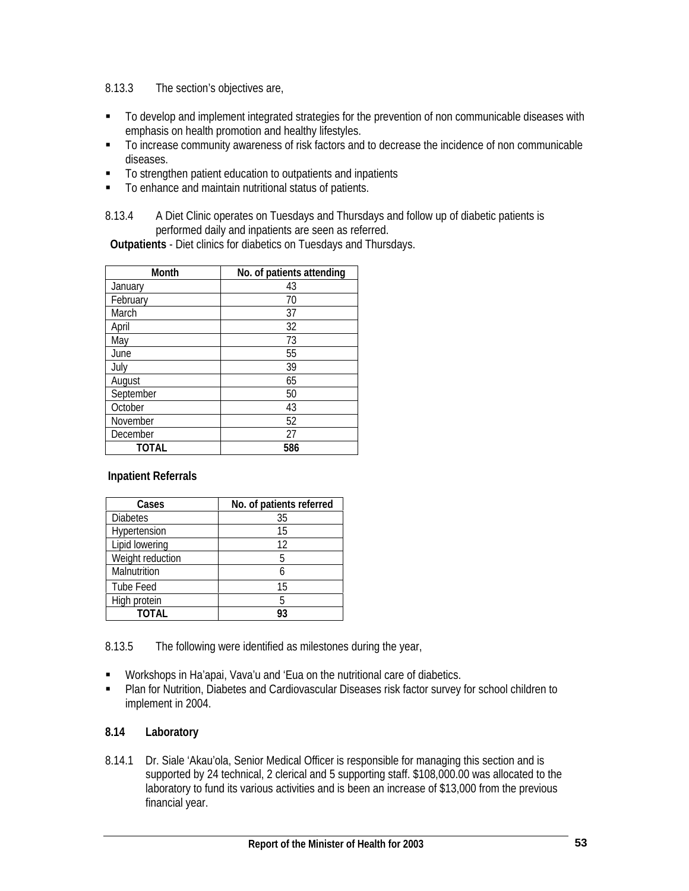8.13.3 The section's objectives are,

- To develop and implement integrated strategies for the prevention of non communicable diseases with emphasis on health promotion and healthy lifestyles.
- To increase community awareness of risk factors and to decrease the incidence of non communicable diseases.
- To strengthen patient education to outpatients and inpatients
- To enhance and maintain nutritional status of patients.

8.13.4 A Diet Clinic operates on Tuesdays and Thursdays and follow up of diabetic patients is performed daily and inpatients are seen as referred.

**Outpatients** - Diet clinics for diabetics on Tuesdays and Thursdays.

| Month | No. of patients attending |
|---|---|
| January | 43 |
| February | 70 |
| March | 37 |
| April | 32 |
| May | 73 |
| June | 55 |
| July | 39 |
| August | 65 |
| September | 50 |
| October | 43 |
| November | 52 |
| December | 27 |
| **TOTAL** | **586** |

**Inpatient Referrals**

| Cases | No. of patients referred |
|---|---|
| Diabetes | 35 |
| Hypertension | 15 |
| Lipid lowering | 12 |
| Weight reduction | 5 |
| Malnutrition | 6 |
| Tube Feed | 15 |
| High protein | 5 |
| **TOTAL** | **93** |

8.13.5 The following were identified as milestones during the year,

- Workshops in Ha'apai, Vava'u and 'Eua on the nutritional care of diabetics.
- Plan for Nutrition, Diabetes and Cardiovascular Diseases risk factor survey for school children to implement in 2004.

## 8.14 Laboratory

8.14.1 Dr. Siale 'Akau'ola, Senior Medical Officer is responsible for managing this section and is supported by 24 technical, 2 clerical and 5 supporting staff. $108,000.00 was allocated to the laboratory to fund its various activities and is been an increase of $13,000 from the previous financial year.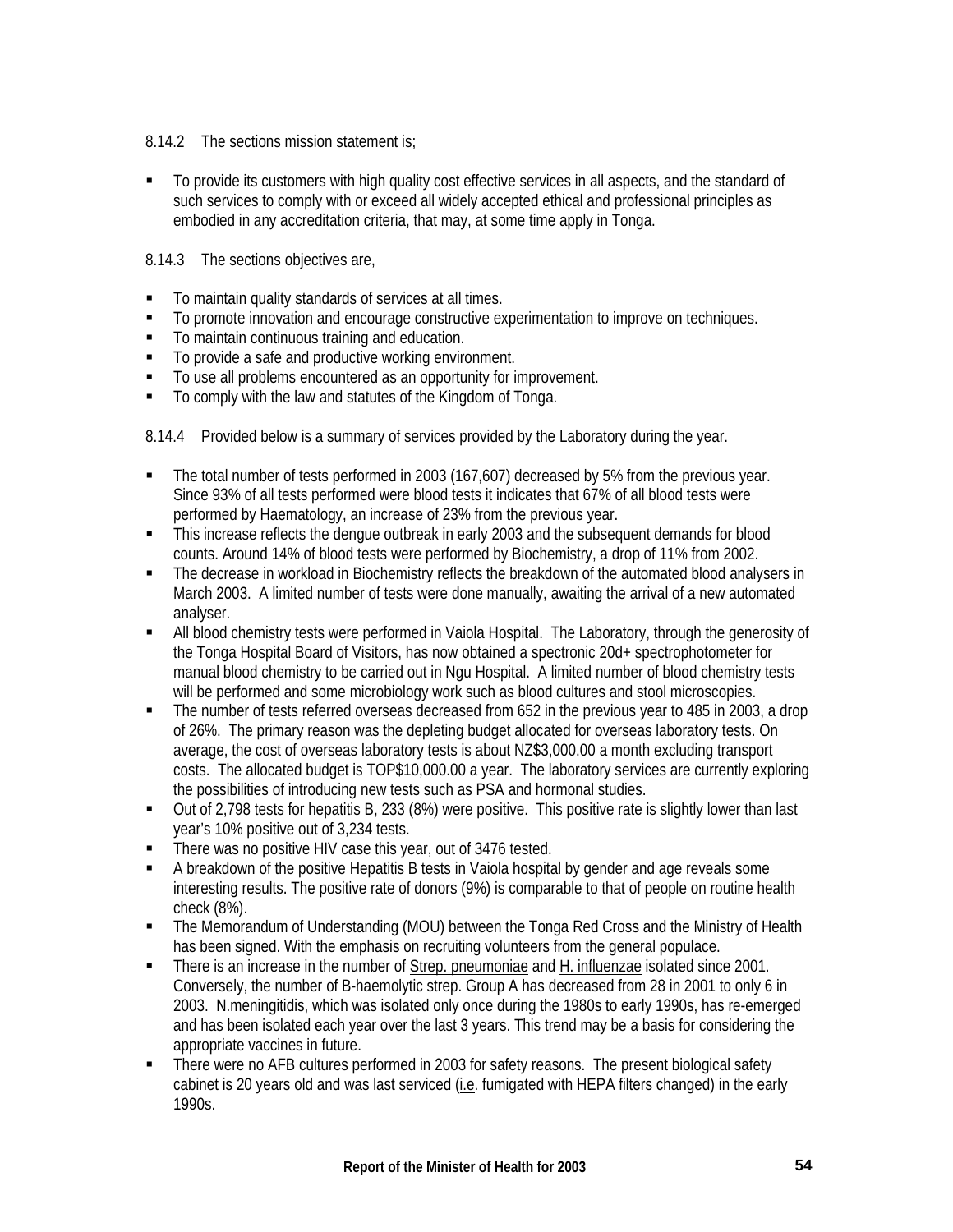8.14.2 The sections mission statement is;

- To provide its customers with high quality cost effective services in all aspects, and the standard of such services to comply with or exceed all widely accepted ethical and professional principles as embodied in any accreditation criteria, that may, at some time apply in Tonga.

8.14.3 The sections objectives are,

- To maintain quality standards of services at all times.
- To promote innovation and encourage constructive experimentation to improve on techniques.
- To maintain continuous training and education.
- To provide a safe and productive working environment.
- To use all problems encountered as an opportunity for improvement.
- To comply with the law and statutes of the Kingdom of Tonga.

8.14.4 Provided below is a summary of services provided by the Laboratory during the year.

- The total number of tests performed in 2003 (167,607) decreased by 5% from the previous year. Since 93% of all tests performed were blood tests it indicates that 67% of all blood tests were performed by Haematology, an increase of 23% from the previous year.
- This increase reflects the dengue outbreak in early 2003 and the subsequent demands for blood counts. Around 14% of blood tests were performed by Biochemistry, a drop of 11% from 2002.
- The decrease in workload in Biochemistry reflects the breakdown of the automated blood analysers in March 2003. A limited number of tests were done manually, awaiting the arrival of a new automated analyser.
- All blood chemistry tests were performed in Vaiola Hospital. The Laboratory, through the generosity of the Tonga Hospital Board of Visitors, has now obtained a spectronic 20d+ spectrophotometer for manual blood chemistry to be carried out in Ngu Hospital. A limited number of blood chemistry tests will be performed and some microbiology work such as blood cultures and stool microscopies.
- The number of tests referred overseas decreased from 652 in the previous year to 485 in 2003, a drop of 26%. The primary reason was the depleting budget allocated for overseas laboratory tests. On average, the cost of overseas laboratory tests is about NZ$3,000.00 a month excluding transport costs. The allocated budget is TOP$10,000.00 a year. The laboratory services are currently exploring the possibilities of introducing new tests such as PSA and hormonal studies.
- Out of 2,798 tests for hepatitis B, 233 (8%) were positive. This positive rate is slightly lower than last year's 10% positive out of 3,234 tests.
- There was no positive HIV case this year, out of 3476 tested.
- A breakdown of the positive Hepatitis B tests in Vaiola hospital by gender and age reveals some interesting results. The positive rate of donors (9%) is comparable to that of people on routine health check (8%).
- The Memorandum of Understanding (MOU) between the Tonga Red Cross and the Ministry of Health has been signed. With the emphasis on recruiting volunteers from the general populace.
- There is an increase in the number of Strep. pneumoniae and H. influenzae isolated since 2001. Conversely, the number of B-haemolytic strep. Group A has decreased from 28 in 2001 to only 6 in 2003. N.meningitidis, which was isolated only once during the 1980s to early 1990s, has re-emerged and has been isolated each year over the last 3 years. This trend may be a basis for considering the appropriate vaccines in future.
- There were no AFB cultures performed in 2003 for safety reasons. The present biological safety cabinet is 20 years old and was last serviced (i.e. fumigated with HEPA filters changed) in the early 1990s.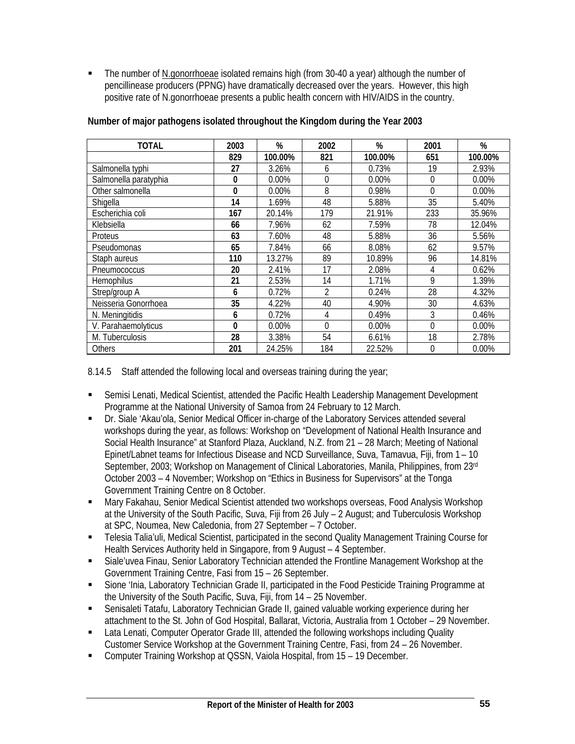- The number of N.gonorrhoeae isolated remains high (from 30-40 a year) although the number of pencillinease producers (PPNG) have dramatically decreased over the years. However, this high positive rate of N.gonorrhoeae presents a public health concern with HIV/AIDS in the country.

**Number of major pathogens isolated throughout the Kingdom during the Year 2003**

| TOTAL | 2003 | % | 2002 | % | 2001 | % |
|---|---|---|---|---|---|---|
| | **829** | **100.00%** | **821** | **100.00%** | **651** | **100.00%** |
| Salmonella typhi | **27** | 3.26% | 6 | 0.73% | 19 | 2.93% |
| Salmonella paratyphia | **0** | 0.00% | 0 | 0.00% | 0 | 0.00% |
| Other salmonella | **0** | 0.00% | 8 | 0.98% | 0 | 0.00% |
| Shigella | **14** | 1.69% | 48 | 5.88% | 35 | 5.40% |
| Escherichia coli | **167** | 20.14% | 179 | 21.91% | 233 | 35.96% |
| Klebsiella | **66** | 7.96% | 62 | 7.59% | 78 | 12.04% |
| Proteus | **63** | 7.60% | 48 | 5.88% | 36 | 5.56% |
| Pseudomonas | **65** | 7.84% | 66 | 8.08% | 62 | 9.57% |
| Staph aureus | **110** | 13.27% | 89 | 10.89% | 96 | 14.81% |
| Pneumococcus | **20** | 2.41% | 17 | 2.08% | 4 | 0.62% |
| Hemophilus | **21** | 2.53% | 14 | 1.71% | 9 | 1.39% |
| Strep/group A | **6** | 0.72% | 2 | 0.24% | 28 | 4.32% |
| Neisseria Gonorrhoea | **35** | 4.22% | 40 | 4.90% | 30 | 4.63% |
| N. Meningitidis | **6** | 0.72% | 4 | 0.49% | 3 | 0.46% |
| V. Parahaemolyticus | **0** | 0.00% | 0 | 0.00% | 0 | 0.00% |
| M. Tuberculosis | **28** | 3.38% | 54 | 6.61% | 18 | 2.78% |
| Others | **201** | 24.25% | 184 | 22.52% | 0 | 0.00% |

8.14.5 Staff attended the following local and overseas training during the year;

- Semisi Lenati, Medical Scientist, attended the Pacific Health Leadership Management Development Programme at the National University of Samoa from 24 February to 12 March.
- Dr. Siale 'Akau'ola, Senior Medical Officer in-charge of the Laboratory Services attended several workshops during the year, as follows: Workshop on "Development of National Health Insurance and Social Health Insurance" at Stanford Plaza, Auckland, N.Z. from 21 – 28 March; Meeting of National Epinet/Labnet teams for Infectious Disease and NCD Surveillance, Suva, Tamavua, Fiji, from 1 – 10 September, 2003; Workshop on Management of Clinical Laboratories, Manila, Philippines, from 23rd October 2003 – 4 November; Workshop on "Ethics in Business for Supervisors" at the Tonga Government Training Centre on 8 October.
- Mary Fakahau, Senior Medical Scientist attended two workshops overseas, Food Analysis Workshop at the University of the South Pacific, Suva, Fiji from 26 July – 2 August; and Tuberculosis Workshop at SPC, Noumea, New Caledonia, from 27 September – 7 October.
- Telesia Talia'uli, Medical Scientist, participated in the second Quality Management Training Course for Health Services Authority held in Singapore, from 9 August – 4 September.
- Siale'uvea Finau, Senior Laboratory Technician attended the Frontline Management Workshop at the Government Training Centre, Fasi from 15 – 26 September.
- Sione 'Inia, Laboratory Technician Grade II, participated in the Food Pesticide Training Programme at the University of the South Pacific, Suva, Fiji, from 14 – 25 November.
- Senisaleti Tatafu, Laboratory Technician Grade II, gained valuable working experience during her attachment to the St. John of God Hospital, Ballarat, Victoria, Australia from 1 October – 29 November.
- Lata Lenati, Computer Operator Grade III, attended the following workshops including Quality Customer Service Workshop at the Government Training Centre, Fasi, from 24 – 26 November.
- Computer Training Workshop at QSSN, Vaiola Hospital, from 15 – 19 December.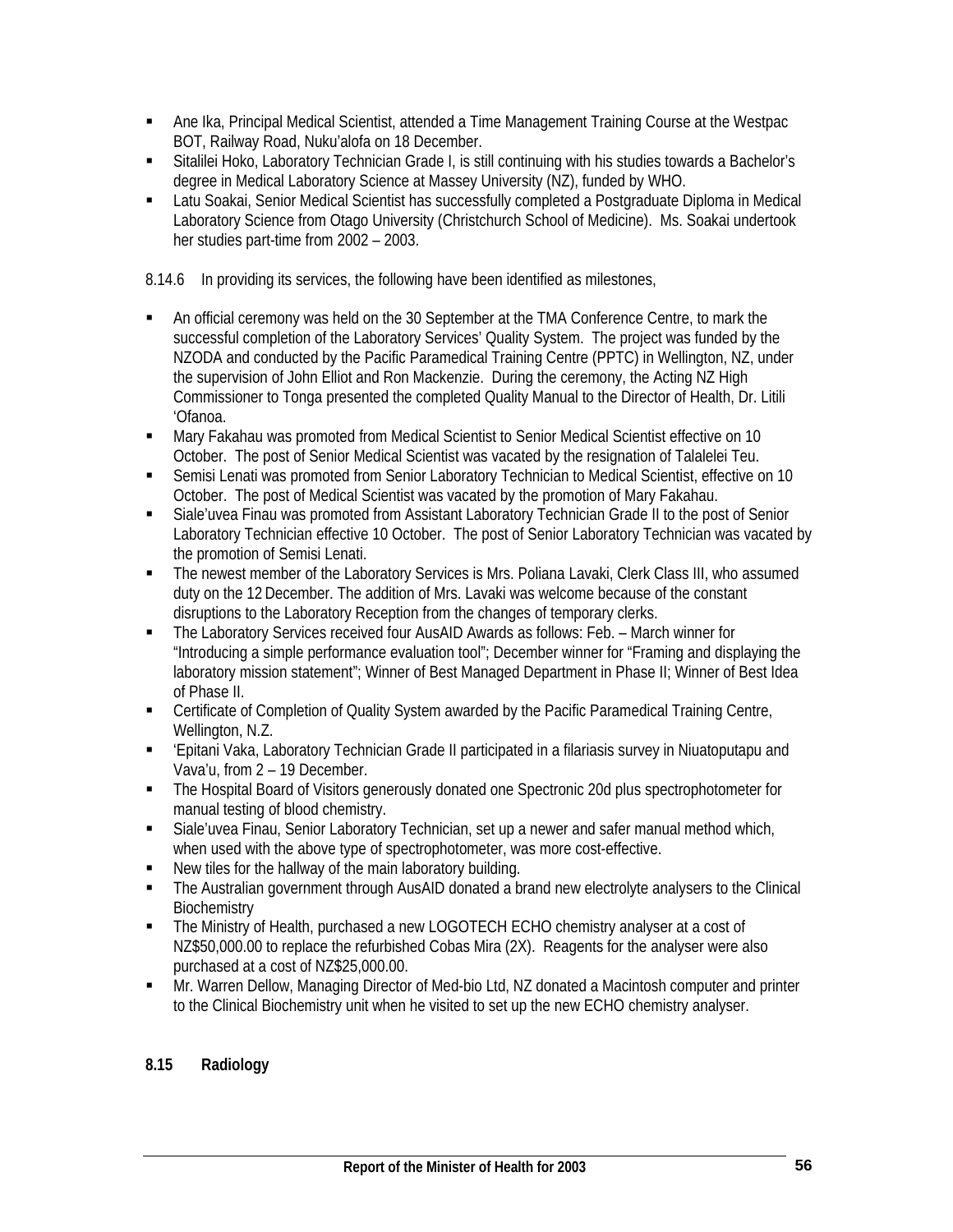- Ane Ika, Principal Medical Scientist, attended a Time Management Training Course at the Westpac BOT, Railway Road, Nuku'alofa on 18 December.
- Sitalilei Hoko, Laboratory Technician Grade I, is still continuing with his studies towards a Bachelor's degree in Medical Laboratory Science at Massey University (NZ), funded by WHO.
- Latu Soakai, Senior Medical Scientist has successfully completed a Postgraduate Diploma in Medical Laboratory Science from Otago University (Christchurch School of Medicine). Ms. Soakai undertook her studies part-time from 2002 – 2003.

8.14.6 In providing its services, the following have been identified as milestones,

- An official ceremony was held on the 30 September at the TMA Conference Centre, to mark the successful completion of the Laboratory Services' Quality System. The project was funded by the NZODA and conducted by the Pacific Paramedical Training Centre (PPTC) in Wellington, NZ, under the supervision of John Elliot and Ron Mackenzie. During the ceremony, the Acting NZ High Commissioner to Tonga presented the completed Quality Manual to the Director of Health, Dr. Litili 'Ofanoa.
- Mary Fakahau was promoted from Medical Scientist to Senior Medical Scientist effective on 10 October. The post of Senior Medical Scientist was vacated by the resignation of Talalelei Teu.
- Semisi Lenati was promoted from Senior Laboratory Technician to Medical Scientist, effective on 10 October. The post of Medical Scientist was vacated by the promotion of Mary Fakahau.
- Siale'uvea Finau was promoted from Assistant Laboratory Technician Grade II to the post of Senior Laboratory Technician effective 10 October. The post of Senior Laboratory Technician was vacated by the promotion of Semisi Lenati.
- The newest member of the Laboratory Services is Mrs. Poliana Lavaki, Clerk Class III, who assumed duty on the 12 December. The addition of Mrs. Lavaki was welcome because of the constant disruptions to the Laboratory Reception from the changes of temporary clerks.
- The Laboratory Services received four AusAID Awards as follows: Feb. – March winner for "Introducing a simple performance evaluation tool"; December winner for "Framing and displaying the laboratory mission statement"; Winner of Best Managed Department in Phase II; Winner of Best Idea of Phase II.
- Certificate of Completion of Quality System awarded by the Pacific Paramedical Training Centre, Wellington, N.Z.
- 'Epitani Vaka, Laboratory Technician Grade II participated in a filariasis survey in Niuatoputapu and Vava'u, from 2 – 19 December.
- The Hospital Board of Visitors generously donated one Spectronic 20d plus spectrophotometer for manual testing of blood chemistry.
- Siale'uvea Finau, Senior Laboratory Technician, set up a newer and safer manual method which, when used with the above type of spectrophotometer, was more cost-effective.
- New tiles for the hallway of the main laboratory building.
- The Australian government through AusAID donated a brand new electrolyte analysers to the Clinical Biochemistry
- The Ministry of Health, purchased a new LOGOTECH ECHO chemistry analyser at a cost of NZ$50,000.00 to replace the refurbished Cobas Mira (2X). Reagents for the analyser were also purchased at a cost of NZ$25,000.00.
- Mr. Warren Dellow, Managing Director of Med-bio Ltd, NZ donated a Macintosh computer and printer to the Clinical Biochemistry unit when he visited to set up the new ECHO chemistry analyser.

### 8.15 Radiology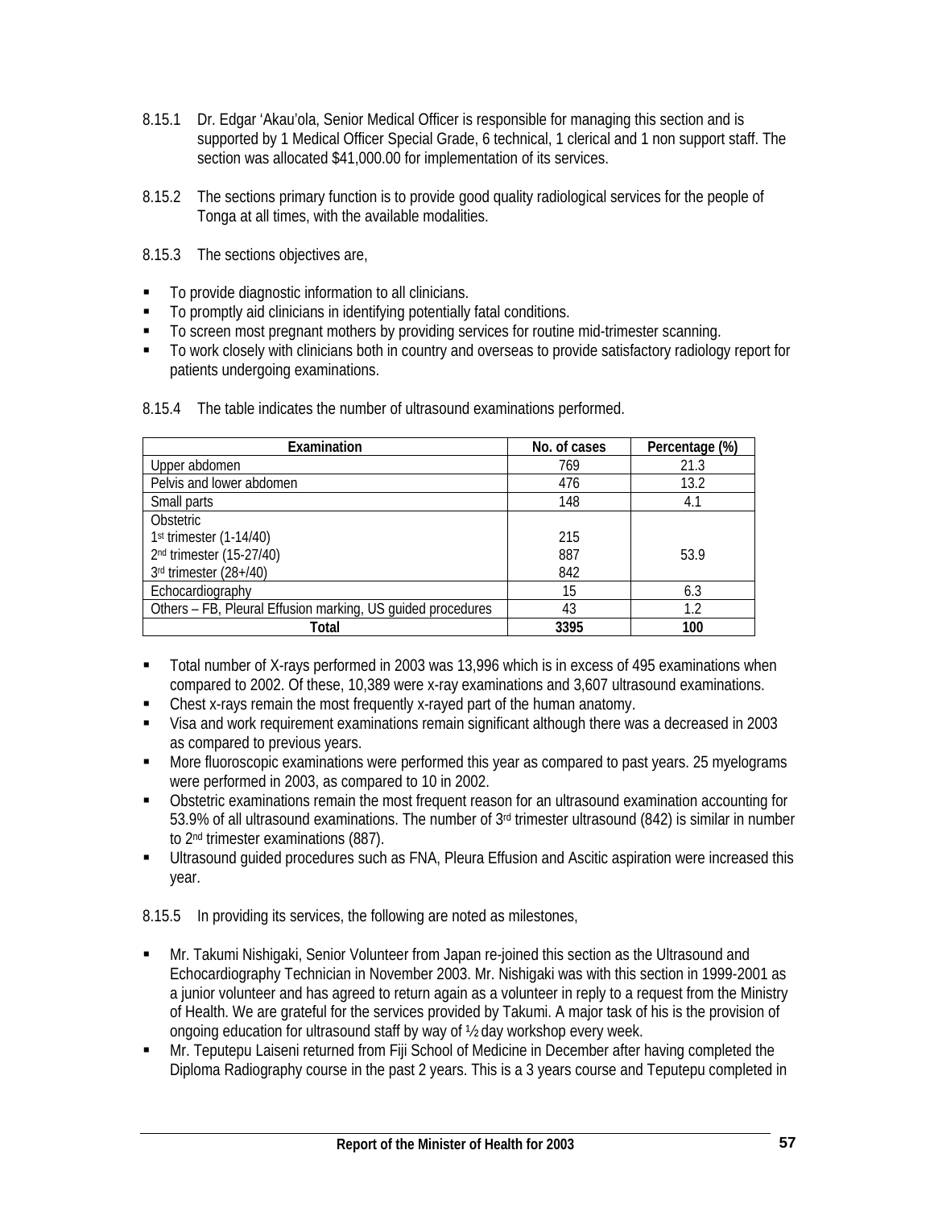8.15.1 Dr. Edgar 'Akau'ola, Senior Medical Officer is responsible for managing this section and is supported by 1 Medical Officer Special Grade, 6 technical, 1 clerical and 1 non support staff. The section was allocated $41,000.00 for implementation of its services.

8.15.2 The sections primary function is to provide good quality radiological services for the people of Tonga at all times, with the available modalities.

8.15.3 The sections objectives are,

- To provide diagnostic information to all clinicians.
- To promptly aid clinicians in identifying potentially fatal conditions.
- To screen most pregnant mothers by providing services for routine mid-trimester scanning.
- To work closely with clinicians both in country and overseas to provide satisfactory radiology report for patients undergoing examinations.

8.15.4 The table indicates the number of ultrasound examinations performed.

| Examination | No. of cases | Percentage (%) |
|---|---|---|
| Upper abdomen | 769 | 21.3 |
| Pelvis and lower abdomen | 476 | 13.2 |
| Small parts | 148 | 4.1 |
| Obstetric<br>1st trimester (1-14/40)<br>2nd trimester (15-27/40)<br>3rd trimester (28+/40) | <br>215<br>887<br>842 | 53.9 |
| Echocardiography | 15 | 6.3 |
| Others – FB, Pleural Effusion marking, US guided procedures | 43 | 1.2 |
| **Total** | **3395** | **100** |

- Total number of X-rays performed in 2003 was 13,996 which is in excess of 495 examinations when compared to 2002. Of these, 10,389 were x-ray examinations and 3,607 ultrasound examinations.
- Chest x-rays remain the most frequently x-rayed part of the human anatomy.
- Visa and work requirement examinations remain significant although there was a decreased in 2003 as compared to previous years.
- More fluoroscopic examinations were performed this year as compared to past years. 25 myelograms were performed in 2003, as compared to 10 in 2002.
- Obstetric examinations remain the most frequent reason for an ultrasound examination accounting for 53.9% of all ultrasound examinations. The number of 3rd trimester ultrasound (842) is similar in number to 2nd trimester examinations (887).
- Ultrasound guided procedures such as FNA, Pleura Effusion and Ascitic aspiration were increased this year.

8.15.5 In providing its services, the following are noted as milestones,

- Mr. Takumi Nishigaki, Senior Volunteer from Japan re-joined this section as the Ultrasound and Echocardiography Technician in November 2003. Mr. Nishigaki was with this section in 1999-2001 as a junior volunteer and has agreed to return again as a volunteer in reply to a request from the Ministry of Health. We are grateful for the services provided by Takumi. A major task of his is the provision of ongoing education for ultrasound staff by way of ½ day workshop every week.
- Mr. Teputepu Laiseni returned from Fiji School of Medicine in December after having completed the Diploma Radiography course in the past 2 years. This is a 3 years course and Teputepu completed in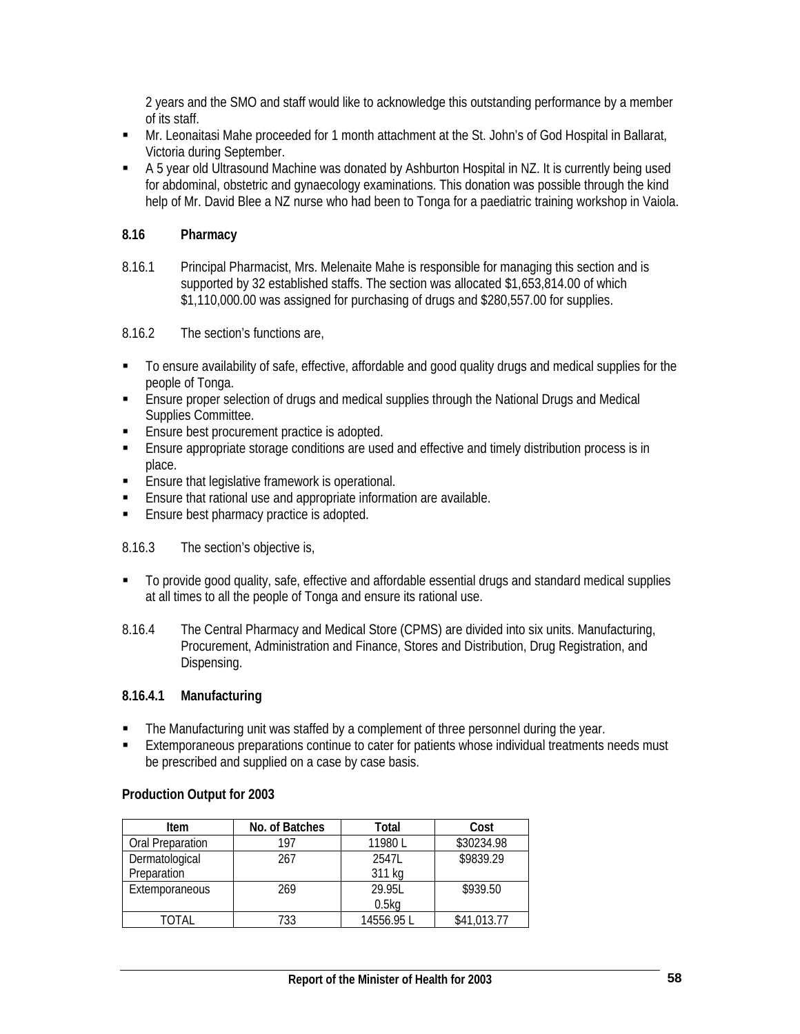2 years and the SMO and staff would like to acknowledge this outstanding performance by a member of its staff.

- Mr. Leonaitasi Mahe proceeded for 1 month attachment at the St. John's of God Hospital in Ballarat, Victoria during September.
- A 5 year old Ultrasound Machine was donated by Ashburton Hospital in NZ. It is currently being used for abdominal, obstetric and gynaecology examinations. This donation was possible through the kind help of Mr. David Blee a NZ nurse who had been to Tonga for a paediatric training workshop in Vaiola.

## 8.16 Pharmacy

8.16.1 Principal Pharmacist, Mrs. Melenaite Mahe is responsible for managing this section and is supported by 32 established staffs. The section was allocated $1,653,814.00 of which $1,110,000.00 was assigned for purchasing of drugs and $280,557.00 for supplies.

8.16.2 The section's functions are,

- To ensure availability of safe, effective, affordable and good quality drugs and medical supplies for the people of Tonga.
- Ensure proper selection of drugs and medical supplies through the National Drugs and Medical Supplies Committee.
- Ensure best procurement practice is adopted.
- Ensure appropriate storage conditions are used and effective and timely distribution process is in place.
- Ensure that legislative framework is operational.
- Ensure that rational use and appropriate information are available.
- Ensure best pharmacy practice is adopted.

8.16.3 The section's objective is,

- To provide good quality, safe, effective and affordable essential drugs and standard medical supplies at all times to all the people of Tonga and ensure its rational use.

8.16.4 The Central Pharmacy and Medical Store (CPMS) are divided into six units. Manufacturing, Procurement, Administration and Finance, Stores and Distribution, Drug Registration, and Dispensing.

### 8.16.4.1 Manufacturing

- The Manufacturing unit was staffed by a complement of three personnel during the year.
- Extemporaneous preparations continue to cater for patients whose individual treatments needs must be prescribed and supplied on a case by case basis.

**Production Output for 2003**

| Item | No. of Batches | Total | Cost |
|---|---|---|---|
| Oral Preparation | 197 | 11980 L | $30234.98 |
| Dermatological Preparation | 267 | 2547L<br>311 kg | $9839.29 |
| Extemporaneous | 269 | 29.95L<br>0.5kg | $939.50 |
| TOTAL | 733 | 14556.95 L | $41,013.77 |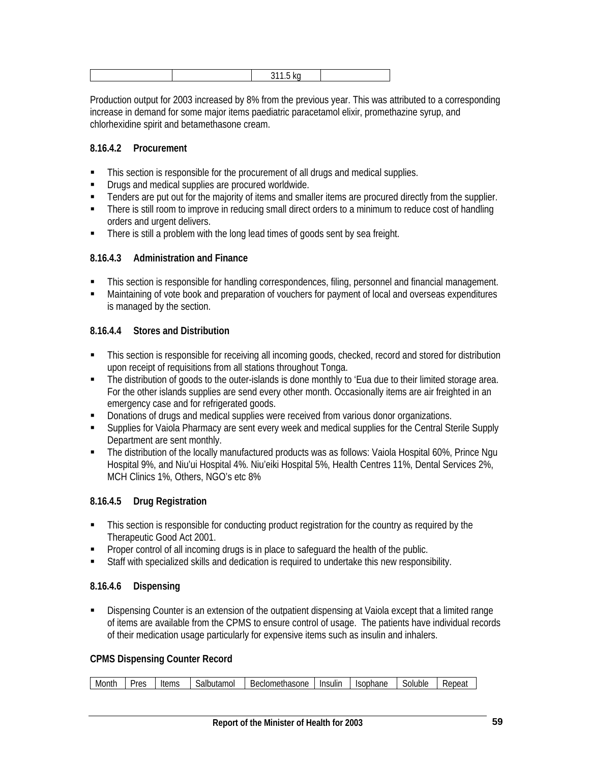|  |  | 311.5 kg |  |
|---|---|---|---|

Production output for 2003 increased by 8% from the previous year. This was attributed to a corresponding increase in demand for some major items paediatric paracetamol elixir, promethazine syrup, and chlorhexidine spirit and betamethasone cream.

#### 8.16.4.2 Procurement

- This section is responsible for the procurement of all drugs and medical supplies.
- Drugs and medical supplies are procured worldwide.
- Tenders are put out for the majority of items and smaller items are procured directly from the supplier.
- There is still room to improve in reducing small direct orders to a minimum to reduce cost of handling orders and urgent delivers.
- There is still a problem with the long lead times of goods sent by sea freight.

#### 8.16.4.3 Administration and Finance

- This section is responsible for handling correspondences, filing, personnel and financial management.
- Maintaining of vote book and preparation of vouchers for payment of local and overseas expenditures is managed by the section.

#### 8.16.4.4 Stores and Distribution

- This section is responsible for receiving all incoming goods, checked, record and stored for distribution upon receipt of requisitions from all stations throughout Tonga.
- The distribution of goods to the outer-islands is done monthly to 'Eua due to their limited storage area. For the other islands supplies are send every other month. Occasionally items are air freighted in an emergency case and for refrigerated goods.
- Donations of drugs and medical supplies were received from various donor organizations.
- Supplies for Vaiola Pharmacy are sent every week and medical supplies for the Central Sterile Supply Department are sent monthly.
- The distribution of the locally manufactured products was as follows: Vaiola Hospital 60%, Prince Ngu Hospital 9%, and Niu'ui Hospital 4%. Niu'eiki Hospital 5%, Health Centres 11%, Dental Services 2%, MCH Clinics 1%, Others, NGO's etc 8%

#### 8.16.4.5 Drug Registration

- This section is responsible for conducting product registration for the country as required by the Therapeutic Good Act 2001.
- Proper control of all incoming drugs is in place to safeguard the health of the public.
- Staff with specialized skills and dedication is required to undertake this new responsibility.

#### 8.16.4.6 Dispensing

- Dispensing Counter is an extension of the outpatient dispensing at Vaiola except that a limited range of items are available from the CPMS to ensure control of usage. The patients have individual records of their medication usage particularly for expensive items such as insulin and inhalers.

**CPMS Dispensing Counter Record**

| Month | Pres | Items | Salbutamol | Beclomethasone | Insulin | Isophane | Soluble | Repeat |
|---|---|---|---|---|---|---|---|---|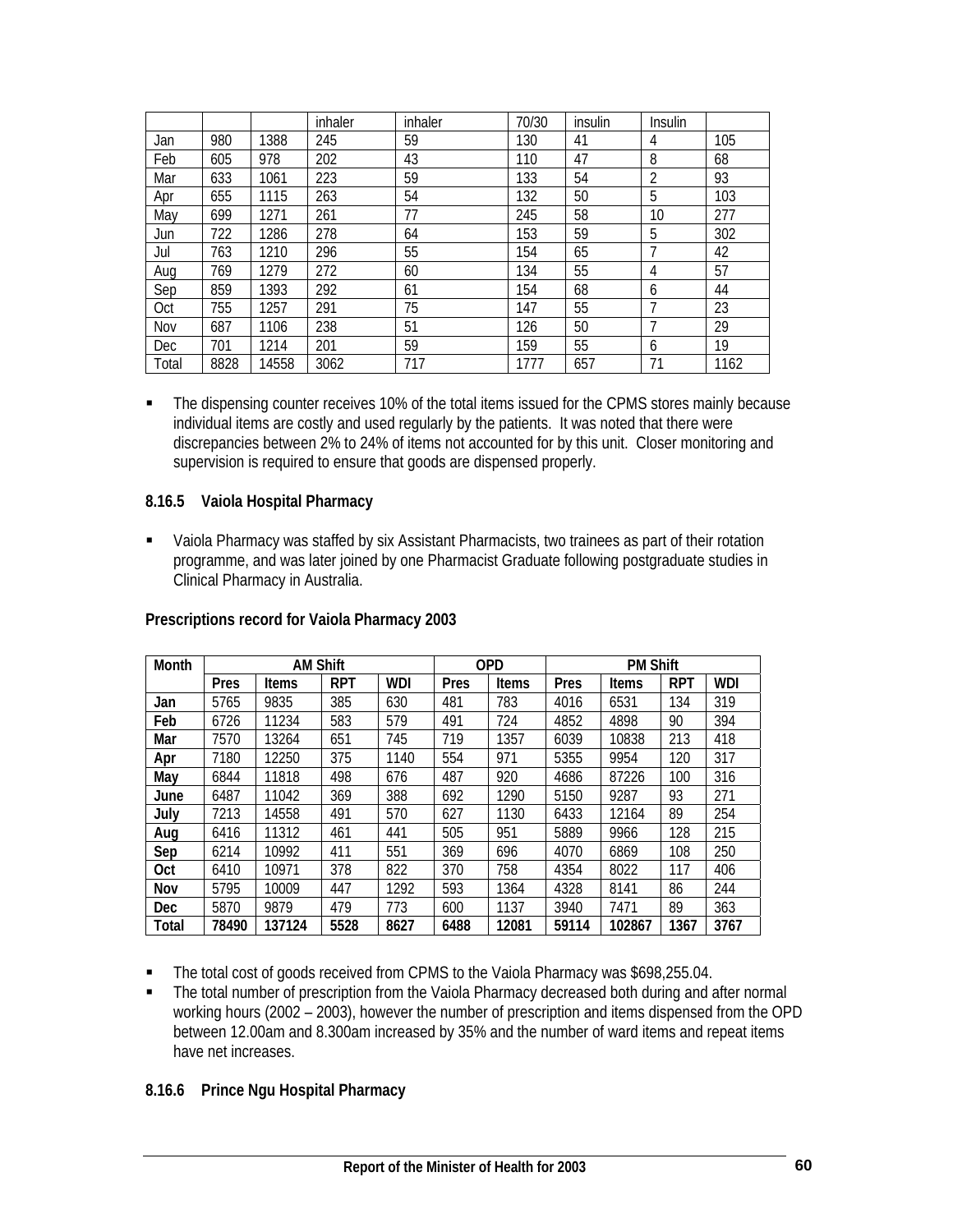| | | | inhaler | inhaler | 70/30 | insulin | Insulin | |
|---|---|---|---|---|---|---|---|---|
| Jan | 980 | 1388 | 245 | 59 | 130 | 41 | 4 | 105 |
| Feb | 605 | 978 | 202 | 43 | 110 | 47 | 8 | 68 |
| Mar | 633 | 1061 | 223 | 59 | 133 | 54 | 2 | 93 |
| Apr | 655 | 1115 | 263 | 54 | 132 | 50 | 5 | 103 |
| May | 699 | 1271 | 261 | 77 | 245 | 58 | 10 | 277 |
| Jun | 722 | 1286 | 278 | 64 | 153 | 59 | 5 | 302 |
| Jul | 763 | 1210 | 296 | 55 | 154 | 65 | 7 | 42 |
| Aug | 769 | 1279 | 272 | 60 | 134 | 55 | 4 | 57 |
| Sep | 859 | 1393 | 292 | 61 | 154 | 68 | 6 | 44 |
| Oct | 755 | 1257 | 291 | 75 | 147 | 55 | 7 | 23 |
| Nov | 687 | 1106 | 238 | 51 | 126 | 50 | 7 | 29 |
| Dec | 701 | 1214 | 201 | 59 | 159 | 55 | 6 | 19 |
| Total | 8828 | 14558 | 3062 | 717 | 1777 | 657 | 71 | 1162 |

- The dispensing counter receives 10% of the total items issued for the CPMS stores mainly because individual items are costly and used regularly by the patients. It was noted that there were discrepancies between 2% to 24% of items not accounted for by this unit. Closer monitoring and supervision is required to ensure that goods are dispensed properly.

### 8.16.5 Vaiola Hospital Pharmacy

- Vaiola Pharmacy was staffed by six Assistant Pharmacists, two trainees as part of their rotation programme, and was later joined by one Pharmacist Graduate following postgraduate studies in Clinical Pharmacy in Australia.

**Prescriptions record for Vaiola Pharmacy 2003**

| Month | AM Shift | | | | OPD | | PM Shift | | | |
|---|---|---|---|---|---|---|---|---|---|---|
| | Pres | Items | RPT | WDI | Pres | Items | Pres | Items | RPT | WDI |
| **Jan** | 5765 | 9835 | 385 | 630 | 481 | 783 | 4016 | 6531 | 134 | 319 |
| **Feb** | 6726 | 11234 | 583 | 579 | 491 | 724 | 4852 | 4898 | 90 | 394 |
| **Mar** | 7570 | 13264 | 651 | 745 | 719 | 1357 | 6039 | 10838 | 213 | 418 |
| **Apr** | 7180 | 12250 | 375 | 1140 | 554 | 971 | 5355 | 9954 | 120 | 317 |
| **May** | 6844 | 11818 | 498 | 676 | 487 | 920 | 4686 | 87226 | 100 | 316 |
| **June** | 6487 | 11042 | 369 | 388 | 692 | 1290 | 5150 | 9287 | 93 | 271 |
| **July** | 7213 | 14558 | 491 | 570 | 627 | 1130 | 6433 | 12164 | 89 | 254 |
| **Aug** | 6416 | 11312 | 461 | 441 | 505 | 951 | 5889 | 9966 | 128 | 215 |
| **Sep** | 6214 | 10992 | 411 | 551 | 369 | 696 | 4070 | 6869 | 108 | 250 |
| **Oct** | 6410 | 10971 | 378 | 822 | 370 | 758 | 4354 | 8022 | 117 | 406 |
| **Nov** | 5795 | 10009 | 447 | 1292 | 593 | 1364 | 4328 | 8141 | 86 | 244 |
| **Dec** | 5870 | 9879 | 479 | 773 | 600 | 1137 | 3940 | 7471 | 89 | 363 |
| **Total** | **78490** | **137124** | **5528** | **8627** | **6488** | **12081** | **59114** | **102867** | **1367** | **3767** |

- The total cost of goods received from CPMS to the Vaiola Pharmacy was $698,255.04.
- The total number of prescription from the Vaiola Pharmacy decreased both during and after normal working hours (2002 – 2003), however the number of prescription and items dispensed from the OPD between 12.00am and 8.300am increased by 35% and the number of ward items and repeat items have net increases.

### 8.16.6 Prince Ngu Hospital Pharmacy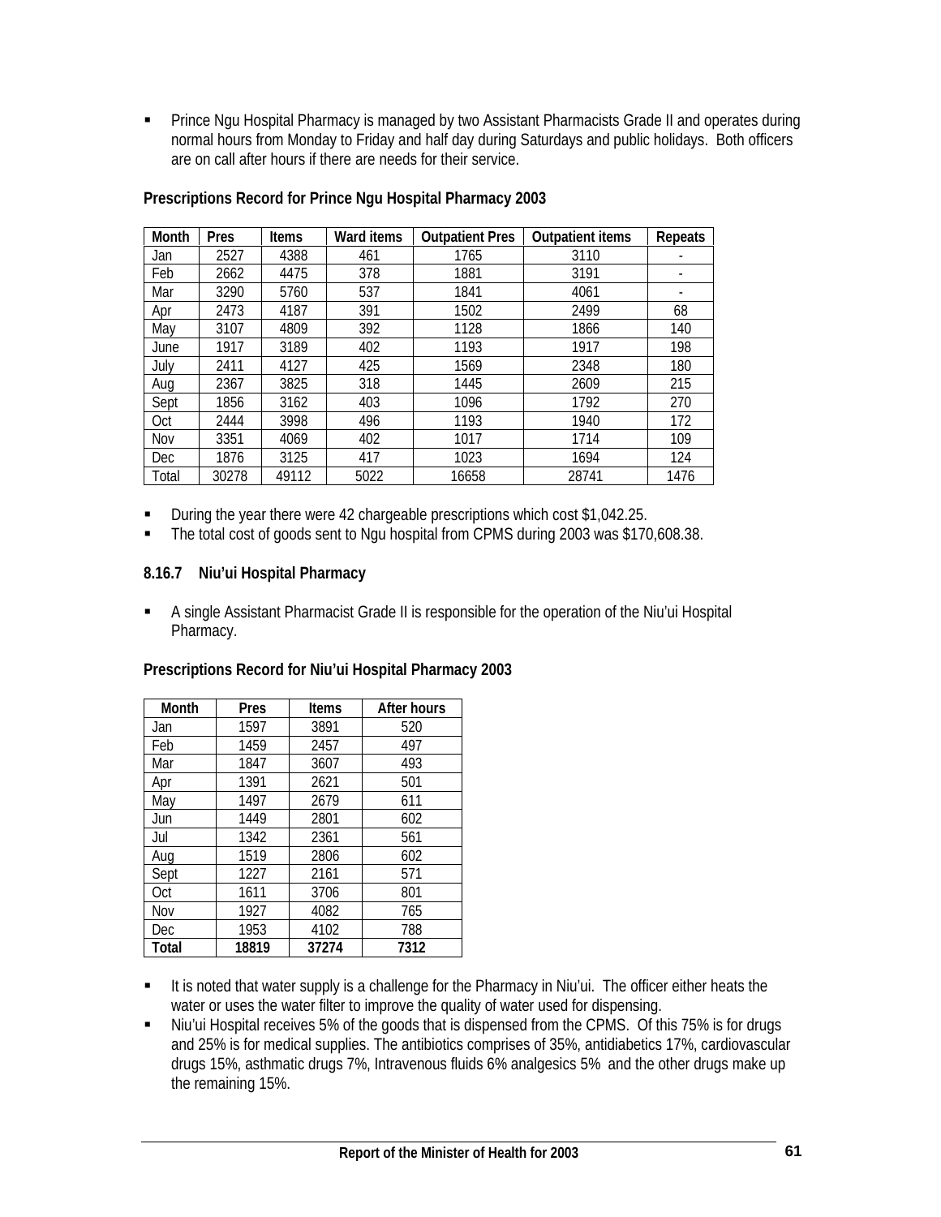- Prince Ngu Hospital Pharmacy is managed by two Assistant Pharmacists Grade II and operates during normal hours from Monday to Friday and half day during Saturdays and public holidays. Both officers are on call after hours if there are needs for their service.

**Prescriptions Record for Prince Ngu Hospital Pharmacy 2003**

| Month | Pres | Items | Ward items | Outpatient Pres | Outpatient items | Repeats |
|---|---|---|---|---|---|---|
| Jan | 2527 | 4388 | 461 | 1765 | 3110 | - |
| Feb | 2662 | 4475 | 378 | 1881 | 3191 | - |
| Mar | 3290 | 5760 | 537 | 1841 | 4061 | - |
| Apr | 2473 | 4187 | 391 | 1502 | 2499 | 68 |
| May | 3107 | 4809 | 392 | 1128 | 1866 | 140 |
| June | 1917 | 3189 | 402 | 1193 | 1917 | 198 |
| July | 2411 | 4127 | 425 | 1569 | 2348 | 180 |
| Aug | 2367 | 3825 | 318 | 1445 | 2609 | 215 |
| Sept | 1856 | 3162 | 403 | 1096 | 1792 | 270 |
| Oct | 2444 | 3998 | 496 | 1193 | 1940 | 172 |
| Nov | 3351 | 4069 | 402 | 1017 | 1714 | 109 |
| Dec | 1876 | 3125 | 417 | 1023 | 1694 | 124 |
| Total | 30278 | 49112 | 5022 | 16658 | 28741 | 1476 |

- During the year there were 42 chargeable prescriptions which cost $1,042.25.
- The total cost of goods sent to Ngu hospital from CPMS during 2003 was $170,608.38.

### 8.16.7 Niu'ui Hospital Pharmacy

- A single Assistant Pharmacist Grade II is responsible for the operation of the Niu'ui Hospital Pharmacy.

**Prescriptions Record for Niu'ui Hospital Pharmacy 2003**

| Month | Pres | Items | After hours |
|---|---|---|---|
| Jan | 1597 | 3891 | 520 |
| Feb | 1459 | 2457 | 497 |
| Mar | 1847 | 3607 | 493 |
| Apr | 1391 | 2621 | 501 |
| May | 1497 | 2679 | 611 |
| Jun | 1449 | 2801 | 602 |
| Jul | 1342 | 2361 | 561 |
| Aug | 1519 | 2806 | 602 |
| Sept | 1227 | 2161 | 571 |
| Oct | 1611 | 3706 | 801 |
| Nov | 1927 | 4082 | 765 |
| Dec | 1953 | 4102 | 788 |
| **Total** | **18819** | **37274** | **7312** |

- It is noted that water supply is a challenge for the Pharmacy in Niu'ui. The officer either heats the water or uses the water filter to improve the quality of water used for dispensing.
- Niu'ui Hospital receives 5% of the goods that is dispensed from the CPMS. Of this 75% is for drugs and 25% is for medical supplies. The antibiotics comprises of 35%, antidiabetics 17%, cardiovascular drugs 15%, asthmatic drugs 7%, Intravenous fluids 6% analgesics 5% and the other drugs make up the remaining 15%.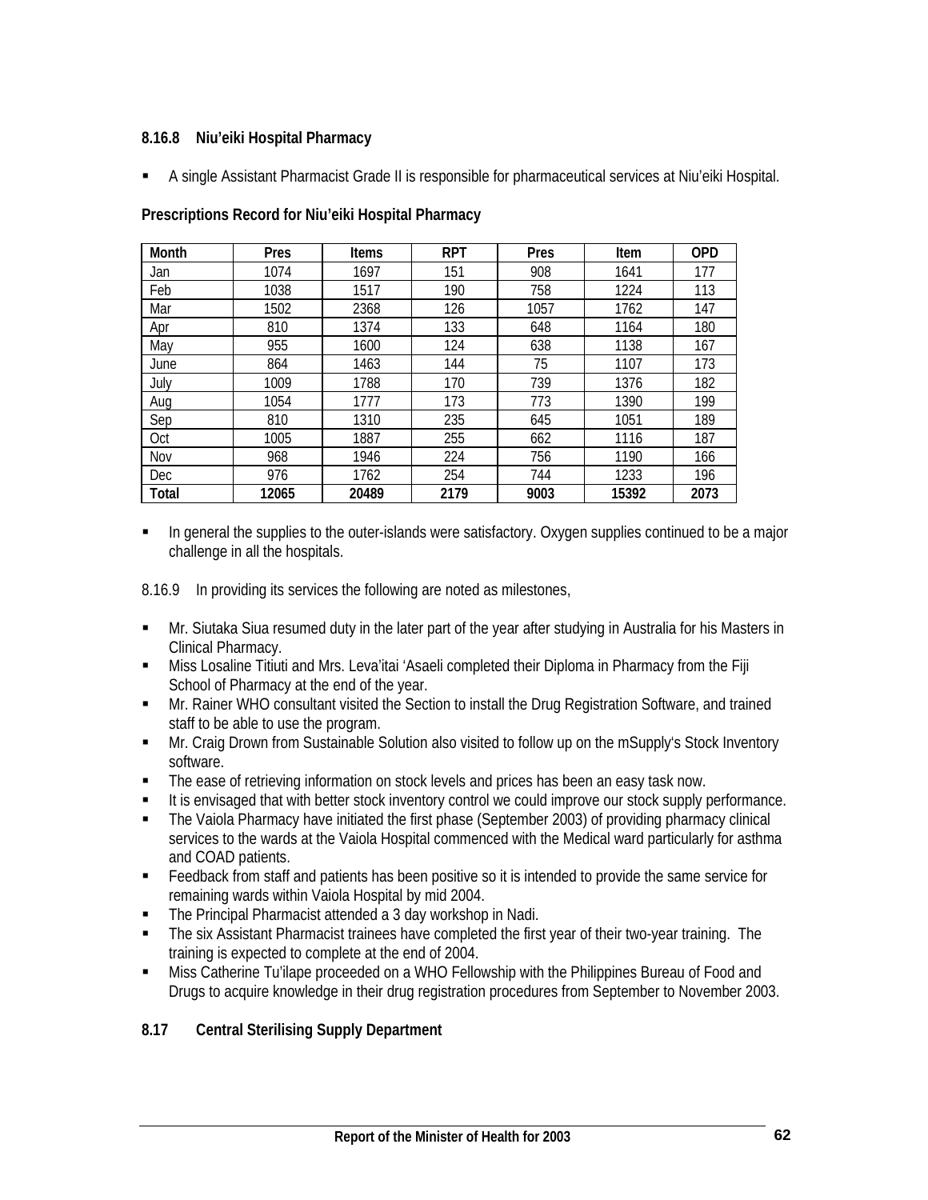#### 8.16.8 Niu'eiki Hospital Pharmacy

- A single Assistant Pharmacist Grade II is responsible for pharmaceutical services at Niu'eiki Hospital.

**Prescriptions Record for Niu'eiki Hospital Pharmacy**

| Month | Pres | Items | RPT | Pres | Item | OPD |
|---|---|---|---|---|---|---|
| Jan | 1074 | 1697 | 151 | 908 | 1641 | 177 |
| Feb | 1038 | 1517 | 190 | 758 | 1224 | 113 |
| Mar | 1502 | 2368 | 126 | 1057 | 1762 | 147 |
| Apr | 810 | 1374 | 133 | 648 | 1164 | 180 |
| May | 955 | 1600 | 124 | 638 | 1138 | 167 |
| June | 864 | 1463 | 144 | 75 | 1107 | 173 |
| July | 1009 | 1788 | 170 | 739 | 1376 | 182 |
| Aug | 1054 | 1777 | 173 | 773 | 1390 | 199 |
| Sep | 810 | 1310 | 235 | 645 | 1051 | 189 |
| Oct | 1005 | 1887 | 255 | 662 | 1116 | 187 |
| Nov | 968 | 1946 | 224 | 756 | 1190 | 166 |
| Dec | 976 | 1762 | 254 | 744 | 1233 | 196 |
| **Total** | **12065** | **20489** | **2179** | **9003** | **15392** | **2073** |

- In general the supplies to the outer-islands were satisfactory. Oxygen supplies continued to be a major challenge in all the hospitals.

8.16.9 In providing its services the following are noted as milestones,

- Mr. Siutaka Siua resumed duty in the later part of the year after studying in Australia for his Masters in Clinical Pharmacy.
- Miss Losaline Titiuti and Mrs. Leva'itai 'Asaeli completed their Diploma in Pharmacy from the Fiji School of Pharmacy at the end of the year.
- Mr. Rainer WHO consultant visited the Section to install the Drug Registration Software, and trained staff to be able to use the program.
- Mr. Craig Drown from Sustainable Solution also visited to follow up on the mSupply's Stock Inventory software.
- The ease of retrieving information on stock levels and prices has been an easy task now.
- It is envisaged that with better stock inventory control we could improve our stock supply performance.
- The Vaiola Pharmacy have initiated the first phase (September 2003) of providing pharmacy clinical services to the wards at the Vaiola Hospital commenced with the Medical ward particularly for asthma and COAD patients.
- Feedback from staff and patients has been positive so it is intended to provide the same service for remaining wards within Vaiola Hospital by mid 2004.
- The Principal Pharmacist attended a 3 day workshop in Nadi.
- The six Assistant Pharmacist trainees have completed the first year of their two-year training. The training is expected to complete at the end of 2004.
- Miss Catherine Tu'ilape proceeded on a WHO Fellowship with the Philippines Bureau of Food and Drugs to acquire knowledge in their drug registration procedures from September to November 2003.

### 8.17 Central Sterilising Supply Department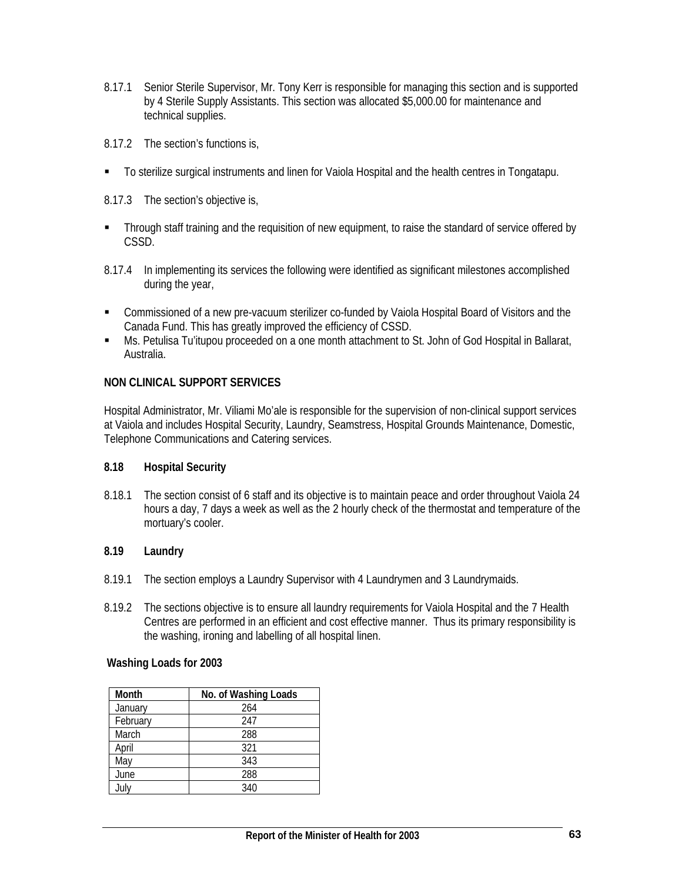8.17.1 Senior Sterile Supervisor, Mr. Tony Kerr is responsible for managing this section and is supported by 4 Sterile Supply Assistants. This section was allocated $5,000.00 for maintenance and technical supplies.

8.17.2 The section's functions is,

- To sterilize surgical instruments and linen for Vaiola Hospital and the health centres in Tongatapu.

8.17.3 The section's objective is,

- Through staff training and the requisition of new equipment, to raise the standard of service offered by CSSD.

8.17.4 In implementing its services the following were identified as significant milestones accomplished during the year,

- Commissioned of a new pre-vacuum sterilizer co-funded by Vaiola Hospital Board of Visitors and the Canada Fund. This has greatly improved the efficiency of CSSD.
- Ms. Petulisa Tu'itupou proceeded on a one month attachment to St. John of God Hospital in Ballarat, Australia.

**NON CLINICAL SUPPORT SERVICES**

Hospital Administrator, Mr. Viliami Mo'ale is responsible for the supervision of non-clinical support services at Vaiola and includes Hospital Security, Laundry, Seamstress, Hospital Grounds Maintenance, Domestic, Telephone Communications and Catering services.

### 8.18 Hospital Security

8.18.1 The section consist of 6 staff and its objective is to maintain peace and order throughout Vaiola 24 hours a day, 7 days a week as well as the 2 hourly check of the thermostat and temperature of the mortuary's cooler.

### 8.19 Laundry

8.19.1 The section employs a Laundry Supervisor with 4 Laundrymen and 3 Laundrymaids.

8.19.2 The sections objective is to ensure all laundry requirements for Vaiola Hospital and the 7 Health Centres are performed in an efficient and cost effective manner. Thus its primary responsibility is the washing, ironing and labelling of all hospital linen.

**Washing Loads for 2003**

| Month | No. of Washing Loads |
|---|---|
| January | 264 |
| February | 247 |
| March | 288 |
| April | 321 |
| May | 343 |
| June | 288 |
| July | 340 |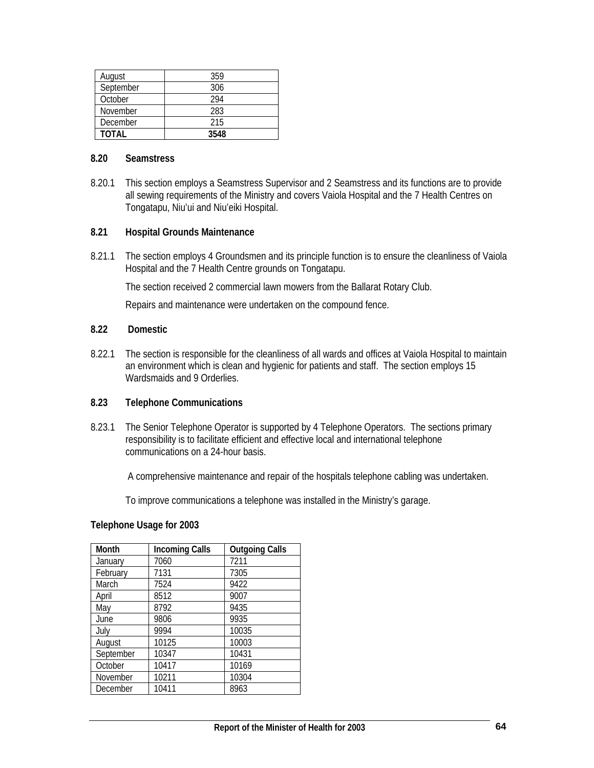| | |
|---|---|
| August | 359 |
| September | 306 |
| October | 294 |
| November | 283 |
| December | 215 |
| **TOTAL** | **3548** |

### 8.20 Seamstress

8.20.1 This section employs a Seamstress Supervisor and 2 Seamstress and its functions are to provide all sewing requirements of the Ministry and covers Vaiola Hospital and the 7 Health Centres on Tongatapu, Niu'ui and Niu'eiki Hospital.

### 8.21 Hospital Grounds Maintenance

8.21.1 The section employs 4 Groundsmen and its principle function is to ensure the cleanliness of Vaiola Hospital and the 7 Health Centre grounds on Tongatapu.

The section received 2 commercial lawn mowers from the Ballarat Rotary Club.

Repairs and maintenance were undertaken on the compound fence.

### 8.22 Domestic

8.22.1 The section is responsible for the cleanliness of all wards and offices at Vaiola Hospital to maintain an environment which is clean and hygienic for patients and staff. The section employs 15 Wardsmaids and 9 Orderlies.

### 8.23 Telephone Communications

8.23.1 The Senior Telephone Operator is supported by 4 Telephone Operators. The sections primary responsibility is to facilitate efficient and effective local and international telephone communications on a 24-hour basis.

A comprehensive maintenance and repair of the hospitals telephone cabling was undertaken.

To improve communications a telephone was installed in the Ministry's garage.

**Telephone Usage for 2003**

| Month | Incoming Calls | Outgoing Calls |
|---|---|---|
| January | 7060 | 7211 |
| February | 7131 | 7305 |
| March | 7524 | 9422 |
| April | 8512 | 9007 |
| May | 8792 | 9435 |
| June | 9806 | 9935 |
| July | 9994 | 10035 |
| August | 10125 | 10003 |
| September | 10347 | 10431 |
| October | 10417 | 10169 |
| November | 10211 | 10304 |
| December | 10411 | 8963 |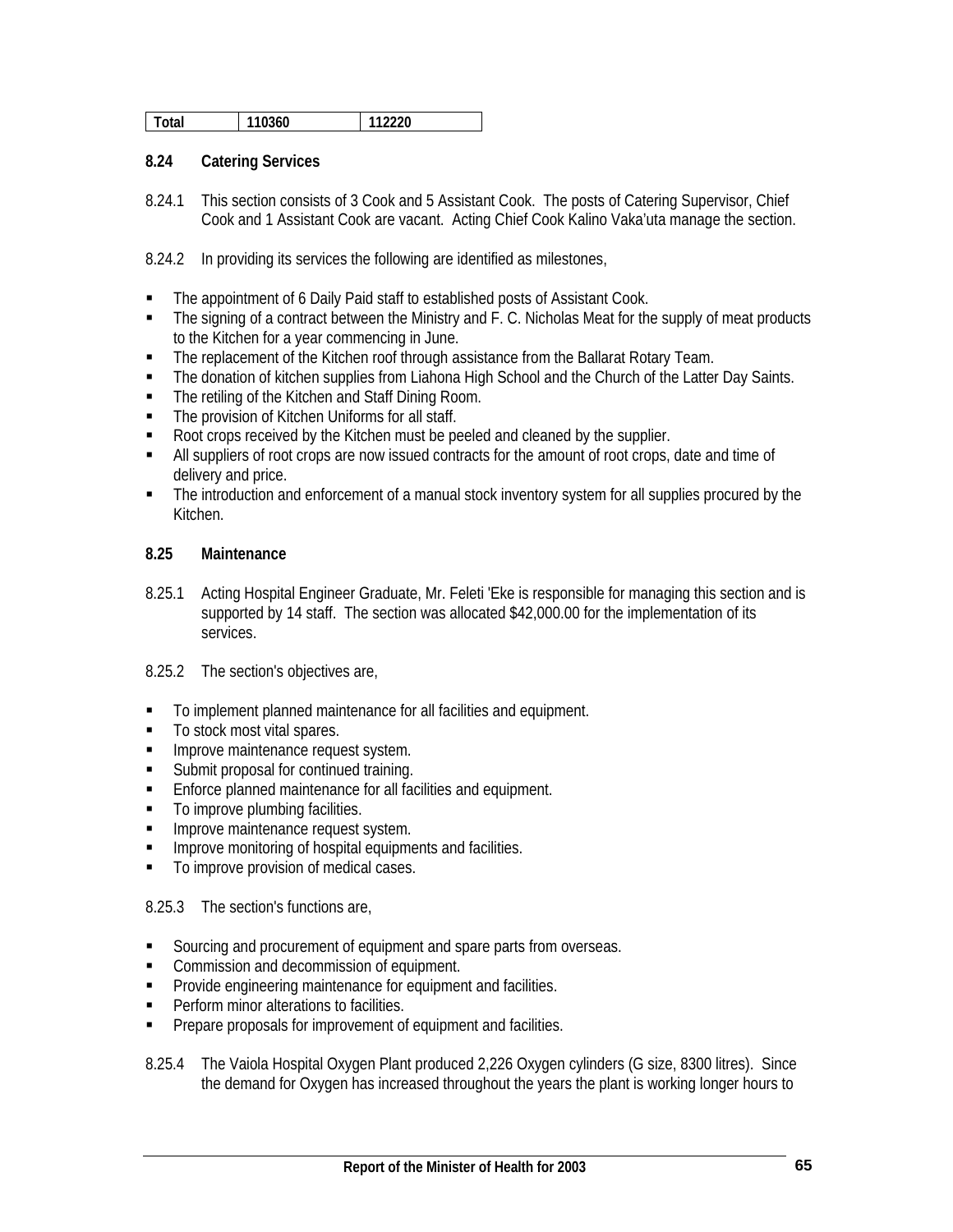| Total | 110360 | 112220 |
|---|---|---|

### 8.24 Catering Services

8.24.1 This section consists of 3 Cook and 5 Assistant Cook. The posts of Catering Supervisor, Chief Cook and 1 Assistant Cook are vacant. Acting Chief Cook Kalino Vaka'uta manage the section.

8.24.2 In providing its services the following are identified as milestones,

- The appointment of 6 Daily Paid staff to established posts of Assistant Cook.
- The signing of a contract between the Ministry and F. C. Nicholas Meat for the supply of meat products to the Kitchen for a year commencing in June.
- The replacement of the Kitchen roof through assistance from the Ballarat Rotary Team.
- The donation of kitchen supplies from Liahona High School and the Church of the Latter Day Saints.
- The retiling of the Kitchen and Staff Dining Room.
- The provision of Kitchen Uniforms for all staff.
- Root crops received by the Kitchen must be peeled and cleaned by the supplier.
- All suppliers of root crops are now issued contracts for the amount of root crops, date and time of delivery and price.
- The introduction and enforcement of a manual stock inventory system for all supplies procured by the Kitchen.

### 8.25 Maintenance

8.25.1 Acting Hospital Engineer Graduate, Mr. Feleti 'Eke is responsible for managing this section and is supported by 14 staff. The section was allocated $42,000.00 for the implementation of its services.

8.25.2 The section's objectives are,

- To implement planned maintenance for all facilities and equipment.
- To stock most vital spares.
- Improve maintenance request system.
- Submit proposal for continued training.
- Enforce planned maintenance for all facilities and equipment.
- To improve plumbing facilities.
- Improve maintenance request system.
- Improve monitoring of hospital equipments and facilities.
- To improve provision of medical cases.

8.25.3 The section's functions are,

- Sourcing and procurement of equipment and spare parts from overseas.
- Commission and decommission of equipment.
- Provide engineering maintenance for equipment and facilities.
- Perform minor alterations to facilities.
- Prepare proposals for improvement of equipment and facilities.

8.25.4 The Vaiola Hospital Oxygen Plant produced 2,226 Oxygen cylinders (G size, 8300 litres). Since the demand for Oxygen has increased throughout the years the plant is working longer hours to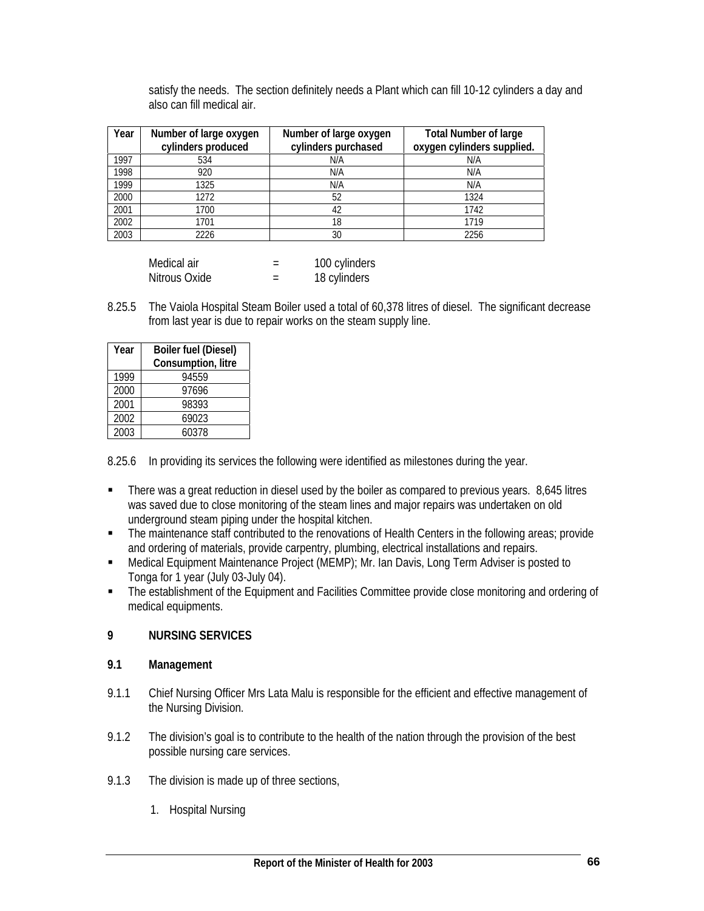satisfy the needs. The section definitely needs a Plant which can fill 10-12 cylinders a day and also can fill medical air.

| Year | Number of large oxygen cylinders produced | Number of large oxygen cylinders purchased | Total Number of large oxygen cylinders supplied. |
|---|---|---|---|
| 1997 | 534 | N/A | N/A |
| 1998 | 920 | N/A | N/A |
| 1999 | 1325 | N/A | N/A |
| 2000 | 1272 | 52 | 1324 |
| 2001 | 1700 | 42 | 1742 |
| 2002 | 1701 | 18 | 1719 |
| 2003 | 2226 | 30 | 2256 |

Medical air = 100 cylinders
Nitrous Oxide = 18 cylinders

8.25.5 The Vaiola Hospital Steam Boiler used a total of 60,378 litres of diesel. The significant decrease from last year is due to repair works on the steam supply line.

| Year | Boiler fuel (Diesel) Consumption, litre |
|---|---|
| 1999 | 94559 |
| 2000 | 97696 |
| 2001 | 98393 |
| 2002 | 69023 |
| 2003 | 60378 |

8.25.6 In providing its services the following were identified as milestones during the year.

- There was a great reduction in diesel used by the boiler as compared to previous years. 8,645 litres was saved due to close monitoring of the steam lines and major repairs was undertaken on old underground steam piping under the hospital kitchen.
- The maintenance staff contributed to the renovations of Health Centers in the following areas; provide and ordering of materials, provide carpentry, plumbing, electrical installations and repairs.
- Medical Equipment Maintenance Project (MEMP); Mr. Ian Davis, Long Term Adviser is posted to Tonga for 1 year (July 03-July 04).
- The establishment of the Equipment and Facilities Committee provide close monitoring and ordering of medical equipments.

## 9 NURSING SERVICES

### 9.1 Management

9.1.1 Chief Nursing Officer Mrs Lata Malu is responsible for the efficient and effective management of the Nursing Division.

9.1.2 The division's goal is to contribute to the health of the nation through the provision of the best possible nursing care services.

9.1.3 The division is made up of three sections,

1. Hospital Nursing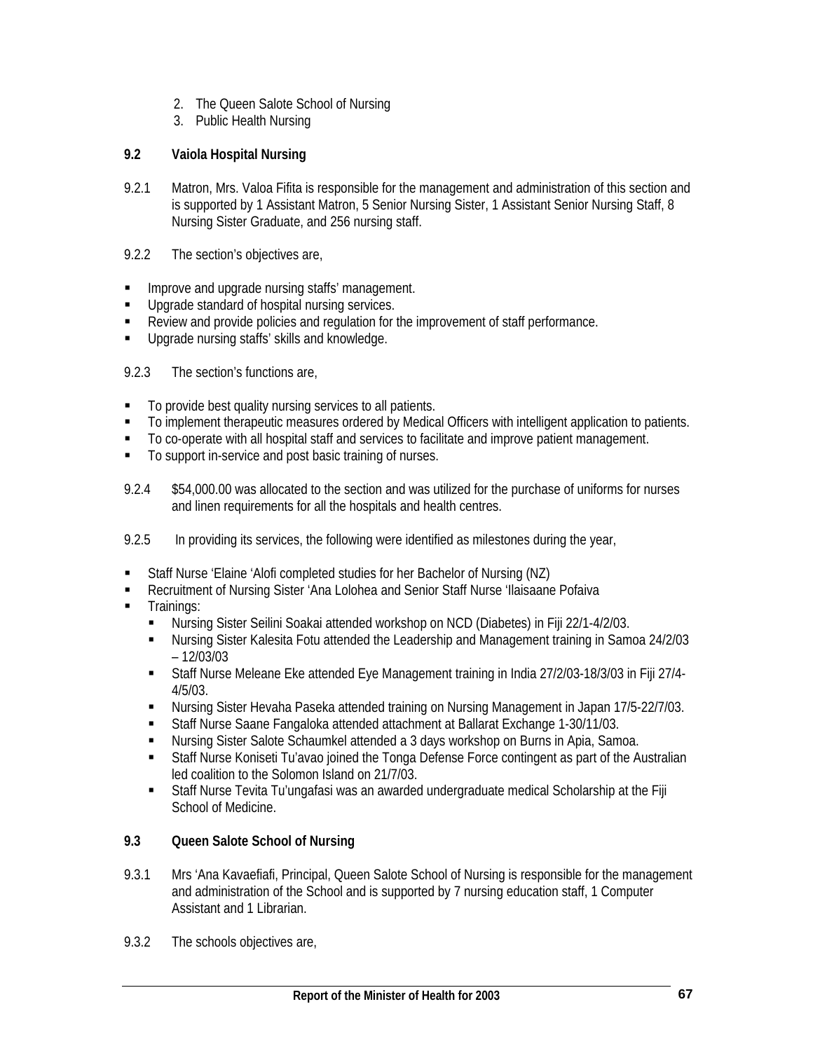2. The Queen Salote School of Nursing
3. Public Health Nursing

### 9.2 Vaiola Hospital Nursing

9.2.1 Matron, Mrs. Valoa Fifita is responsible for the management and administration of this section and is supported by 1 Assistant Matron, 5 Senior Nursing Sister, 1 Assistant Senior Nursing Staff, 8 Nursing Sister Graduate, and 256 nursing staff.

9.2.2 The section's objectives are,

- Improve and upgrade nursing staffs' management.
- Upgrade standard of hospital nursing services.
- Review and provide policies and regulation for the improvement of staff performance.
- Upgrade nursing staffs' skills and knowledge.

9.2.3 The section's functions are,

- To provide best quality nursing services to all patients.
- To implement therapeutic measures ordered by Medical Officers with intelligent application to patients.
- To co-operate with all hospital staff and services to facilitate and improve patient management.
- To support in-service and post basic training of nurses.

9.2.4 $54,000.00 was allocated to the section and was utilized for the purchase of uniforms for nurses and linen requirements for all the hospitals and health centres.

9.2.5 In providing its services, the following were identified as milestones during the year,

- Staff Nurse 'Elaine 'Alofi completed studies for her Bachelor of Nursing (NZ)
- Recruitment of Nursing Sister 'Ana Lolohea and Senior Staff Nurse 'Ilaisaane Pofaiva
- Trainings:
  - Nursing Sister Seilini Soakai attended workshop on NCD (Diabetes) in Fiji 22/1-4/2/03.
  - Nursing Sister Kalesita Fotu attended the Leadership and Management training in Samoa 24/2/03 – 12/03/03
  - Staff Nurse Meleane Eke attended Eye Management training in India 27/2/03-18/3/03 in Fiji 27/4-4/5/03.
  - Nursing Sister Hevaha Paseka attended training on Nursing Management in Japan 17/5-22/7/03.
  - Staff Nurse Saane Fangaloka attended attachment at Ballarat Exchange 1-30/11/03.
  - Nursing Sister Salote Schaumkel attended a 3 days workshop on Burns in Apia, Samoa.
  - Staff Nurse Koniseti Tu'avao joined the Tonga Defense Force contingent as part of the Australian led coalition to the Solomon Island on 21/7/03.
  - Staff Nurse Tevita Tu'ungafasi was an awarded undergraduate medical Scholarship at the Fiji School of Medicine.

### 9.3 Queen Salote School of Nursing

9.3.1 Mrs 'Ana Kavaefiafi, Principal, Queen Salote School of Nursing is responsible for the management and administration of the School and is supported by 7 nursing education staff, 1 Computer Assistant and 1 Librarian.

9.3.2 The schools objectives are,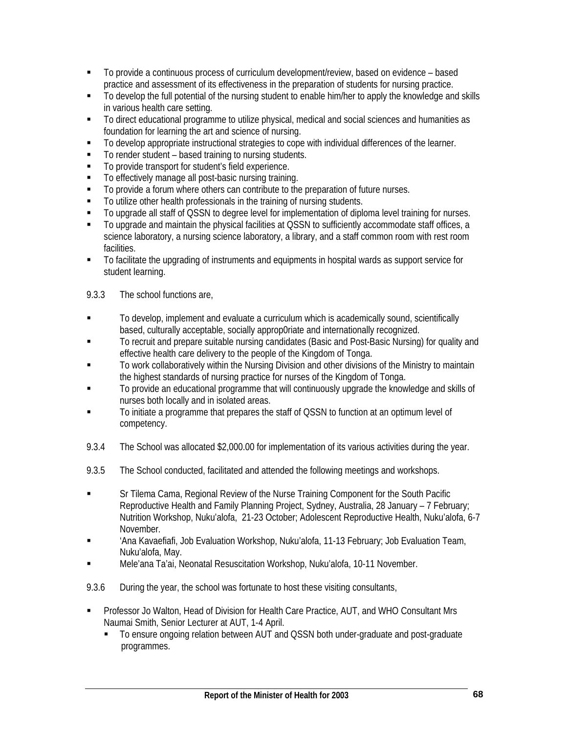- To provide a continuous process of curriculum development/review, based on evidence – based practice and assessment of its effectiveness in the preparation of students for nursing practice.
- To develop the full potential of the nursing student to enable him/her to apply the knowledge and skills in various health care setting.
- To direct educational programme to utilize physical, medical and social sciences and humanities as foundation for learning the art and science of nursing.
- To develop appropriate instructional strategies to cope with individual differences of the learner.
- To render student – based training to nursing students.
- To provide transport for student's field experience.
- To effectively manage all post-basic nursing training.
- To provide a forum where others can contribute to the preparation of future nurses.
- To utilize other health professionals in the training of nursing students.
- To upgrade all staff of QSSN to degree level for implementation of diploma level training for nurses.
- To upgrade and maintain the physical facilities at QSSN to sufficiently accommodate staff offices, a science laboratory, a nursing science laboratory, a library, and a staff common room with rest room facilities.
- To facilitate the upgrading of instruments and equipments in hospital wards as support service for student learning.

9.3.3 The school functions are,

- To develop, implement and evaluate a curriculum which is academically sound, scientifically based, culturally acceptable, socially approp0riate and internationally recognized.
- To recruit and prepare suitable nursing candidates (Basic and Post-Basic Nursing) for quality and effective health care delivery to the people of the Kingdom of Tonga.
- To work collaboratively within the Nursing Division and other divisions of the Ministry to maintain the highest standards of nursing practice for nurses of the Kingdom of Tonga.
- To provide an educational programme that will continuously upgrade the knowledge and skills of nurses both locally and in isolated areas.
- To initiate a programme that prepares the staff of QSSN to function at an optimum level of competency.

9.3.4 The School was allocated $2,000.00 for implementation of its various activities during the year.

9.3.5 The School conducted, facilitated and attended the following meetings and workshops.

- Sr Tilema Cama, Regional Review of the Nurse Training Component for the South Pacific Reproductive Health and Family Planning Project, Sydney, Australia, 28 January – 7 February; Nutrition Workshop, Nuku'alofa, 21-23 October; Adolescent Reproductive Health, Nuku'alofa, 6-7 November.
- 'Ana Kavaefiafi, Job Evaluation Workshop, Nuku'alofa, 11-13 February; Job Evaluation Team, Nuku'alofa, May.
- Mele'ana Ta'ai, Neonatal Resuscitation Workshop, Nuku'alofa, 10-11 November.

9.3.6 During the year, the school was fortunate to host these visiting consultants,

- Professor Jo Walton, Head of Division for Health Care Practice, AUT, and WHO Consultant Mrs Naumai Smith, Senior Lecturer at AUT, 1-4 April.
  - To ensure ongoing relation between AUT and QSSN both under-graduate and post-graduate programmes.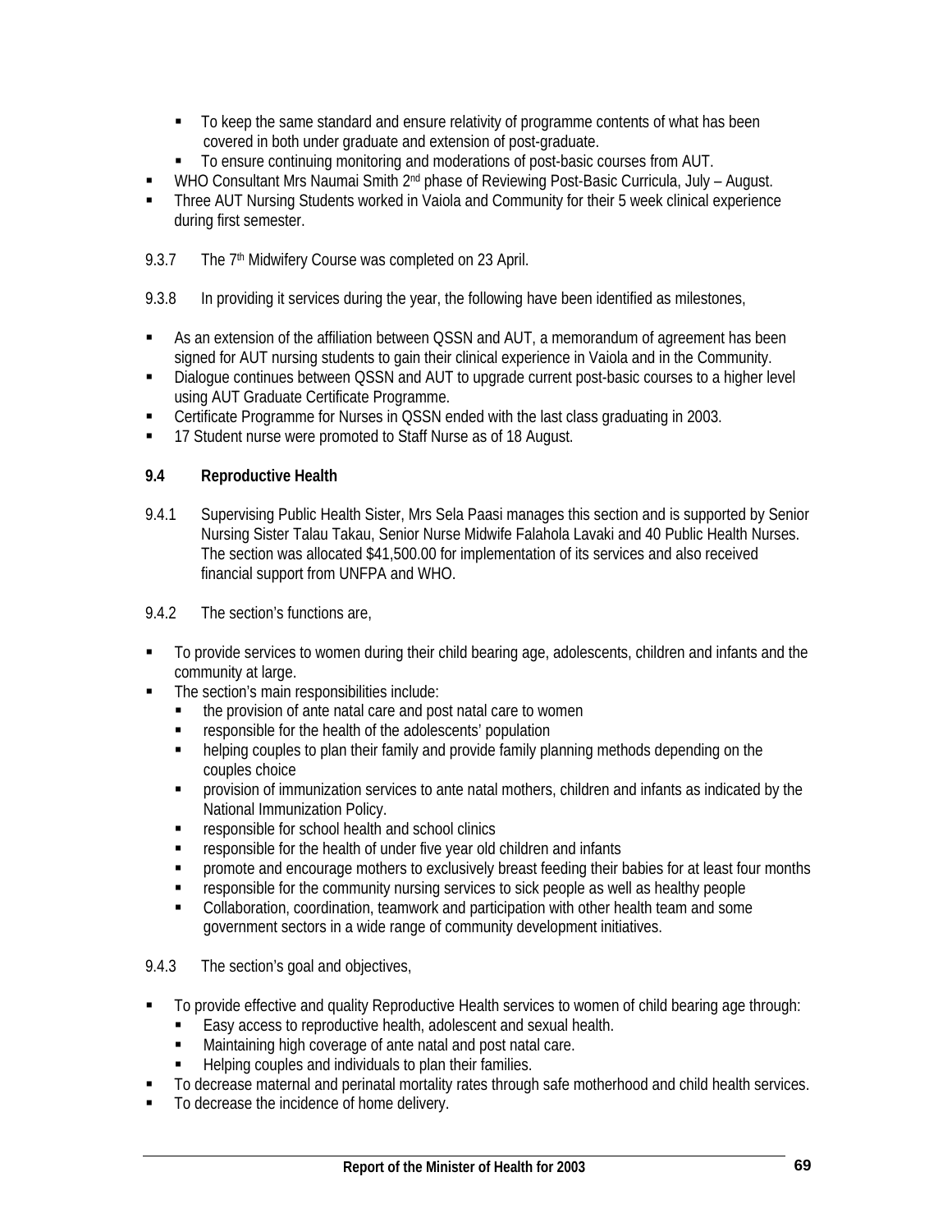- To keep the same standard and ensure relativity of programme contents of what has been covered in both under graduate and extension of post-graduate.
  - To ensure continuing monitoring and moderations of post-basic courses from AUT.
- WHO Consultant Mrs Naumai Smith 2nd phase of Reviewing Post-Basic Curricula, July – August.
- Three AUT Nursing Students worked in Vaiola and Community for their 5 week clinical experience during first semester.

9.3.7 The 7th Midwifery Course was completed on 23 April.

9.3.8 In providing it services during the year, the following have been identified as milestones,

- As an extension of the affiliation between QSSN and AUT, a memorandum of agreement has been signed for AUT nursing students to gain their clinical experience in Vaiola and in the Community.
- Dialogue continues between QSSN and AUT to upgrade current post-basic courses to a higher level using AUT Graduate Certificate Programme.
- Certificate Programme for Nurses in QSSN ended with the last class graduating in 2003.
- 17 Student nurse were promoted to Staff Nurse as of 18 August.

**9.4 Reproductive Health**

9.4.1 Supervising Public Health Sister, Mrs Sela Paasi manages this section and is supported by Senior Nursing Sister Talau Takau, Senior Nurse Midwife Falahola Lavaki and 40 Public Health Nurses. The section was allocated $41,500.00 for implementation of its services and also received financial support from UNFPA and WHO.

9.4.2 The section's functions are,

- To provide services to women during their child bearing age, adolescents, children and infants and the community at large.
- The section's main responsibilities include:
  - the provision of ante natal care and post natal care to women
  - responsible for the health of the adolescents' population
  - helping couples to plan their family and provide family planning methods depending on the couples choice
  - provision of immunization services to ante natal mothers, children and infants as indicated by the National Immunization Policy.
  - responsible for school health and school clinics
  - responsible for the health of under five year old children and infants
  - promote and encourage mothers to exclusively breast feeding their babies for at least four months
  - responsible for the community nursing services to sick people as well as healthy people
  - Collaboration, coordination, teamwork and participation with other health team and some government sectors in a wide range of community development initiatives.

9.4.3 The section's goal and objectives,

- To provide effective and quality Reproductive Health services to women of child bearing age through:
  - Easy access to reproductive health, adolescent and sexual health.
  - Maintaining high coverage of ante natal and post natal care.
  - Helping couples and individuals to plan their families.
- To decrease maternal and perinatal mortality rates through safe motherhood and child health services.
- To decrease the incidence of home delivery.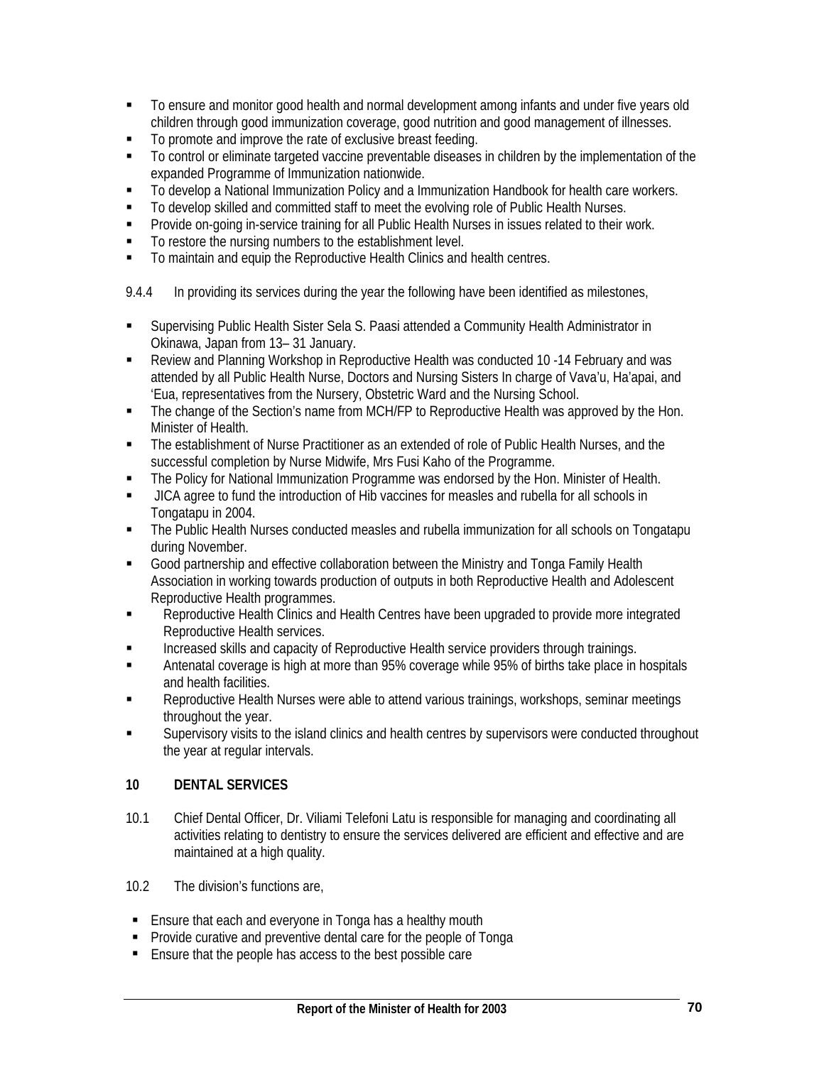- To ensure and monitor good health and normal development among infants and under five years old children through good immunization coverage, good nutrition and good management of illnesses.
- To promote and improve the rate of exclusive breast feeding.
- To control or eliminate targeted vaccine preventable diseases in children by the implementation of the expanded Programme of Immunization nationwide.
- To develop a National Immunization Policy and a Immunization Handbook for health care workers.
- To develop skilled and committed staff to meet the evolving role of Public Health Nurses.
- Provide on-going in-service training for all Public Health Nurses in issues related to their work.
- To restore the nursing numbers to the establishment level.
- To maintain and equip the Reproductive Health Clinics and health centres.

9.4.4 In providing its services during the year the following have been identified as milestones,

- Supervising Public Health Sister Sela S. Paasi attended a Community Health Administrator in Okinawa, Japan from 13– 31 January.
- Review and Planning Workshop in Reproductive Health was conducted 10 -14 February and was attended by all Public Health Nurse, Doctors and Nursing Sisters In charge of Vava'u, Ha'apai, and 'Eua, representatives from the Nursery, Obstetric Ward and the Nursing School.
- The change of the Section's name from MCH/FP to Reproductive Health was approved by the Hon. Minister of Health.
- The establishment of Nurse Practitioner as an extended of role of Public Health Nurses, and the successful completion by Nurse Midwife, Mrs Fusi Kaho of the Programme.
- The Policy for National Immunization Programme was endorsed by the Hon. Minister of Health.
- JICA agree to fund the introduction of Hib vaccines for measles and rubella for all schools in Tongatapu in 2004.
- The Public Health Nurses conducted measles and rubella immunization for all schools on Tongatapu during November.
- Good partnership and effective collaboration between the Ministry and Tonga Family Health Association in working towards production of outputs in both Reproductive Health and Adolescent Reproductive Health programmes.
- Reproductive Health Clinics and Health Centres have been upgraded to provide more integrated Reproductive Health services.
- Increased skills and capacity of Reproductive Health service providers through trainings.
- Antenatal coverage is high at more than 95% coverage while 95% of births take place in hospitals and health facilities.
- Reproductive Health Nurses were able to attend various trainings, workshops, seminar meetings throughout the year.
- Supervisory visits to the island clinics and health centres by supervisors were conducted throughout the year at regular intervals.

## 10 DENTAL SERVICES

10.1 Chief Dental Officer, Dr. Viliami Telefoni Latu is responsible for managing and coordinating all activities relating to dentistry to ensure the services delivered are efficient and effective and are maintained at a high quality.

10.2 The division's functions are,

- Ensure that each and everyone in Tonga has a healthy mouth
- Provide curative and preventive dental care for the people of Tonga
- Ensure that the people has access to the best possible care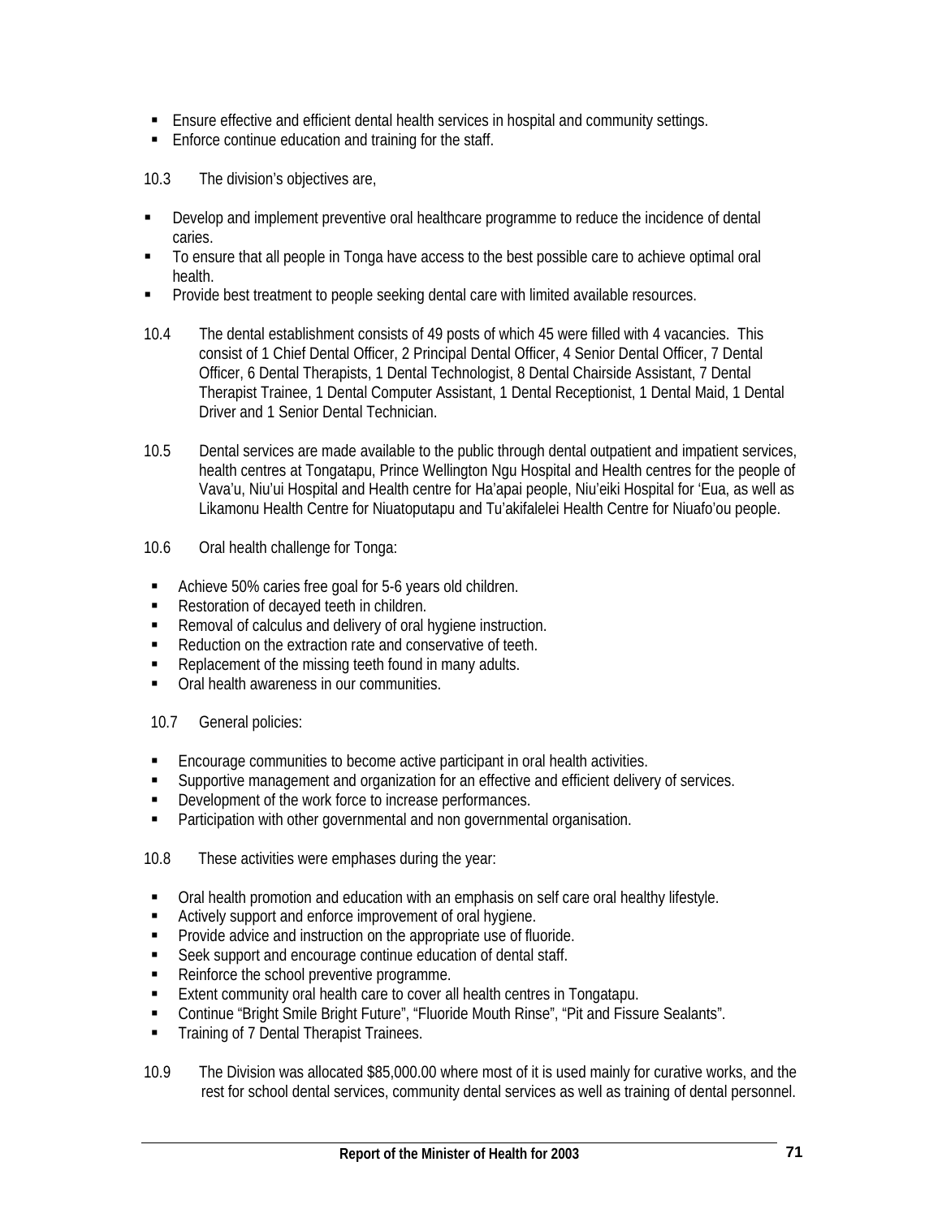- Ensure effective and efficient dental health services in hospital and community settings.
- Enforce continue education and training for the staff.

10.3 The division's objectives are,

- Develop and implement preventive oral healthcare programme to reduce the incidence of dental caries.
- To ensure that all people in Tonga have access to the best possible care to achieve optimal oral health.
- Provide best treatment to people seeking dental care with limited available resources.

10.4 The dental establishment consists of 49 posts of which 45 were filled with 4 vacancies. This consist of 1 Chief Dental Officer, 2 Principal Dental Officer, 4 Senior Dental Officer, 7 Dental Officer, 6 Dental Therapists, 1 Dental Technologist, 8 Dental Chairside Assistant, 7 Dental Therapist Trainee, 1 Dental Computer Assistant, 1 Dental Receptionist, 1 Dental Maid, 1 Dental Driver and 1 Senior Dental Technician.

10.5 Dental services are made available to the public through dental outpatient and impatient services, health centres at Tongatapu, Prince Wellington Ngu Hospital and Health centres for the people of Vava'u, Niu'ui Hospital and Health centre for Ha'apai people, Niu'eiki Hospital for 'Eua, as well as Likamonu Health Centre for Niuatoputapu and Tu'akifalelei Health Centre for Niuafo'ou people.

10.6 Oral health challenge for Tonga:

- Achieve 50% caries free goal for 5-6 years old children.
- Restoration of decayed teeth in children.
- Removal of calculus and delivery of oral hygiene instruction.
- Reduction on the extraction rate and conservative of teeth.
- Replacement of the missing teeth found in many adults.
- Oral health awareness in our communities.

10.7 General policies:

- Encourage communities to become active participant in oral health activities.
- Supportive management and organization for an effective and efficient delivery of services.
- Development of the work force to increase performances.
- Participation with other governmental and non governmental organisation.

10.8 These activities were emphases during the year:

- Oral health promotion and education with an emphasis on self care oral healthy lifestyle.
- Actively support and enforce improvement of oral hygiene.
- Provide advice and instruction on the appropriate use of fluoride.
- Seek support and encourage continue education of dental staff.
- Reinforce the school preventive programme.
- Extent community oral health care to cover all health centres in Tongatapu.
- Continue "Bright Smile Bright Future", "Fluoride Mouth Rinse", "Pit and Fissure Sealants".
- Training of 7 Dental Therapist Trainees.

10.9 The Division was allocated $85,000.00 where most of it is used mainly for curative works, and the rest for school dental services, community dental services as well as training of dental personnel.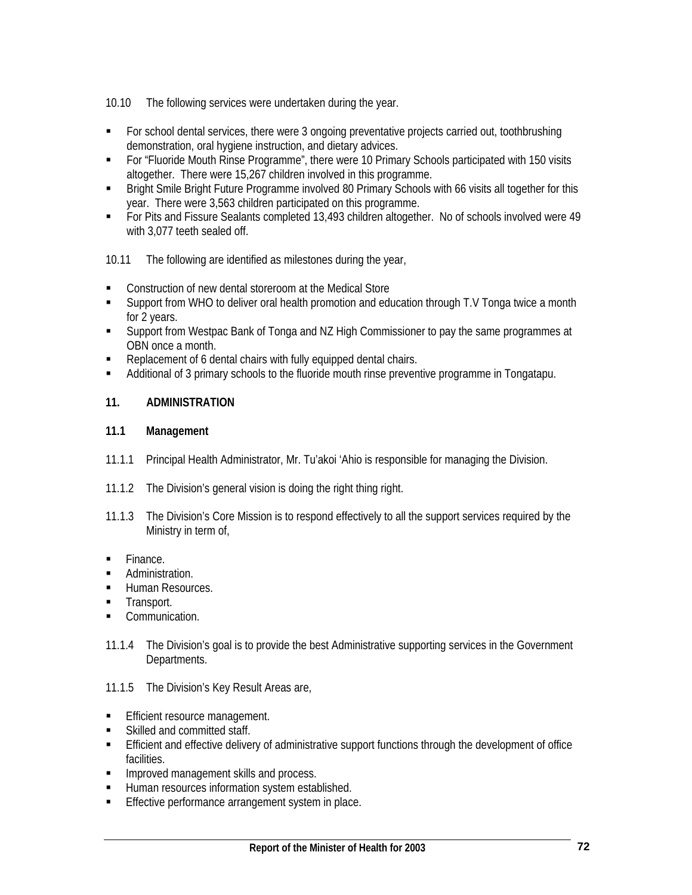10.10 The following services were undertaken during the year.

- For school dental services, there were 3 ongoing preventative projects carried out, toothbrushing demonstration, oral hygiene instruction, and dietary advices.
- For "Fluoride Mouth Rinse Programme", there were 10 Primary Schools participated with 150 visits altogether. There were 15,267 children involved in this programme.
- Bright Smile Bright Future Programme involved 80 Primary Schools with 66 visits all together for this year. There were 3,563 children participated on this programme.
- For Pits and Fissure Sealants completed 13,493 children altogether. No of schools involved were 49 with 3,077 teeth sealed off.

10.11 The following are identified as milestones during the year,

- Construction of new dental storeroom at the Medical Store
- Support from WHO to deliver oral health promotion and education through T.V Tonga twice a month for 2 years.
- Support from Westpac Bank of Tonga and NZ High Commissioner to pay the same programmes at OBN once a month.
- Replacement of 6 dental chairs with fully equipped dental chairs.
- Additional of 3 primary schools to the fluoride mouth rinse preventive programme in Tongatapu.

## 11. ADMINISTRATION

### 11.1 Management

11.1.1 Principal Health Administrator, Mr. Tu'akoi 'Ahio is responsible for managing the Division.

11.1.2 The Division's general vision is doing the right thing right.

11.1.3 The Division's Core Mission is to respond effectively to all the support services required by the Ministry in term of,

- Finance.
- Administration.
- Human Resources.
- Transport.
- Communication.

11.1.4 The Division's goal is to provide the best Administrative supporting services in the Government Departments.

11.1.5 The Division's Key Result Areas are,

- Efficient resource management.
- Skilled and committed staff.
- Efficient and effective delivery of administrative support functions through the development of office facilities.
- Improved management skills and process.
- Human resources information system established.
- Effective performance arrangement system in place.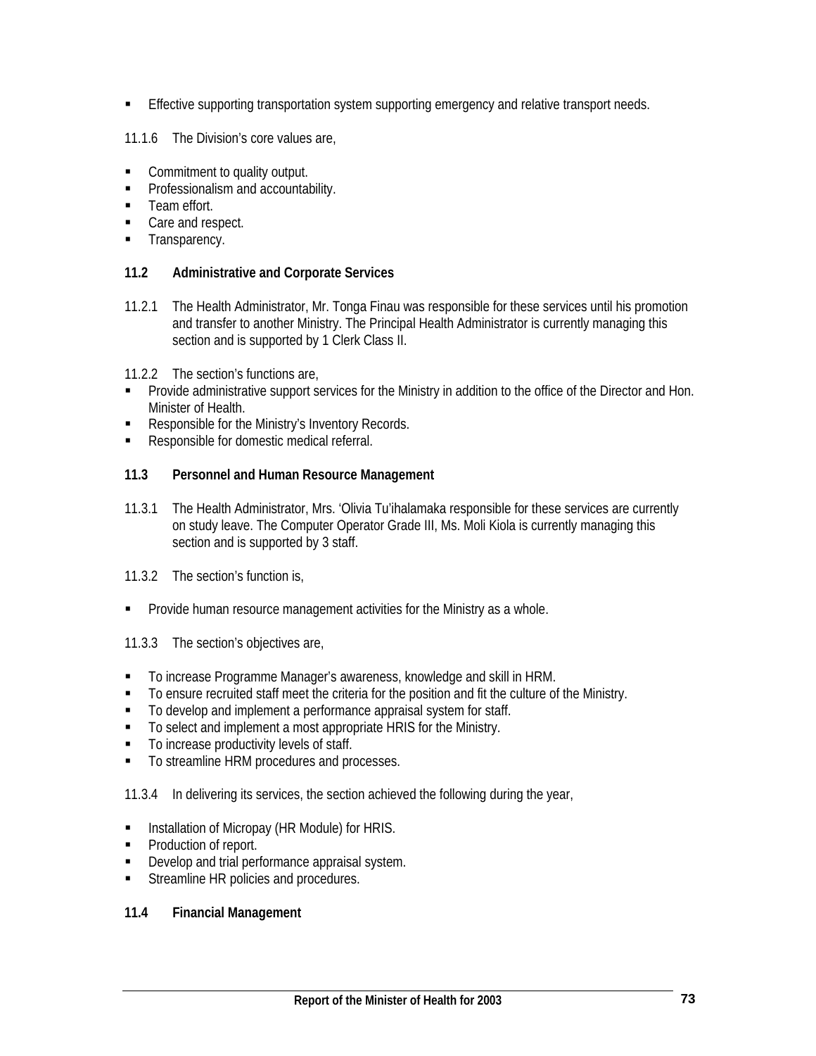- Effective supporting transportation system supporting emergency and relative transport needs.

11.1.6 The Division's core values are,

- Commitment to quality output.
- Professionalism and accountability.
- Team effort.
- Care and respect.
- Transparency.

### 11.2 Administrative and Corporate Services

11.2.1 The Health Administrator, Mr. Tonga Finau was responsible for these services until his promotion and transfer to another Ministry. The Principal Health Administrator is currently managing this section and is supported by 1 Clerk Class II.

11.2.2 The section's functions are,

- Provide administrative support services for the Ministry in addition to the office of the Director and Hon. Minister of Health.
- Responsible for the Ministry's Inventory Records.
- Responsible for domestic medical referral.

### 11.3 Personnel and Human Resource Management

11.3.1 The Health Administrator, Mrs. 'Olivia Tu'ihalamaka responsible for these services are currently on study leave. The Computer Operator Grade III, Ms. Moli Kiola is currently managing this section and is supported by 3 staff.

11.3.2 The section's function is,

- Provide human resource management activities for the Ministry as a whole.

11.3.3 The section's objectives are,

- To increase Programme Manager's awareness, knowledge and skill in HRM.
- To ensure recruited staff meet the criteria for the position and fit the culture of the Ministry.
- To develop and implement a performance appraisal system for staff.
- To select and implement a most appropriate HRIS for the Ministry.
- To increase productivity levels of staff.
- To streamline HRM procedures and processes.

11.3.4 In delivering its services, the section achieved the following during the year,

- Installation of Micropay (HR Module) for HRIS.
- Production of report.
- Develop and trial performance appraisal system.
- Streamline HR policies and procedures.

### 11.4 Financial Management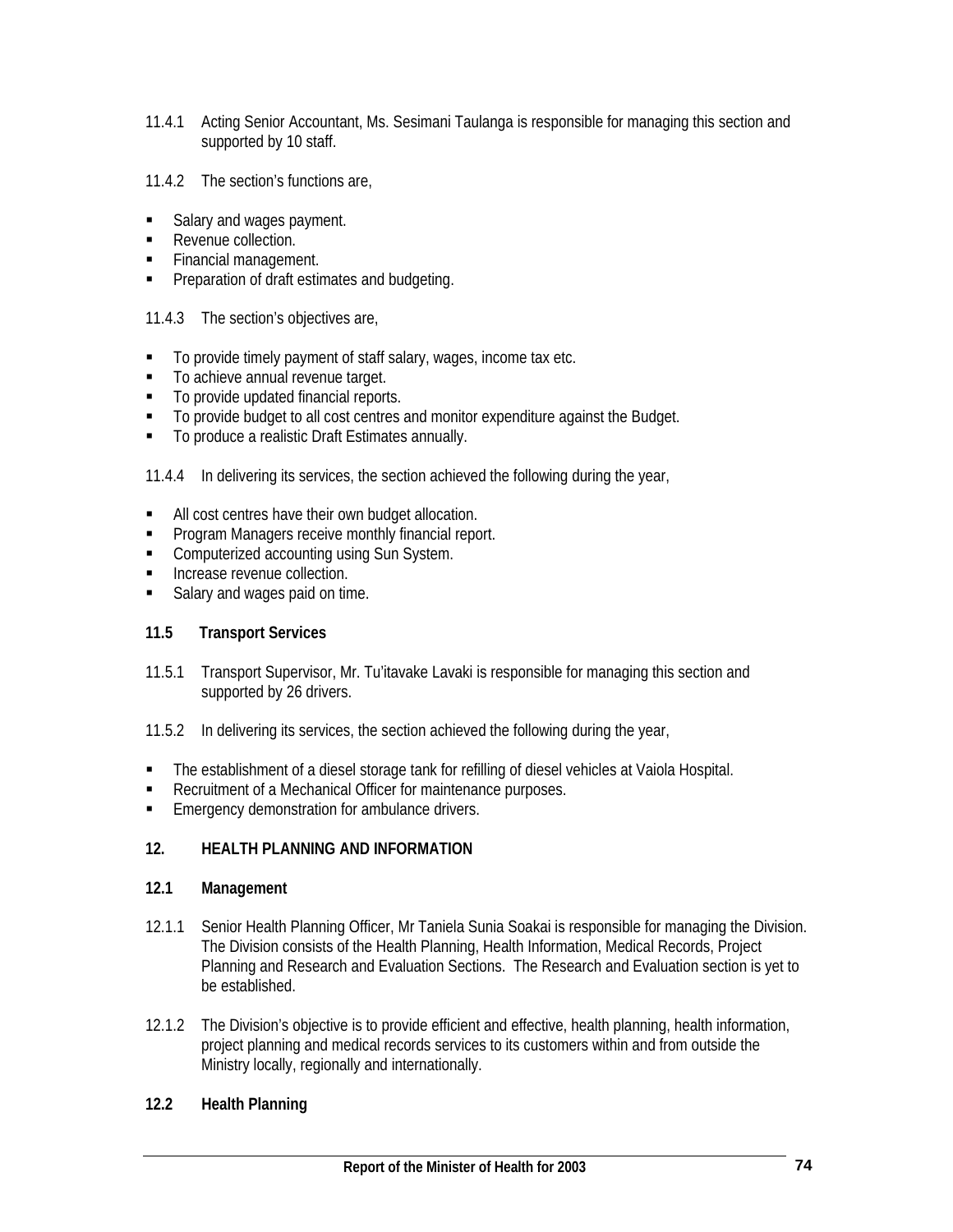11.4.1 Acting Senior Accountant, Ms. Sesimani Taulanga is responsible for managing this section and supported by 10 staff.

11.4.2 The section's functions are,

- Salary and wages payment.
- Revenue collection.
- Financial management.
- Preparation of draft estimates and budgeting.

11.4.3 The section's objectives are,

- To provide timely payment of staff salary, wages, income tax etc.
- To achieve annual revenue target.
- To provide updated financial reports.
- To provide budget to all cost centres and monitor expenditure against the Budget.
- To produce a realistic Draft Estimates annually.

11.4.4 In delivering its services, the section achieved the following during the year,

- All cost centres have their own budget allocation.
- Program Managers receive monthly financial report.
- Computerized accounting using Sun System.
- Increase revenue collection.
- Salary and wages paid on time.

### 11.5 Transport Services

11.5.1 Transport Supervisor, Mr. Tu'itavake Lavaki is responsible for managing this section and supported by 26 drivers.

11.5.2 In delivering its services, the section achieved the following during the year,

- The establishment of a diesel storage tank for refilling of diesel vehicles at Vaiola Hospital.
- Recruitment of a Mechanical Officer for maintenance purposes.
- Emergency demonstration for ambulance drivers.

## 12. HEALTH PLANNING AND INFORMATION

### 12.1 Management

12.1.1 Senior Health Planning Officer, Mr Taniela Sunia Soakai is responsible for managing the Division. The Division consists of the Health Planning, Health Information, Medical Records, Project Planning and Research and Evaluation Sections. The Research and Evaluation section is yet to be established.

12.1.2 The Division's objective is to provide efficient and effective, health planning, health information, project planning and medical records services to its customers within and from outside the Ministry locally, regionally and internationally.

### 12.2 Health Planning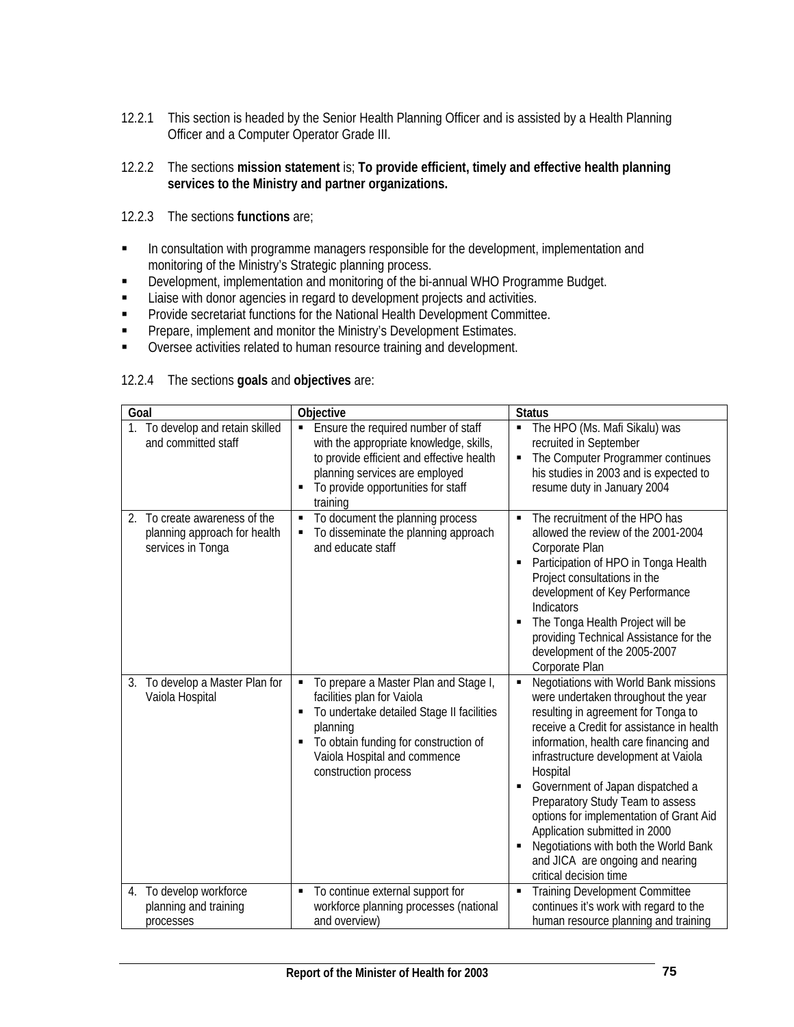12.2.1 This section is headed by the Senior Health Planning Officer and is assisted by a Health Planning Officer and a Computer Operator Grade III.

12.2.2 The sections **mission statement** is; **To provide efficient, timely and effective health planning services to the Ministry and partner organizations.**

12.2.3 The sections **functions** are;

- In consultation with programme managers responsible for the development, implementation and monitoring of the Ministry's Strategic planning process.
- Development, implementation and monitoring of the bi-annual WHO Programme Budget.
- Liaise with donor agencies in regard to development projects and activities.
- Provide secretariat functions for the National Health Development Committee.
- Prepare, implement and monitor the Ministry's Development Estimates.
- Oversee activities related to human resource training and development.

12.2.4 The sections **goals** and **objectives** are:

| Goal | Objective | Status |
|---|---|---|
| 1. To develop and retain skilled and committed staff | ▪ Ensure the required number of staff with the appropriate knowledge, skills, to provide efficient and effective health planning services are employed<br>▪ To provide opportunities for staff training | ▪ The HPO (Ms. Mafi Sikalu) was recruited in September<br>▪ The Computer Programmer continues his studies in 2003 and is expected to resume duty in January 2004 |
| 2. To create awareness of the planning approach for health services in Tonga | ▪ To document the planning process<br>▪ To disseminate the planning approach and educate staff | ▪ The recruitment of the HPO has allowed the review of the 2001-2004 Corporate Plan<br>▪ Participation of HPO in Tonga Health Project consultations in the development of Key Performance Indicators<br>▪ The Tonga Health Project will be providing Technical Assistance for the development of the 2005-2007 Corporate Plan |
| 3. To develop a Master Plan for Vaiola Hospital | ▪ To prepare a Master Plan and Stage I, facilities plan for Vaiola<br>▪ To undertake detailed Stage II facilities planning<br>▪ To obtain funding for construction of Vaiola Hospital and commence construction process | ▪ Negotiations with World Bank missions were undertaken throughout the year resulting in agreement for Tonga to receive a Credit for assistance in health information, health care financing and infrastructure development at Vaiola Hospital<br>▪ Government of Japan dispatched a Preparatory Study Team to assess options for implementation of Grant Aid Application submitted in 2000<br>▪ Negotiations with both the World Bank and JICA are ongoing and nearing critical decision time |
| 4. To develop workforce planning and training processes | ▪ To continue external support for workforce planning processes (national and overview) | ▪ Training Development Committee continues it's work with regard to the human resource planning and training |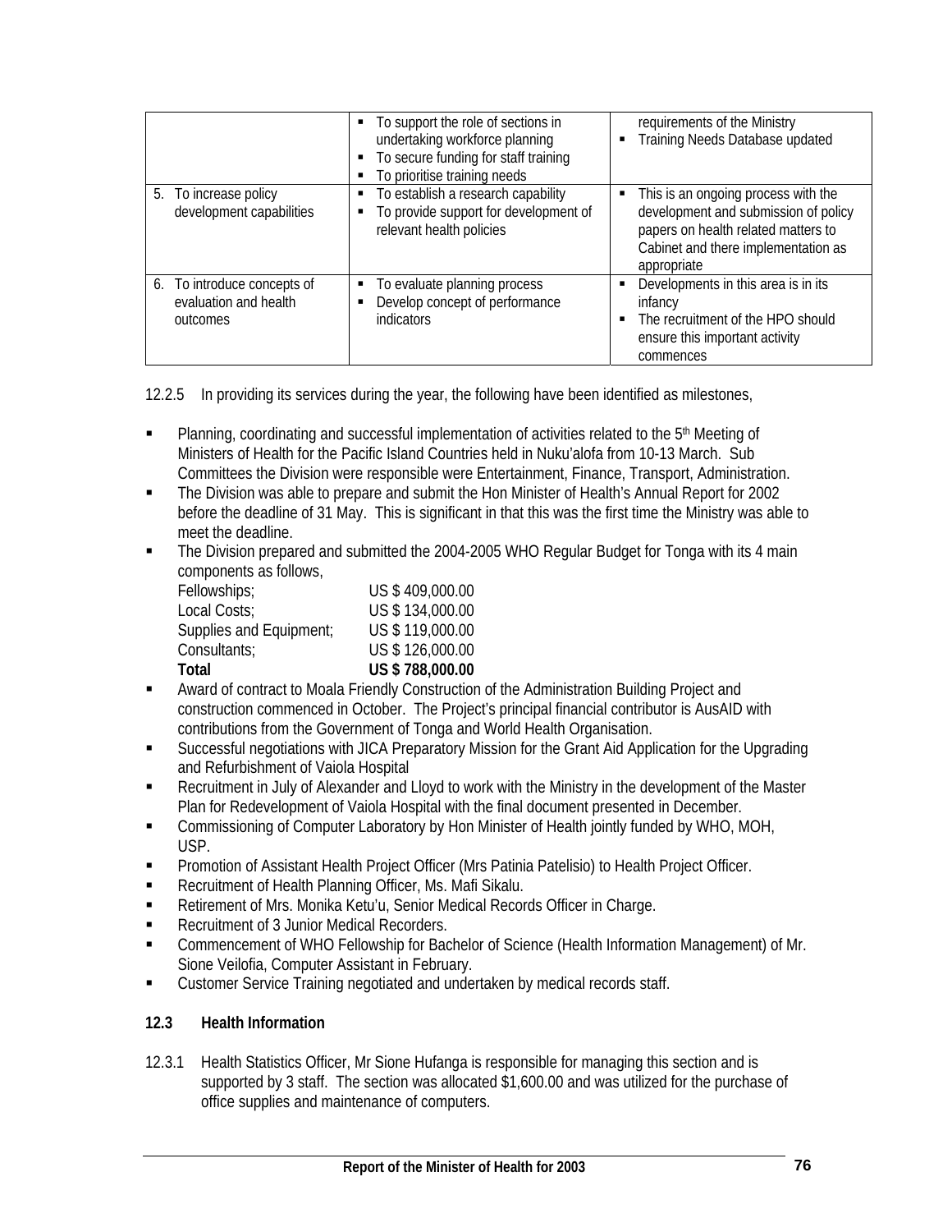|  | ▪ To support the role of sections in undertaking workforce planning<br>▪ To secure funding for staff training<br>▪ To prioritise training needs | requirements of the Ministry<br>▪ Training Needs Database updated |
|---|---|---|
| 5. To increase policy development capabilities | ▪ To establish a research capability<br>▪ To provide support for development of relevant health policies | ▪ This is an ongoing process with the development and submission of policy papers on health related matters to Cabinet and there implementation as appropriate |
| 6. To introduce concepts of evaluation and health outcomes | ▪ To evaluate planning process<br>▪ Develop concept of performance indicators | ▪ Developments in this area is in its infancy<br>▪ The recruitment of the HPO should ensure this important activity commences |

12.2.5 In providing its services during the year, the following have been identified as milestones,

- Planning, coordinating and successful implementation of activities related to the 5th Meeting of Ministers of Health for the Pacific Island Countries held in Nuku'alofa from 10-13 March. Sub Committees the Division were responsible were Entertainment, Finance, Transport, Administration.
- The Division was able to prepare and submit the Hon Minister of Health's Annual Report for 2002 before the deadline of 31 May. This is significant in that this was the first time the Ministry was able to meet the deadline.
- The Division prepared and submitted the 2004-2005 WHO Regular Budget for Tonga with its 4 main components as follows,

| | |
|---|---|
| Fellowships; | US $ 409,000.00 |
| Local Costs; | US $ 134,000.00 |
| Supplies and Equipment; | US $ 119,000.00 |
| Consultants; | US $ 126,000.00 |
| **Total** | **US $ 788,000.00** |

- Award of contract to Moala Friendly Construction of the Administration Building Project and construction commenced in October. The Project's principal financial contributor is AusAID with contributions from the Government of Tonga and World Health Organisation.
- Successful negotiations with JICA Preparatory Mission for the Grant Aid Application for the Upgrading and Refurbishment of Vaiola Hospital
- Recruitment in July of Alexander and Lloyd to work with the Ministry in the development of the Master Plan for Redevelopment of Vaiola Hospital with the final document presented in December.
- Commissioning of Computer Laboratory by Hon Minister of Health jointly funded by WHO, MOH, USP.
- Promotion of Assistant Health Project Officer (Mrs Patinia Patelisio) to Health Project Officer.
- Recruitment of Health Planning Officer, Ms. Mafi Sikalu.
- Retirement of Mrs. Monika Ketu'u, Senior Medical Records Officer in Charge.
- Recruitment of 3 Junior Medical Recorders.
- Commencement of WHO Fellowship for Bachelor of Science (Health Information Management) of Mr. Sione Veilofia, Computer Assistant in February.
- Customer Service Training negotiated and undertaken by medical records staff.

## 12.3 Health Information

12.3.1 Health Statistics Officer, Mr Sione Hufanga is responsible for managing this section and is supported by 3 staff. The section was allocated $1,600.00 and was utilized for the purchase of office supplies and maintenance of computers.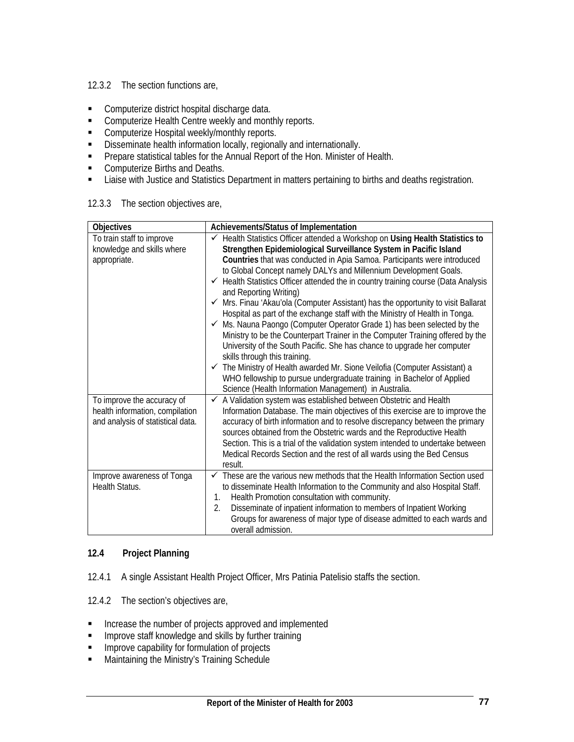12.3.2 The section functions are,

- Computerize district hospital discharge data.
- Computerize Health Centre weekly and monthly reports.
- Computerize Hospital weekly/monthly reports.
- Disseminate health information locally, regionally and internationally.
- Prepare statistical tables for the Annual Report of the Hon. Minister of Health.
- Computerize Births and Deaths.
- Liaise with Justice and Statistics Department in matters pertaining to births and deaths registration.

12.3.3 The section objectives are,

| Objectives | Achievements/Status of Implementation |
|---|---|
| To train staff to improve knowledge and skills where appropriate. | ✓ Health Statistics Officer attended a Workshop on **Using Health Statistics to Strengthen Epidemiological Surveillance System in Pacific Island Countries** that was conducted in Apia Samoa. Participants were introduced to Global Concept namely DALYs and Millennium Development Goals.<br>✓ Health Statistics Officer attended the in country training course (Data Analysis and Reporting Writing)<br>✓ Mrs. Finau 'Akau'ola (Computer Assistant) has the opportunity to visit Ballarat Hospital as part of the exchange staff with the Ministry of Health in Tonga.<br>✓ Ms. Nauna Paongo (Computer Operator Grade 1) has been selected by the Ministry to be the Counterpart Trainer in the Computer Training offered by the University of the South Pacific. She has chance to upgrade her computer skills through this training.<br>✓ The Ministry of Health awarded Mr. Sione Veilofia (Computer Assistant) a WHO fellowship to pursue undergraduate training in Bachelor of Applied Science (Health Information Management) in Australia. |
| To improve the accuracy of health information, compilation and analysis of statistical data. | ✓ A Validation system was established between Obstetric and Health Information Database. The main objectives of this exercise are to improve the accuracy of birth information and to resolve discrepancy between the primary sources obtained from the Obstetric wards and the Reproductive Health Section. This is a trial of the validation system intended to undertake between Medical Records Section and the rest of all wards using the Bed Census result. |
| Improve awareness of Tonga Health Status. | ✓ These are the various new methods that the Health Information Section used to disseminate Health Information to the Community and also Hospital Staff.<br>1. Health Promotion consultation with community.<br>2. Disseminate of inpatient information to members of Inpatient Working Groups for awareness of major type of disease admitted to each wards and overall admission. |

## 12.4 Project Planning

12.4.1 A single Assistant Health Project Officer, Mrs Patinia Patelisio staffs the section.

12.4.2 The section's objectives are,

- Increase the number of projects approved and implemented
- Improve staff knowledge and skills by further training
- Improve capability for formulation of projects
- Maintaining the Ministry's Training Schedule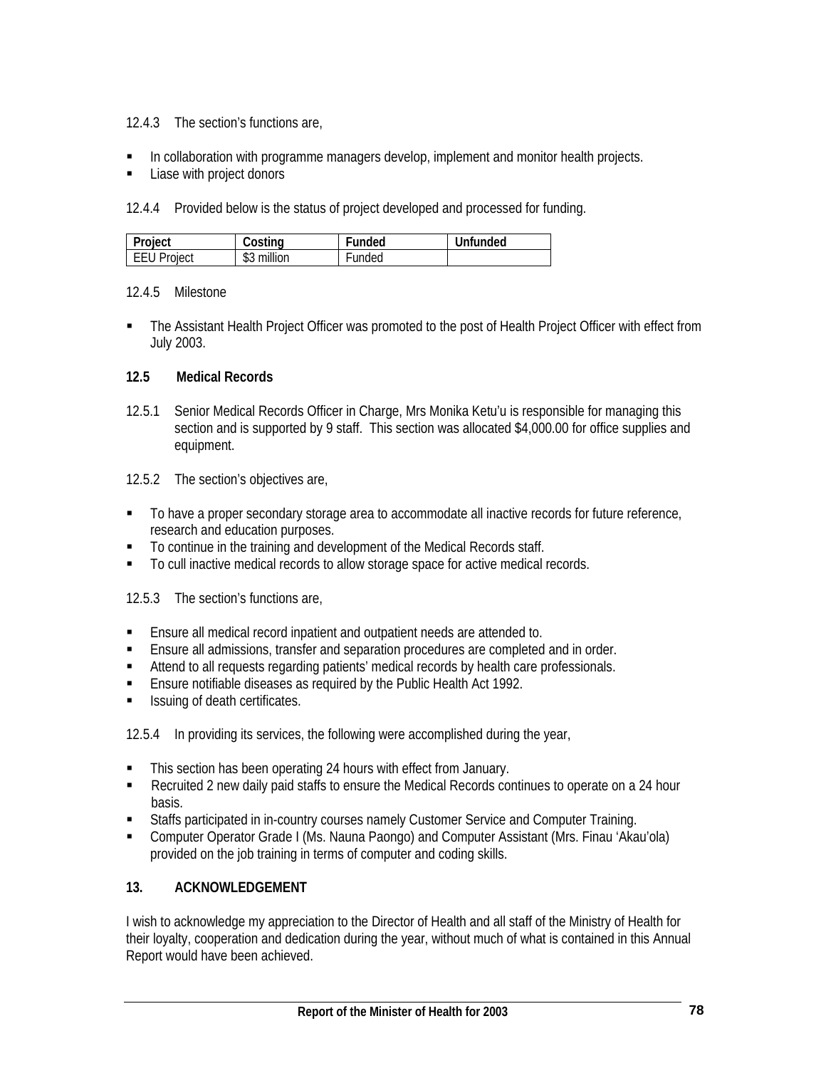12.4.3 The section's functions are,

- In collaboration with programme managers develop, implement and monitor health projects.
- Liase with project donors

12.4.4 Provided below is the status of project developed and processed for funding.

| Project | Costing | Funded | Unfunded |
|---|---|---|---|
| EEU Project | $3 million | Funded | |

12.4.5 Milestone

- The Assistant Health Project Officer was promoted to the post of Health Project Officer with effect from July 2003.

### 12.5 Medical Records

12.5.1 Senior Medical Records Officer in Charge, Mrs Monika Ketu'u is responsible for managing this section and is supported by 9 staff. This section was allocated $4,000.00 for office supplies and equipment.

12.5.2 The section's objectives are,

- To have a proper secondary storage area to accommodate all inactive records for future reference, research and education purposes.
- To continue in the training and development of the Medical Records staff.
- To cull inactive medical records to allow storage space for active medical records.

12.5.3 The section's functions are,

- Ensure all medical record inpatient and outpatient needs are attended to.
- Ensure all admissions, transfer and separation procedures are completed and in order.
- Attend to all requests regarding patients' medical records by health care professionals.
- Ensure notifiable diseases as required by the Public Health Act 1992.
- Issuing of death certificates.

12.5.4 In providing its services, the following were accomplished during the year,

- This section has been operating 24 hours with effect from January.
- Recruited 2 new daily paid staffs to ensure the Medical Records continues to operate on a 24 hour basis.
- Staffs participated in in-country courses namely Customer Service and Computer Training.
- Computer Operator Grade I (Ms. Nauna Paongo) and Computer Assistant (Mrs. Finau 'Akau'ola) provided on the job training in terms of computer and coding skills.

## 13. ACKNOWLEDGEMENT

I wish to acknowledge my appreciation to the Director of Health and all staff of the Ministry of Health for their loyalty, cooperation and dedication during the year, without much of what is contained in this Annual Report would have been achieved.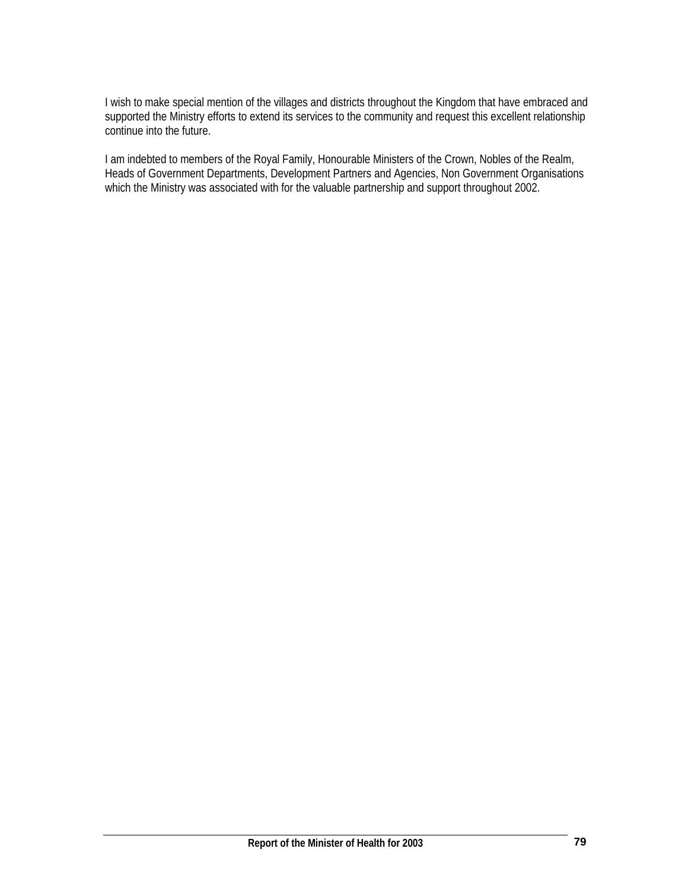I wish to make special mention of the villages and districts throughout the Kingdom that have embraced and supported the Ministry efforts to extend its services to the community and request this excellent relationship continue into the future.

I am indebted to members of the Royal Family, Honourable Ministers of the Crown, Nobles of the Realm, Heads of Government Departments, Development Partners and Agencies, Non Government Organisations which the Ministry was associated with for the valuable partnership and support throughout 2002.